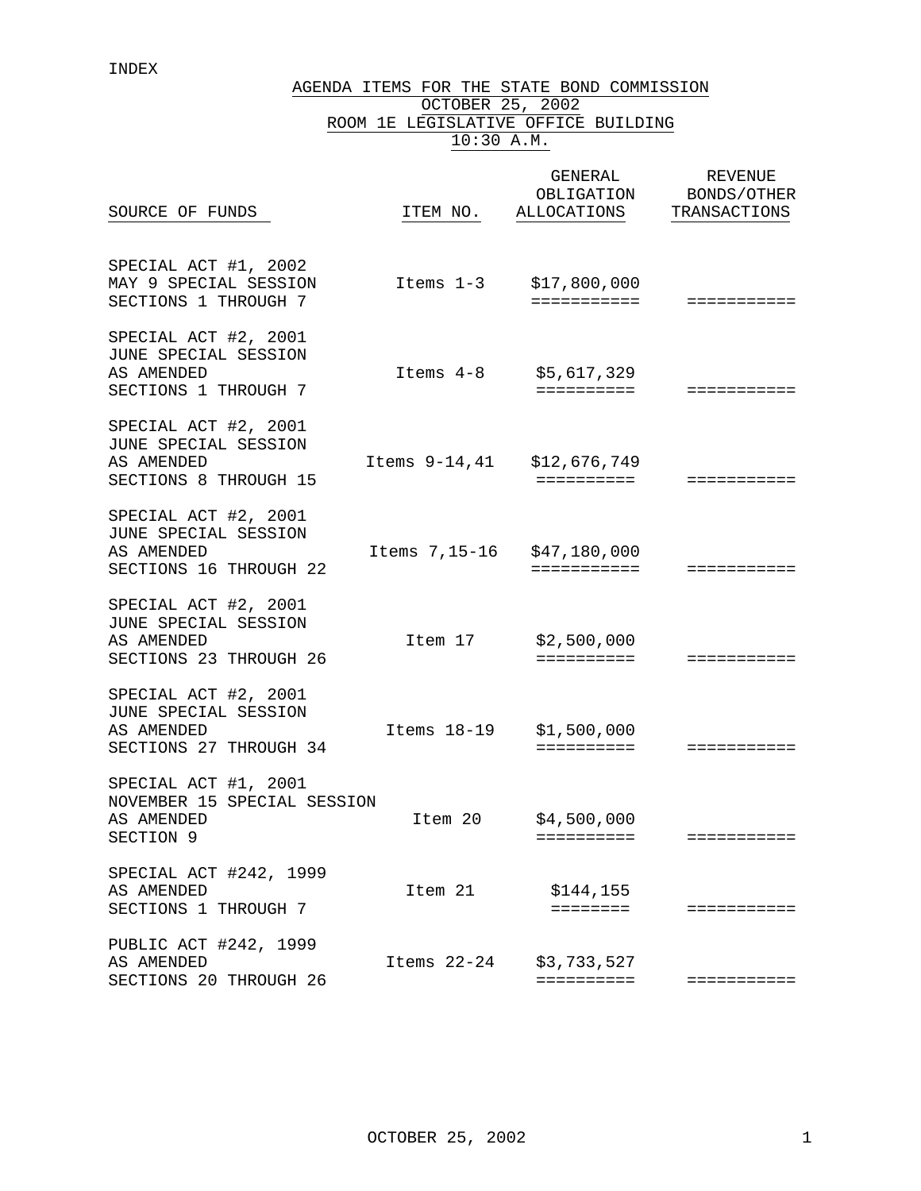INDEX

# AGENDA ITEMS FOR THE STATE BOND COMMISSION
## OCTOBER 25, 2002
## ROOM 1E LEGISLATIVE OFFICE BUILDING
## 10:30 A.M.

| SOURCE OF FUNDS | ITEM NO. | GENERAL OBLIGATION ALLOCATIONS | REVENUE BONDS/OTHER TRANSACTIONS |
|---|---|---|---|
| SPECIAL ACT #1, 2002 MAY 9 SPECIAL SESSION SECTIONS 1 THROUGH 7 | Items 1-3 | $17,800,000 | |
| SPECIAL ACT #2, 2001 JUNE SPECIAL SESSION AS AMENDED SECTIONS 1 THROUGH 7 | Items 4-8 | $5,617,329 | |
| SPECIAL ACT #2, 2001 JUNE SPECIAL SESSION AS AMENDED SECTIONS 8 THROUGH 15 | Items 9-14,41 | $12,676,749 | |
| SPECIAL ACT #2, 2001 JUNE SPECIAL SESSION AS AMENDED SECTIONS 16 THROUGH 22 | Items 7,15-16 | $47,180,000 | |
| SPECIAL ACT #2, 2001 JUNE SPECIAL SESSION AS AMENDED SECTIONS 23 THROUGH 26 | Item 17 | $2,500,000 | |
| SPECIAL ACT #2, 2001 JUNE SPECIAL SESSION AS AMENDED SECTIONS 27 THROUGH 34 | Items 18-19 | $1,500,000 | |
| SPECIAL ACT #1, 2001 NOVEMBER 15 SPECIAL SESSION AS AMENDED SECTION 9 | Item 20 | $4,500,000 | |
| SPECIAL ACT #242, 1999 AS AMENDED SECTIONS 1 THROUGH 7 | Item 21 | $144,155 | |
| PUBLIC ACT #242, 1999 AS AMENDED SECTIONS 20 THROUGH 26 | Items 22-24 | $3,733,527 | |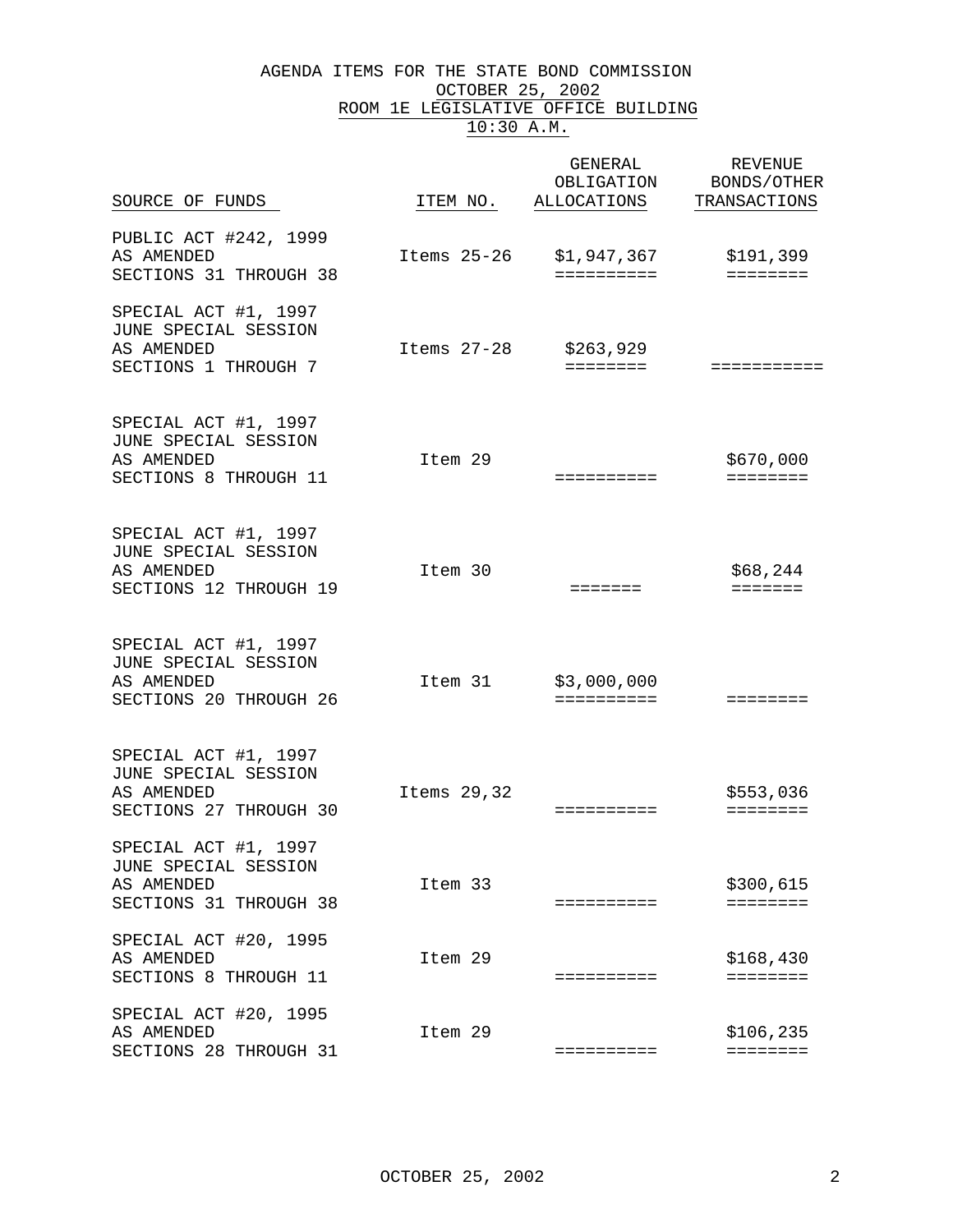# AGENDA ITEMS FOR THE STATE BOND COMMISSION

OCTOBER 25, 2002

ROOM 1E LEGISLATIVE OFFICE BUILDING

10:30 A.M.

| SOURCE OF FUNDS | ITEM NO. | GENERAL OBLIGATION ALLOCATIONS | REVENUE BONDS/OTHER TRANSACTIONS |
|---|---|---|---|
| PUBLIC ACT #242, 1999 AS AMENDED SECTIONS 31 THROUGH 38 | Items 25-26 | $1,947,367 | $191,399 |
| SPECIAL ACT #1, 1997 JUNE SPECIAL SESSION AS AMENDED SECTIONS 1 THROUGH 7 | Items 27-28 | $263,929 | |
| SPECIAL ACT #1, 1997 JUNE SPECIAL SESSION AS AMENDED SECTIONS 8 THROUGH 11 | Item 29 | | $670,000 |
| SPECIAL ACT #1, 1997 JUNE SPECIAL SESSION AS AMENDED SECTIONS 12 THROUGH 19 | Item 30 | | $68,244 |
| SPECIAL ACT #1, 1997 JUNE SPECIAL SESSION AS AMENDED SECTIONS 20 THROUGH 26 | Item 31 | $3,000,000 | |
| SPECIAL ACT #1, 1997 JUNE SPECIAL SESSION AS AMENDED SECTIONS 27 THROUGH 30 | Items 29,32 | | $553,036 |
| SPECIAL ACT #1, 1997 JUNE SPECIAL SESSION AS AMENDED SECTIONS 31 THROUGH 38 | Item 33 | | $300,615 |
| SPECIAL ACT #20, 1995 AS AMENDED SECTIONS 8 THROUGH 11 | Item 29 | | $168,430 |
| SPECIAL ACT #20, 1995 AS AMENDED SECTIONS 28 THROUGH 31 | Item 29 | | $106,235 |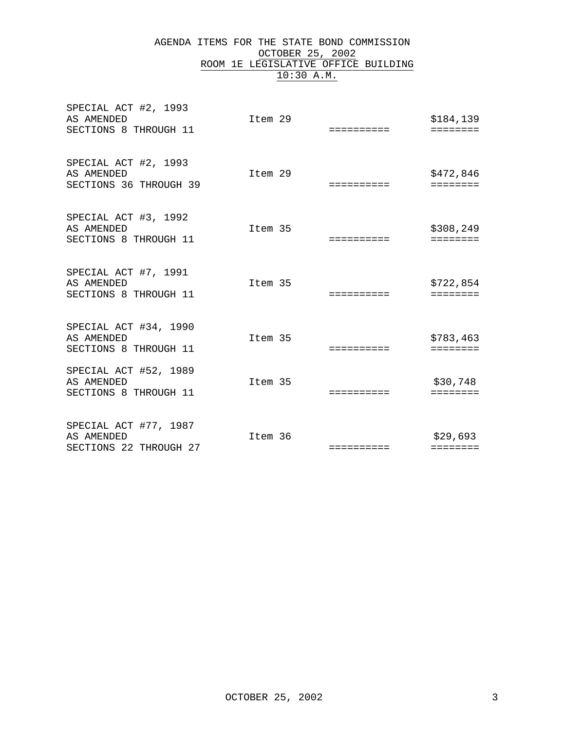AGENDA ITEMS FOR THE STATE BOND COMMISSION
OCTOBER 25, 2002
ROOM 1E LEGISLATIVE OFFICE BUILDING
10:30 A.M.

| | | | |
|---|---|---|---|
| SPECIAL ACT #2, 1993 AS AMENDED SECTIONS 8 THROUGH 11 | Item 29 | ========== | $184,139 ======== |
| SPECIAL ACT #2, 1993 AS AMENDED SECTIONS 36 THROUGH 39 | Item 29 | ========== | $472,846 ======== |
| SPECIAL ACT #3, 1992 AS AMENDED SECTIONS 8 THROUGH 11 | Item 35 | ========== | $308,249 ======== |
| SPECIAL ACT #7, 1991 AS AMENDED SECTIONS 8 THROUGH 11 | Item 35 | ========== | $722,854 ======== |
| SPECIAL ACT #34, 1990 AS AMENDED SECTIONS 8 THROUGH 11 | Item 35 | ========== | $783,463 ======== |
| SPECIAL ACT #52, 1989 AS AMENDED SECTIONS 8 THROUGH 11 | Item 35 | ========== | $30,748 ======== |
| SPECIAL ACT #77, 1987 AS AMENDED SECTIONS 22 THROUGH 27 | Item 36 | ========== | $29,693 ======== |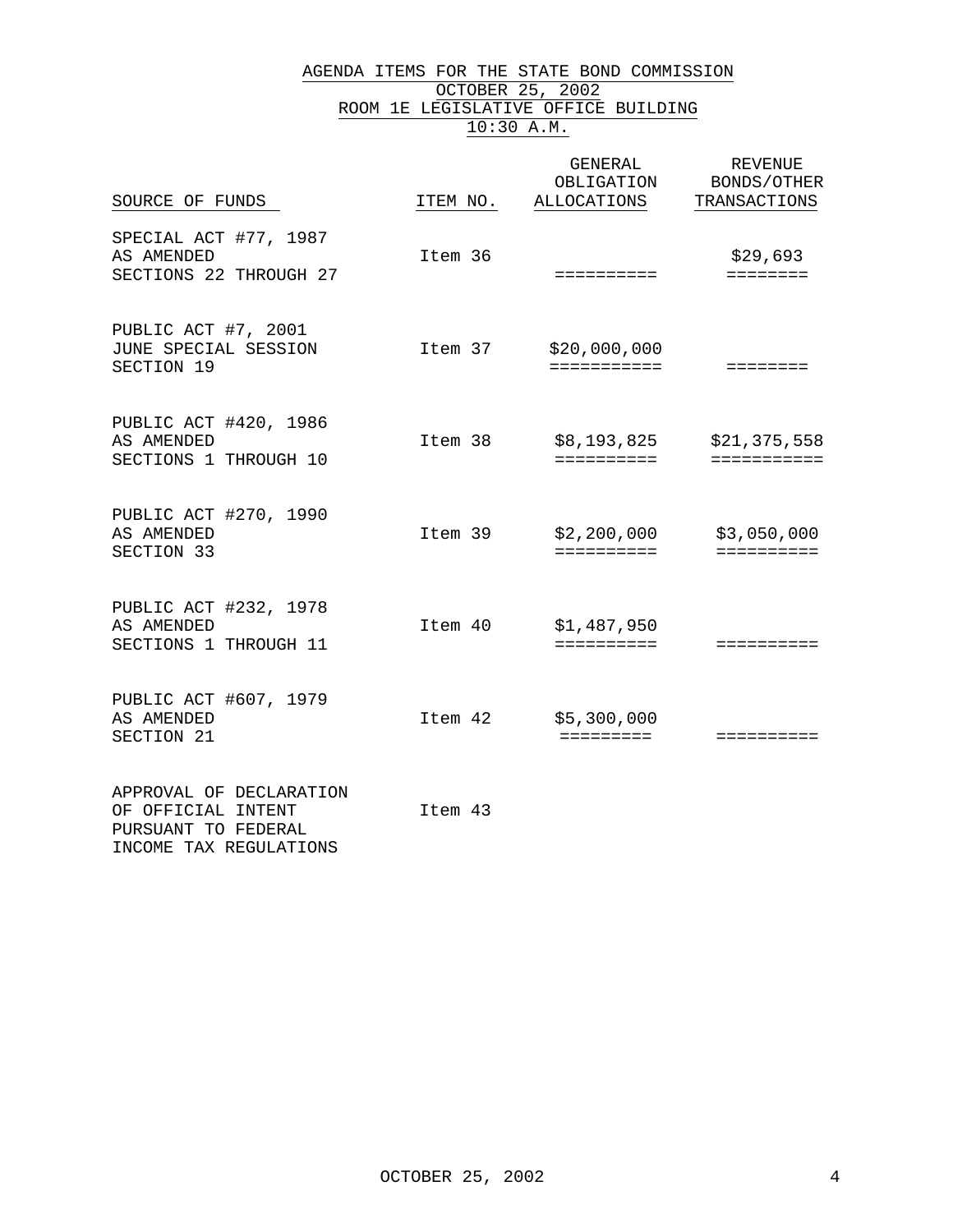# AGENDA ITEMS FOR THE STATE BOND COMMISSION

## OCTOBER 25, 2002

## ROOM 1E LEGISLATIVE OFFICE BUILDING

## 10:30 A.M.

| SOURCE OF FUNDS | ITEM NO. | GENERAL OBLIGATION ALLOCATIONS | REVENUE BONDS/OTHER TRANSACTIONS |
|---|---|---|---|
| SPECIAL ACT #77, 1987 AS AMENDED SECTIONS 22 THROUGH 27 | Item 36 | | $29,693 |
| PUBLIC ACT #7, 2001 JUNE SPECIAL SESSION SECTION 19 | Item 37 | $20,000,000 | |
| PUBLIC ACT #420, 1986 AS AMENDED SECTIONS 1 THROUGH 10 | Item 38 | $8,193,825 | $21,375,558 |
| PUBLIC ACT #270, 1990 AS AMENDED SECTION 33 | Item 39 | $2,200,000 | $3,050,000 |
| PUBLIC ACT #232, 1978 AS AMENDED SECTIONS 1 THROUGH 11 | Item 40 | $1,487,950 | |
| PUBLIC ACT #607, 1979 AS AMENDED SECTION 21 | Item 42 | $5,300,000 | |
| APPROVAL OF DECLARATION OF OFFICIAL INTENT PURSUANT TO FEDERAL INCOME TAX REGULATIONS | Item 43 | | |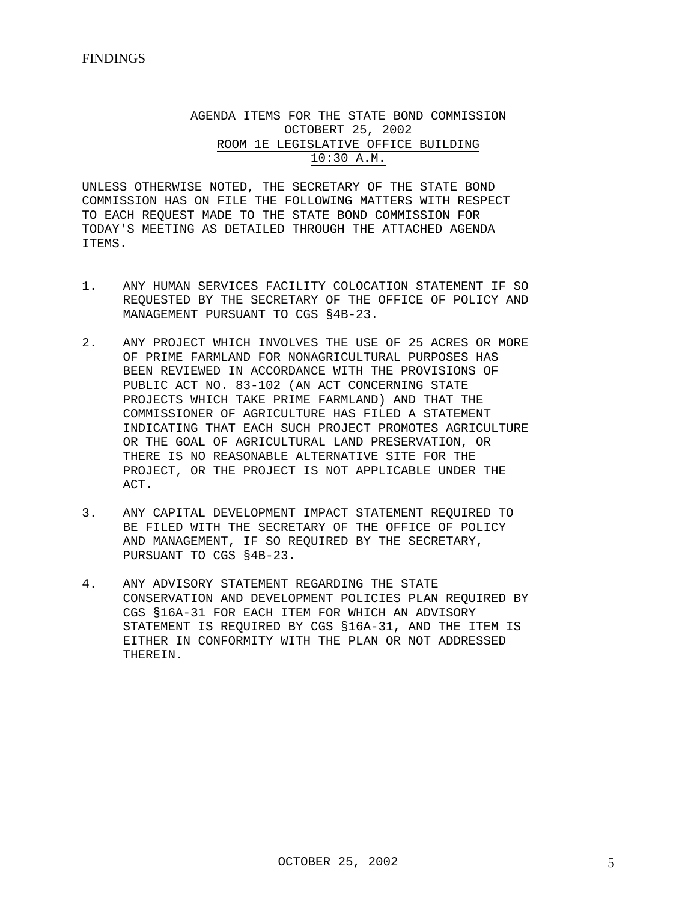FINDINGS

AGENDA ITEMS FOR THE STATE BOND COMMISSION
OCTOBERT 25, 2002
ROOM 1E LEGISLATIVE OFFICE BUILDING
10:30 A.M.

UNLESS OTHERWISE NOTED, THE SECRETARY OF THE STATE BOND COMMISSION HAS ON FILE THE FOLLOWING MATTERS WITH RESPECT TO EACH REQUEST MADE TO THE STATE BOND COMMISSION FOR TODAY'S MEETING AS DETAILED THROUGH THE ATTACHED AGENDA ITEMS.

1. ANY HUMAN SERVICES FACILITY COLOCATION STATEMENT IF SO REQUESTED BY THE SECRETARY OF THE OFFICE OF POLICY AND MANAGEMENT PURSUANT TO CGS §4B-23.

2. ANY PROJECT WHICH INVOLVES THE USE OF 25 ACRES OR MORE OF PRIME FARMLAND FOR NONAGRICULTURAL PURPOSES HAS BEEN REVIEWED IN ACCORDANCE WITH THE PROVISIONS OF PUBLIC ACT NO. 83-102 (AN ACT CONCERNING STATE PROJECTS WHICH TAKE PRIME FARMLAND) AND THAT THE COMMISSIONER OF AGRICULTURE HAS FILED A STATEMENT INDICATING THAT EACH SUCH PROJECT PROMOTES AGRICULTURE OR THE GOAL OF AGRICULTURAL LAND PRESERVATION, OR THERE IS NO REASONABLE ALTERNATIVE SITE FOR THE PROJECT, OR THE PROJECT IS NOT APPLICABLE UNDER THE ACT.

3. ANY CAPITAL DEVELOPMENT IMPACT STATEMENT REQUIRED TO BE FILED WITH THE SECRETARY OF THE OFFICE OF POLICY AND MANAGEMENT, IF SO REQUIRED BY THE SECRETARY, PURSUANT TO CGS §4B-23.

4. ANY ADVISORY STATEMENT REGARDING THE STATE CONSERVATION AND DEVELOPMENT POLICIES PLAN REQUIRED BY CGS §16A-31 FOR EACH ITEM FOR WHICH AN ADVISORY STATEMENT IS REQUIRED BY CGS §16A-31, AND THE ITEM IS EITHER IN CONFORMITY WITH THE PLAN OR NOT ADDRESSED THEREIN.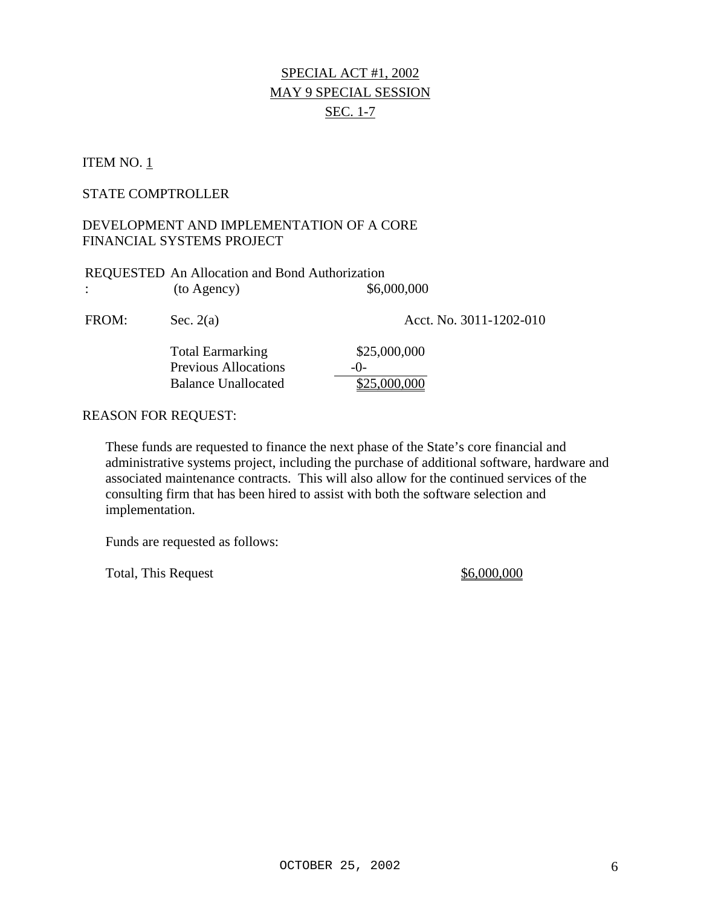SPECIAL ACT #1, 2002
MAY 9 SPECIAL SESSION
SEC. 1-7

ITEM NO. 1

STATE COMPTROLLER

DEVELOPMENT AND IMPLEMENTATION OF A CORE FINANCIAL SYSTEMS PROJECT

REQUESTED: An Allocation and Bond Authorization (to Agency) $6,000,000

FROM: Sec. 2(a) Acct. No. 3011-1202-010

| | |
|---|---|
| Total Earmarking | $25,000,000 |
| Previous Allocations | -0- |
| Balance Unallocated | $25,000,000 |

REASON FOR REQUEST:

These funds are requested to finance the next phase of the State's core financial and administrative systems project, including the purchase of additional software, hardware and associated maintenance contracts. This will also allow for the continued services of the consulting firm that has been hired to assist with both the software selection and implementation.

Funds are requested as follows:

Total, This Request $6,000,000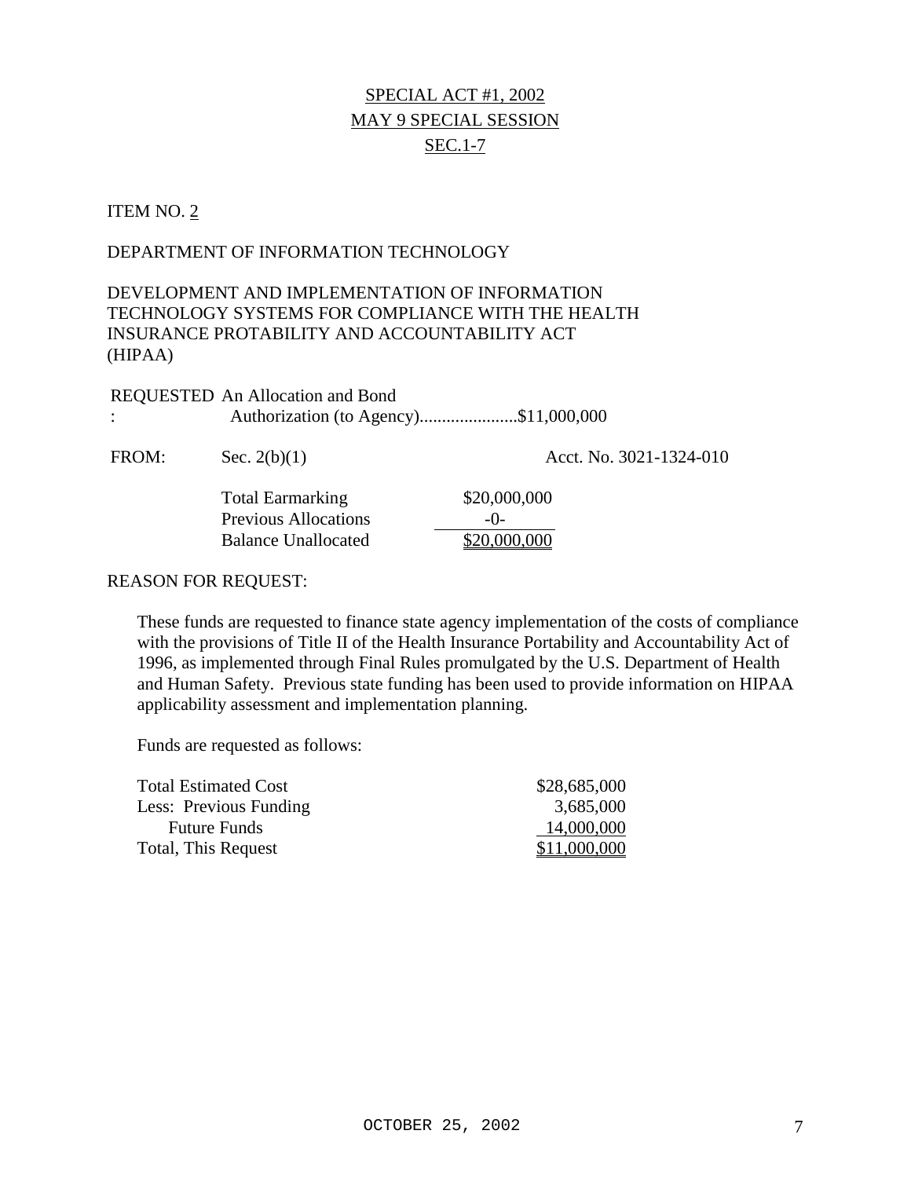SPECIAL ACT #1, 2002
MAY 9 SPECIAL SESSION
SEC.1-7

ITEM NO. 2

DEPARTMENT OF INFORMATION TECHNOLOGY

DEVELOPMENT AND IMPLEMENTATION OF INFORMATION TECHNOLOGY SYSTEMS FOR COMPLIANCE WITH THE HEALTH INSURANCE PROTABILITY AND ACCOUNTABILITY ACT (HIPAA)

REQUESTED: An Allocation and Bond Authorization (to Agency)......................$11,000,000

FROM: Sec. 2(b)(1) Acct. No. 3021-1324-010

| | |
|---|---|
| Total Earmarking | $20,000,000 |
| Previous Allocations | -0- |
| Balance Unallocated | $20,000,000 |

REASON FOR REQUEST:

These funds are requested to finance state agency implementation of the costs of compliance with the provisions of Title II of the Health Insurance Portability and Accountability Act of 1996, as implemented through Final Rules promulgated by the U.S. Department of Health and Human Safety. Previous state funding has been used to provide information on HIPAA applicability assessment and implementation planning.

Funds are requested as follows:

| | |
|---|---|
| Total Estimated Cost | $28,685,000 |
| Less: Previous Funding | 3,685,000 |
| Future Funds | 14,000,000 |
| Total, This Request | $11,000,000 |

OCTOBER 25, 2002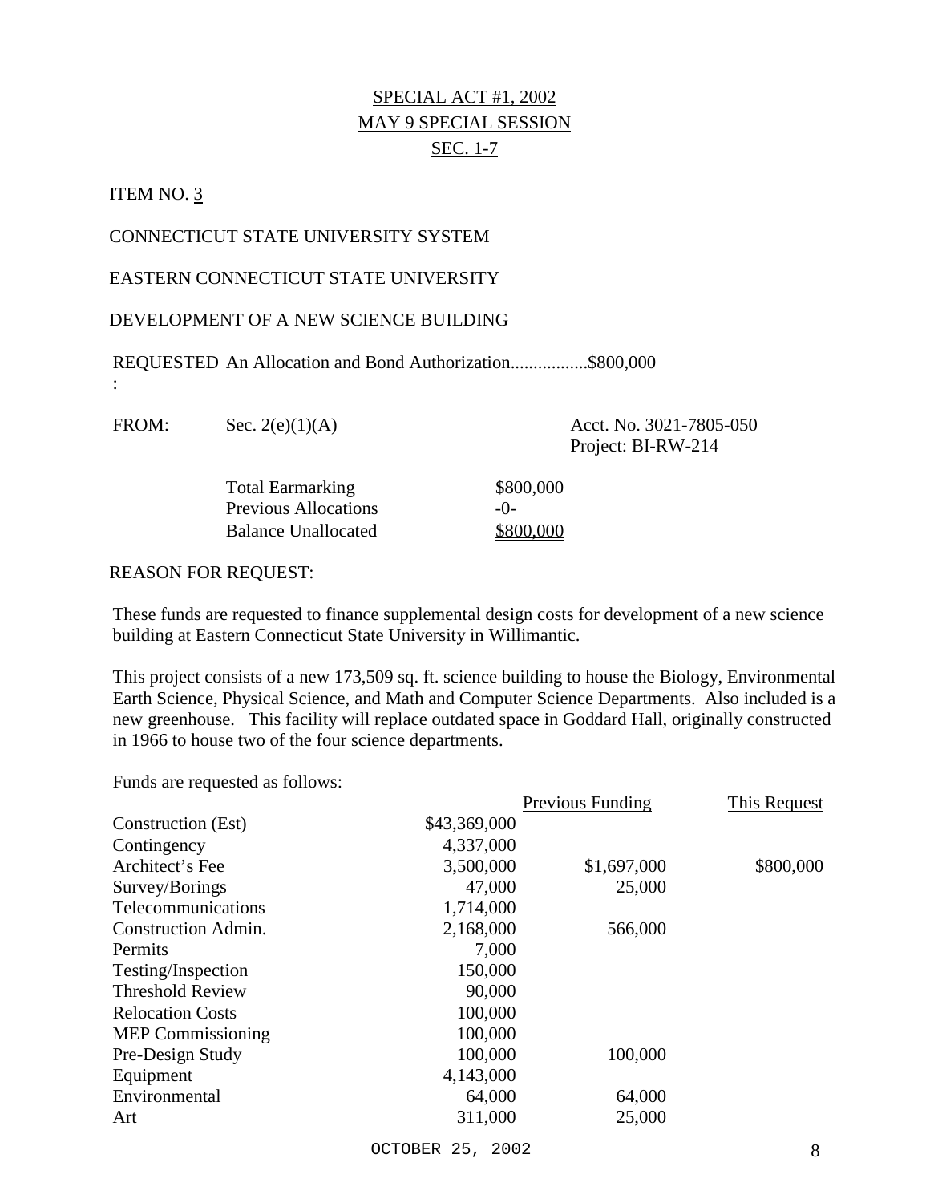SPECIAL ACT #1, 2002
MAY 9 SPECIAL SESSION
SEC. 1-7

ITEM NO. 3

CONNECTICUT STATE UNIVERSITY SYSTEM

EASTERN CONNECTICUT STATE UNIVERSITY

DEVELOPMENT OF A NEW SCIENCE BUILDING

REQUESTED: An Allocation and Bond Authorization.................$800,000

FROM: Sec. 2(e)(1)(A) Acct. No. 3021-7805-050
Project: BI-RW-214

| | |
|---|---|
| Total Earmarking | $800,000 |
| Previous Allocations | -0- |
| Balance Unallocated | $800,000 |

REASON FOR REQUEST:

These funds are requested to finance supplemental design costs for development of a new science building at Eastern Connecticut State University in Willimantic.

This project consists of a new 173,509 sq. ft. science building to house the Biology, Environmental Earth Science, Physical Science, and Math and Computer Science Departments. Also included is a new greenhouse. This facility will replace outdated space in Goddard Hall, originally constructed in 1966 to house two of the four science departments.

Funds are requested as follows:

| | | Previous Funding | This Request |
|---|---|---|---|
| Construction (Est) | $43,369,000 | | |
| Contingency | 4,337,000 | | |
| Architect's Fee | 3,500,000 | $1,697,000 | $800,000 |
| Survey/Borings | 47,000 | 25,000 | |
| Telecommunications | 1,714,000 | | |
| Construction Admin. | 2,168,000 | 566,000 | |
| Permits | 7,000 | | |
| Testing/Inspection | 150,000 | | |
| Threshold Review | 90,000 | | |
| Relocation Costs | 100,000 | | |
| MEP Commissioning | 100,000 | | |
| Pre-Design Study | 100,000 | 100,000 | |
| Equipment | 4,143,000 | | |
| Environmental | 64,000 | 64,000 | |
| Art | 311,000 | 25,000 | |

OCTOBER 25, 2002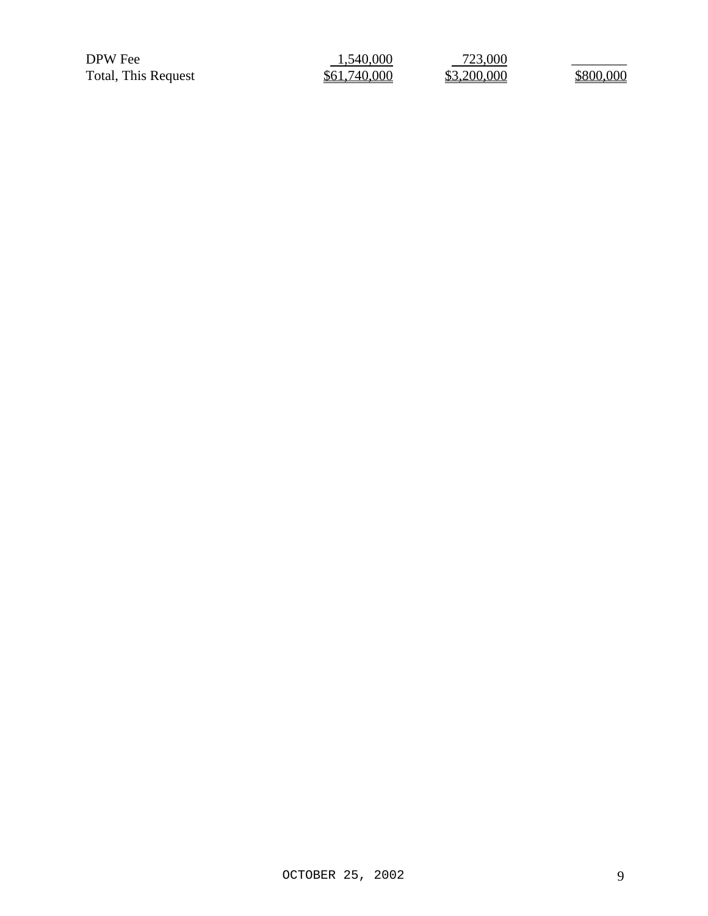| | | | |
|---|---|---|---|
| DPW Fee | 1,540,000 | 723,000 | |
| Total, This Request | $61,740,000 | $3,200,000 | $800,000 |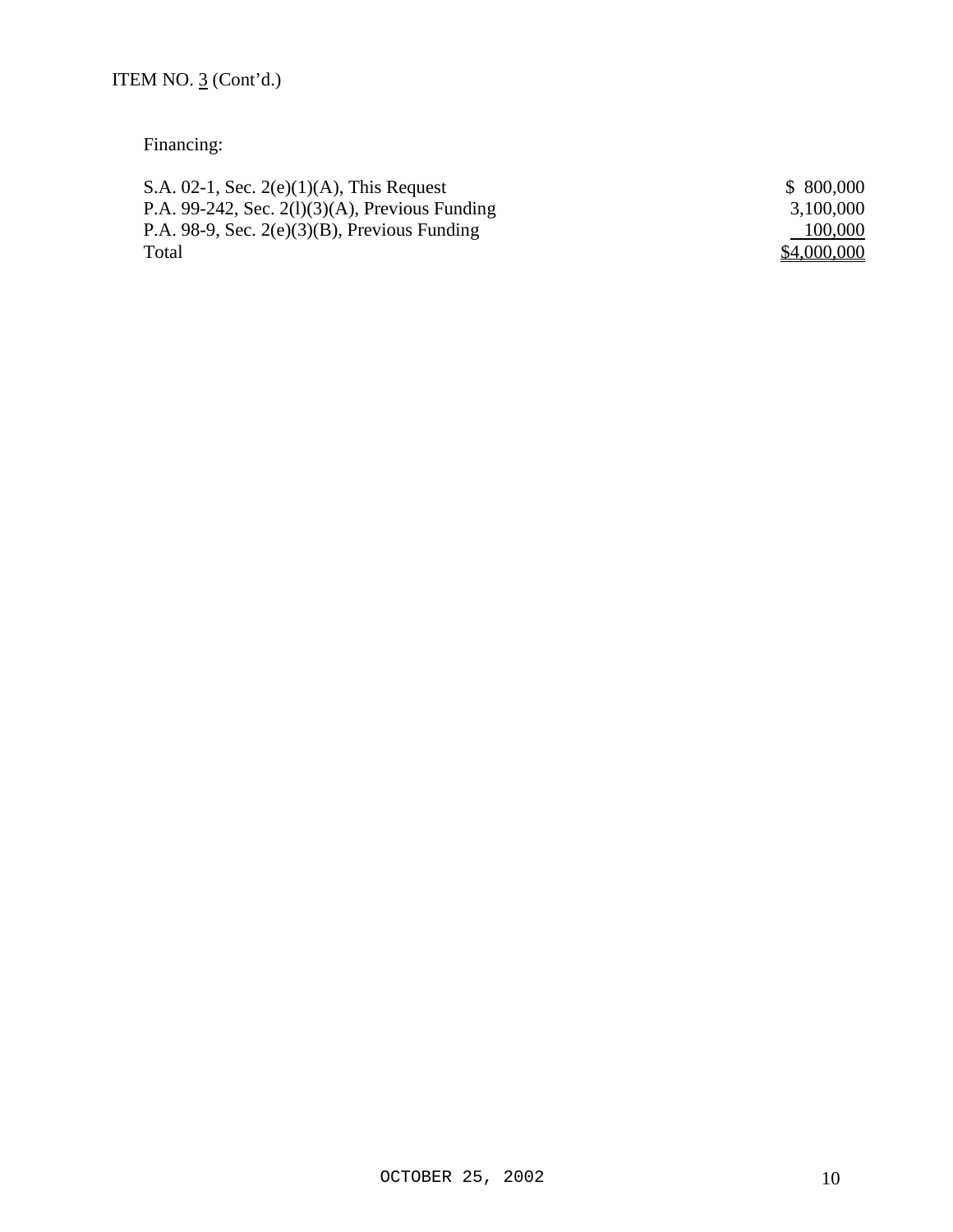ITEM NO. 3 (Cont'd.)

Financing:

| | |
|---|---|
| S.A. 02-1, Sec. 2(e)(1)(A), This Request | $ 800,000 |
| P.A. 99-242, Sec. 2(l)(3)(A), Previous Funding | 3,100,000 |
| P.A. 98-9, Sec. 2(e)(3)(B), Previous Funding | 100,000 |
| Total | $4,000,000 |

OCTOBER 25, 2002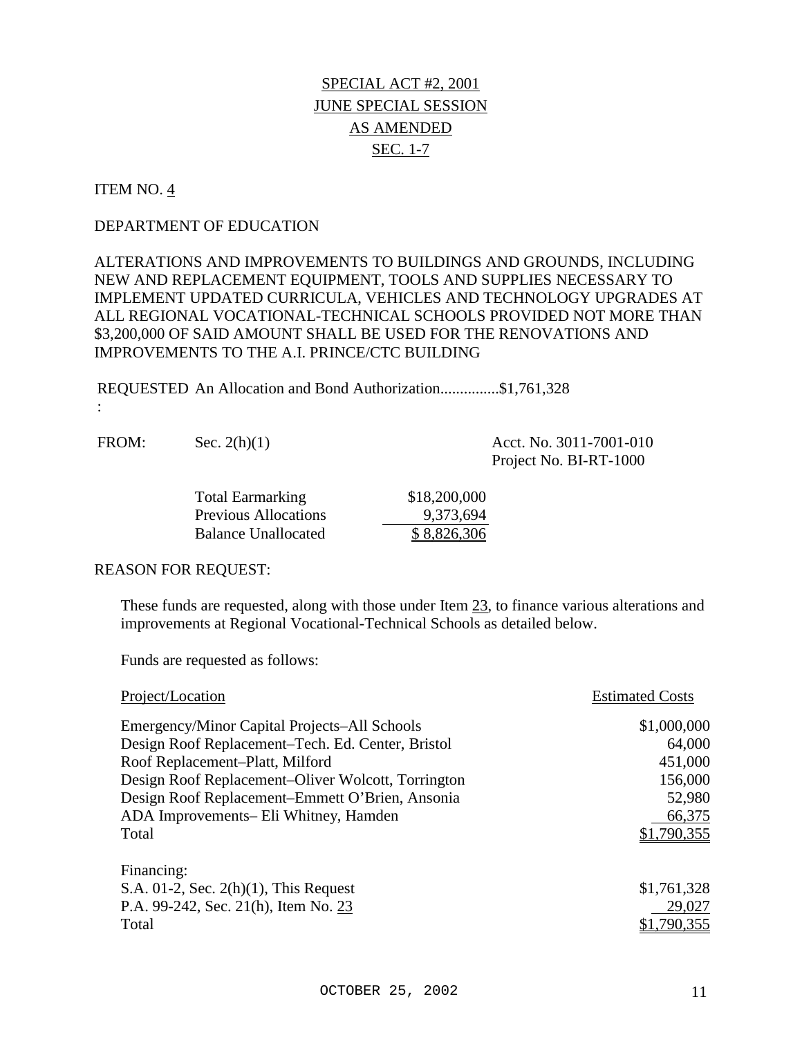SPECIAL ACT #2, 2001
JUNE SPECIAL SESSION
AS AMENDED
SEC. 1-7

ITEM NO. 4

DEPARTMENT OF EDUCATION

ALTERATIONS AND IMPROVEMENTS TO BUILDINGS AND GROUNDS, INCLUDING NEW AND REPLACEMENT EQUIPMENT, TOOLS AND SUPPLIES NECESSARY TO IMPLEMENT UPDATED CURRICULA, VEHICLES AND TECHNOLOGY UPGRADES AT ALL REGIONAL VOCATIONAL-TECHNICAL SCHOOLS PROVIDED NOT MORE THAN $3,200,000 OF SAID AMOUNT SHALL BE USED FOR THE RENOVATIONS AND IMPROVEMENTS TO THE A.I. PRINCE/CTC BUILDING

REQUESTED: An Allocation and Bond Authorization...............$1,761,328

FROM: Sec. 2(h)(1) Acct. No. 3011-7001-010
Project No. BI-RT-1000

| | |
|---|---|
| Total Earmarking | $18,200,000 |
| Previous Allocations | 9,373,694 |
| Balance Unallocated | $ 8,826,306 |

REASON FOR REQUEST:

These funds are requested, along with those under Item 23, to finance various alterations and improvements at Regional Vocational-Technical Schools as detailed below.

Funds are requested as follows:

| Project/Location | Estimated Costs |
|---|---|
| Emergency/Minor Capital Projects–All Schools | $1,000,000 |
| Design Roof Replacement–Tech. Ed. Center, Bristol | 64,000 |
| Roof Replacement–Platt, Milford | 451,000 |
| Design Roof Replacement–Oliver Wolcott, Torrington | 156,000 |
| Design Roof Replacement–Emmett O'Brien, Ansonia | 52,980 |
| ADA Improvements– Eli Whitney, Hamden | 66,375 |
| Total | $1,790,355 |

| Financing: | |
|---|---|
| S.A. 01-2, Sec. 2(h)(1), This Request | $1,761,328 |
| P.A. 99-242, Sec. 21(h), Item No. 23 | 29,027 |
| Total | $1,790,355 |

OCTOBER 25, 2002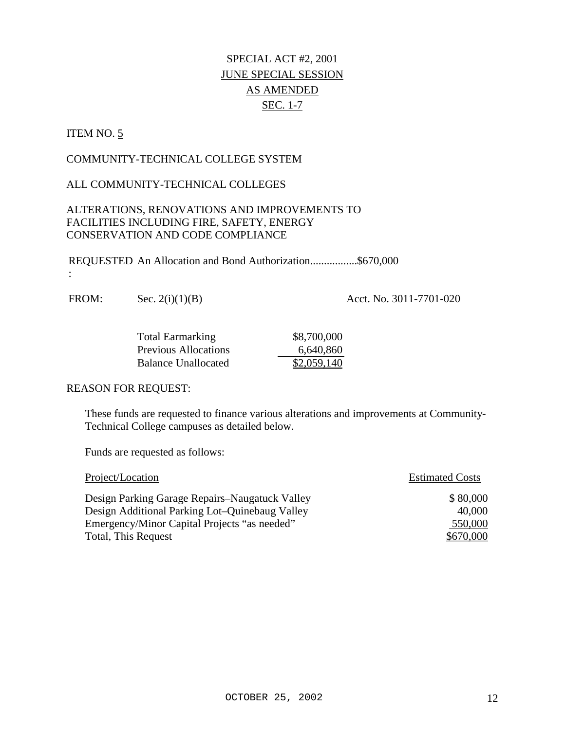SPECIAL ACT #2, 2001
JUNE SPECIAL SESSION
AS AMENDED
SEC. 1-7

ITEM NO. 5

COMMUNITY-TECHNICAL COLLEGE SYSTEM

ALL COMMUNITY-TECHNICAL COLLEGES

ALTERATIONS, RENOVATIONS AND IMPROVEMENTS TO FACILITIES INCLUDING FIRE, SAFETY, ENERGY CONSERVATION AND CODE COMPLIANCE

REQUESTED: An Allocation and Bond Authorization.................$670,000

FROM: Sec. 2(i)(1)(B) Acct. No. 3011-7701-020

| | |
|---|---|
| Total Earmarking | $8,700,000 |
| Previous Allocations | 6,640,860 |
| Balance Unallocated | $2,059,140 |

REASON FOR REQUEST:

These funds are requested to finance various alterations and improvements at Community-Technical College campuses as detailed below.

Funds are requested as follows:

| Project/Location | Estimated Costs |
|---|---|
| Design Parking Garage Repairs–Naugatuck Valley | $ 80,000 |
| Design Additional Parking Lot–Quinebaug Valley | 40,000 |
| Emergency/Minor Capital Projects "as needed" | 550,000 |
| Total, This Request | $670,000 |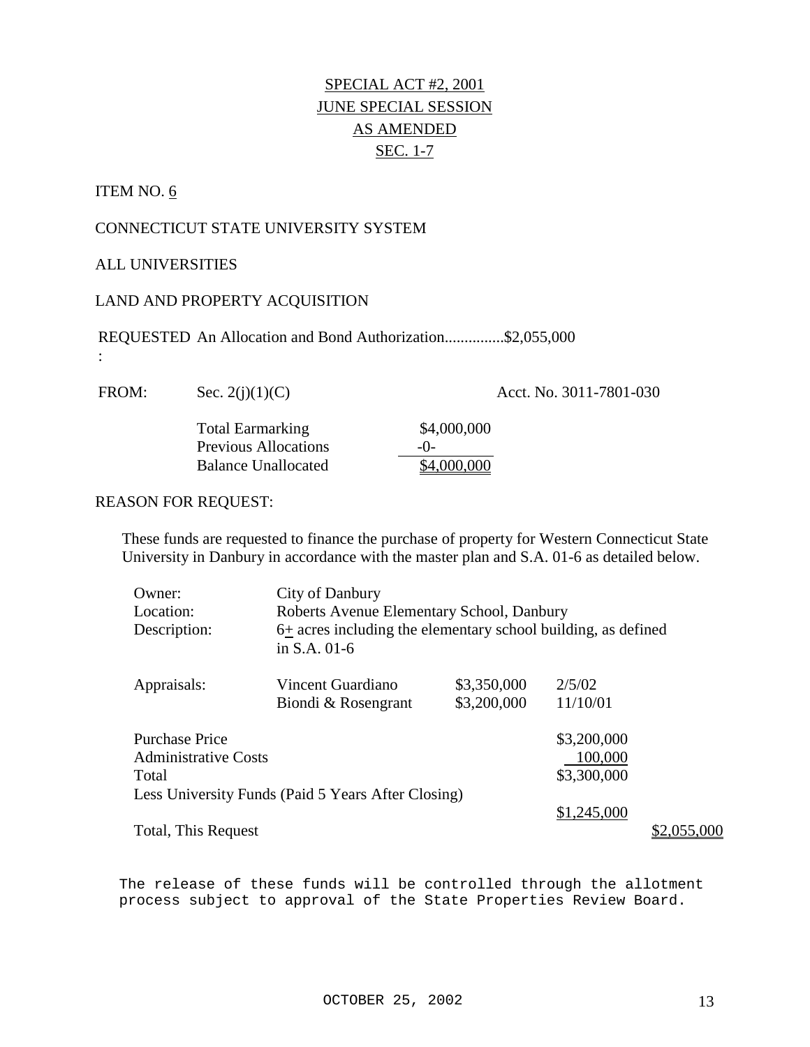SPECIAL ACT #2, 2001
JUNE SPECIAL SESSION
AS AMENDED
SEC. 1-7

ITEM NO. 6

CONNECTICUT STATE UNIVERSITY SYSTEM

ALL UNIVERSITIES

LAND AND PROPERTY ACQUISITION

REQUESTED: An Allocation and Bond Authorization...............$2,055,000

FROM: Sec. 2(j)(1)(C) Acct. No. 3011-7801-030

| | |
|---|---|
| Total Earmarking | $4,000,000 |
| Previous Allocations | -0- |
| Balance Unallocated | $4,000,000 |

REASON FOR REQUEST:

These funds are requested to finance the purchase of property for Western Connecticut State University in Danbury in accordance with the master plan and S.A. 01-6 as detailed below.

Owner: City of Danbury
Location: Roberts Avenue Elementary School, Danbury
Description: 6+ acres including the elementary school building, as defined in S.A. 01-6

| | | | |
|---|---|---|---|
| Appraisals: | Vincent Guardiano | $3,350,000 | 2/5/02 |
| | Biondi & Rosengrant | $3,200,000 | 11/10/01 |

| | | |
|---|---|---|
| Purchase Price | $3,200,000 | |
| Administrative Costs | 100,000 | |
| Total | $3,300,000 | |
| Less University Funds (Paid 5 Years After Closing) | $1,245,000 | |
| Total, This Request | | $2,055,000 |

The release of these funds will be controlled through the allotment process subject to approval of the State Properties Review Board.

OCTOBER 25, 2002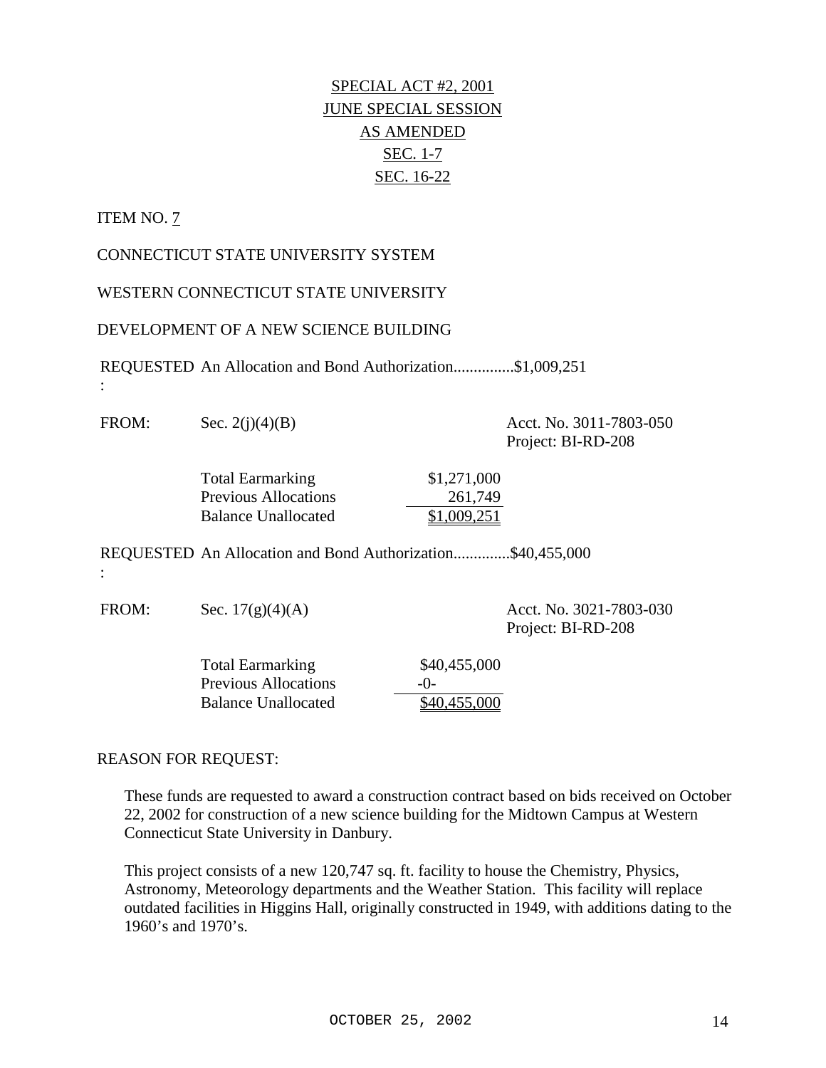SPECIAL ACT #2, 2001
JUNE SPECIAL SESSION
AS AMENDED
SEC. 1-7
SEC. 16-22

ITEM NO. 7

CONNECTICUT STATE UNIVERSITY SYSTEM

WESTERN CONNECTICUT STATE UNIVERSITY

DEVELOPMENT OF A NEW SCIENCE BUILDING

REQUESTED: An Allocation and Bond Authorization...............$1,009,251

FROM: Sec. 2(j)(4)(B) — Acct. No. 3011-7803-050, Project: BI-RD-208

| | |
|---|---|
| Total Earmarking | $1,271,000 |
| Previous Allocations | 261,749 |
| Balance Unallocated | $1,009,251 |

REQUESTED: An Allocation and Bond Authorization..............$40,455,000

FROM: Sec. 17(g)(4)(A) — Acct. No. 3021-7803-030, Project: BI-RD-208

| | |
|---|---|
| Total Earmarking | $40,455,000 |
| Previous Allocations | -0- |
| Balance Unallocated | $40,455,000 |

REASON FOR REQUEST:

These funds are requested to award a construction contract based on bids received on October 22, 2002 for construction of a new science building for the Midtown Campus at Western Connecticut State University in Danbury.

This project consists of a new 120,747 sq. ft. facility to house the Chemistry, Physics, Astronomy, Meteorology departments and the Weather Station. This facility will replace outdated facilities in Higgins Hall, originally constructed in 1949, with additions dating to the 1960's and 1970's.

OCTOBER 25, 2002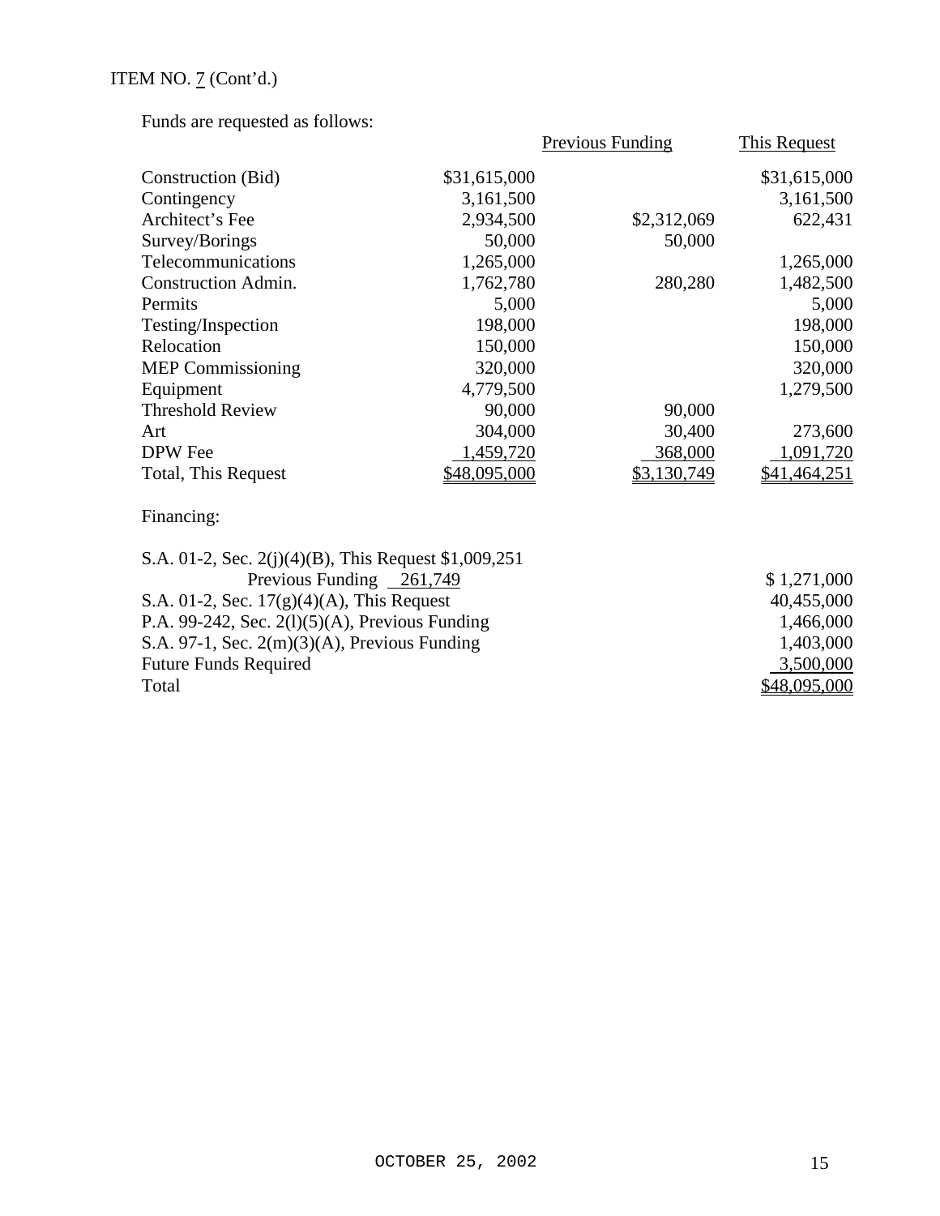ITEM NO. 7 (Cont'd.)

Funds are requested as follows:

| | | Previous Funding | This Request |
|---|---|---|---|
| Construction (Bid) | $31,615,000 | | $31,615,000 |
| Contingency | 3,161,500 | | 3,161,500 |
| Architect's Fee | 2,934,500 | $2,312,069 | 622,431 |
| Survey/Borings | 50,000 | 50,000 | |
| Telecommunications | 1,265,000 | | 1,265,000 |
| Construction Admin. | 1,762,780 | 280,280 | 1,482,500 |
| Permits | 5,000 | | 5,000 |
| Testing/Inspection | 198,000 | | 198,000 |
| Relocation | 150,000 | | 150,000 |
| MEP Commissioning | 320,000 | | 320,000 |
| Equipment | 4,779,500 | | 1,279,500 |
| Threshold Review | 90,000 | 90,000 | |
| Art | 304,000 | 30,400 | 273,600 |
| DPW Fee | 1,459,720 | 368,000 | 1,091,720 |
| Total, This Request | $48,095,000 | $3,130,749 | $41,464,251 |

Financing:

| | |
|---|---|
| S.A. 01-2, Sec. 2(j)(4)(B), This Request $1,009,251 | |
| Previous Funding 261,749 | $ 1,271,000 |
| S.A. 01-2, Sec. 17(g)(4)(A), This Request | 40,455,000 |
| P.A. 99-242, Sec. 2(l)(5)(A), Previous Funding | 1,466,000 |
| S.A. 97-1, Sec. 2(m)(3)(A), Previous Funding | 1,403,000 |
| Future Funds Required | 3,500,000 |
| Total | $48,095,000 |

OCTOBER 25, 2002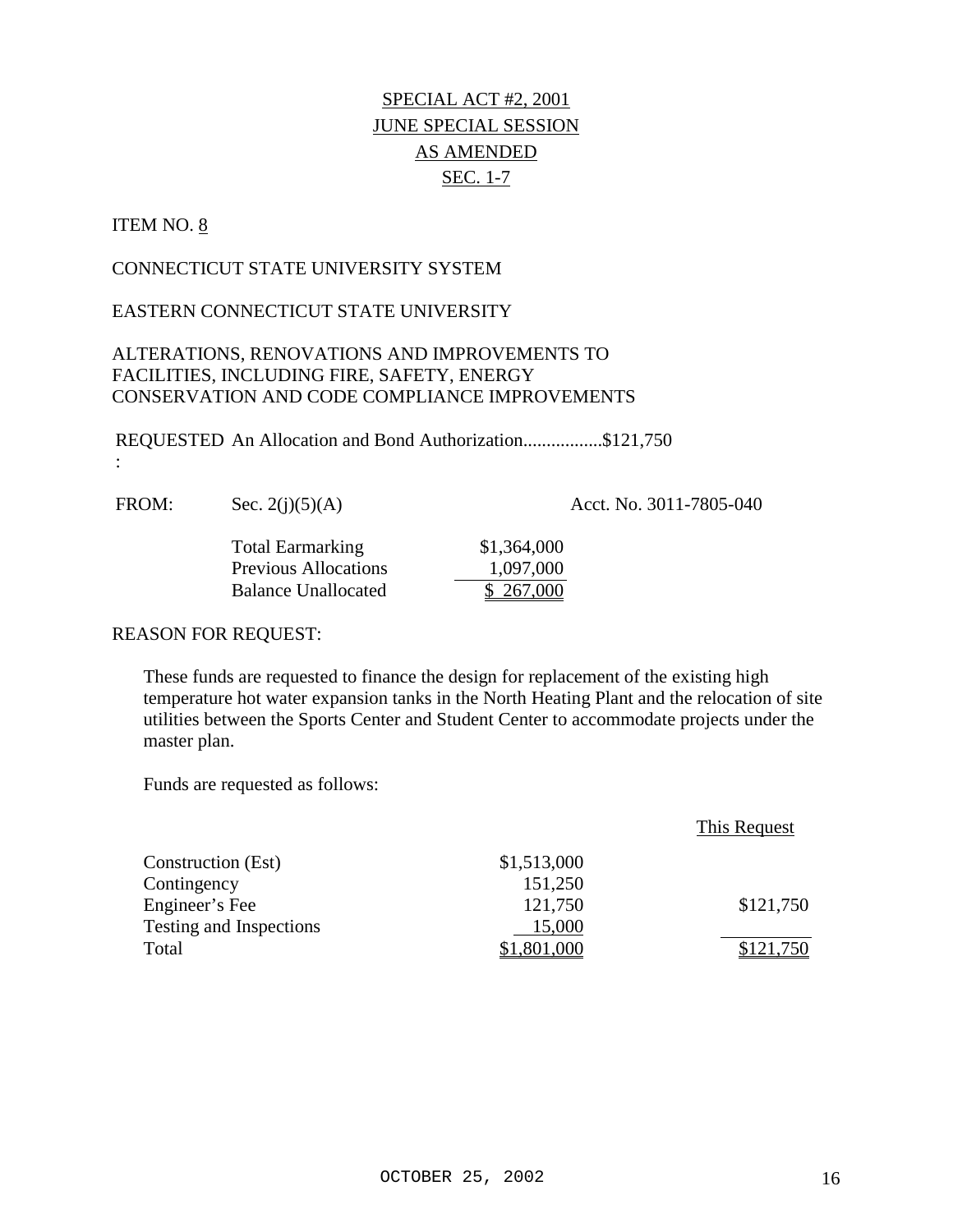SPECIAL ACT #2, 2001
JUNE SPECIAL SESSION
AS AMENDED
SEC. 1-7

ITEM NO. 8

CONNECTICUT STATE UNIVERSITY SYSTEM

EASTERN CONNECTICUT STATE UNIVERSITY

ALTERATIONS, RENOVATIONS AND IMPROVEMENTS TO FACILITIES, INCLUDING FIRE, SAFETY, ENERGY CONSERVATION AND CODE COMPLIANCE IMPROVEMENTS

REQUESTED: An Allocation and Bond Authorization.................$121,750

FROM: Sec. 2(j)(5)(A) Acct. No. 3011-7805-040

| | |
|---|---|
| Total Earmarking | $1,364,000 |
| Previous Allocations | 1,097,000 |
| Balance Unallocated | $ 267,000 |

REASON FOR REQUEST:

These funds are requested to finance the design for replacement of the existing high temperature hot water expansion tanks in the North Heating Plant and the relocation of site utilities between the Sports Center and Student Center to accommodate projects under the master plan.

Funds are requested as follows:

| | | This Request |
|---|---|---|
| Construction (Est) | $1,513,000 | |
| Contingency | 151,250 | |
| Engineer's Fee | 121,750 | $121,750 |
| Testing and Inspections | 15,000 | |
| Total | $1,801,000 | $121,750 |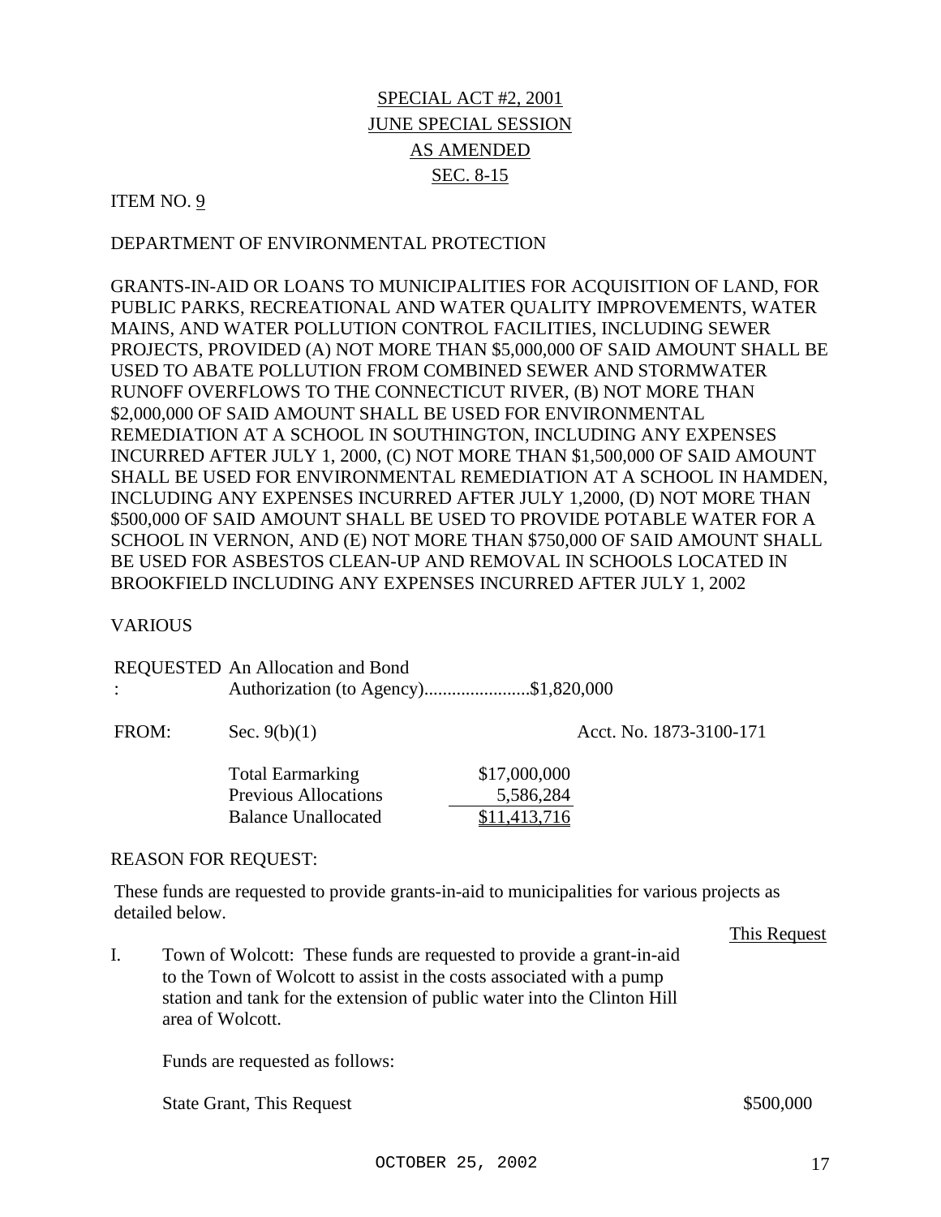SPECIAL ACT #2, 2001
JUNE SPECIAL SESSION
AS AMENDED
SEC. 8-15

ITEM NO. 9

DEPARTMENT OF ENVIRONMENTAL PROTECTION

GRANTS-IN-AID OR LOANS TO MUNICIPALITIES FOR ACQUISITION OF LAND, FOR PUBLIC PARKS, RECREATIONAL AND WATER QUALITY IMPROVEMENTS, WATER MAINS, AND WATER POLLUTION CONTROL FACILITIES, INCLUDING SEWER PROJECTS, PROVIDED (A) NOT MORE THAN $5,000,000 OF SAID AMOUNT SHALL BE USED TO ABATE POLLUTION FROM COMBINED SEWER AND STORMWATER RUNOFF OVERFLOWS TO THE CONNECTICUT RIVER, (B) NOT MORE THAN $2,000,000 OF SAID AMOUNT SHALL BE USED FOR ENVIRONMENTAL REMEDIATION AT A SCHOOL IN SOUTHINGTON, INCLUDING ANY EXPENSES INCURRED AFTER JULY 1, 2000, (C) NOT MORE THAN $1,500,000 OF SAID AMOUNT SHALL BE USED FOR ENVIRONMENTAL REMEDIATION AT A SCHOOL IN HAMDEN, INCLUDING ANY EXPENSES INCURRED AFTER JULY 1,2000, (D) NOT MORE THAN $500,000 OF SAID AMOUNT SHALL BE USED TO PROVIDE POTABLE WATER FOR A SCHOOL IN VERNON, AND (E) NOT MORE THAN $750,000 OF SAID AMOUNT SHALL BE USED FOR ASBESTOS CLEAN-UP AND REMOVAL IN SCHOOLS LOCATED IN BROOKFIELD INCLUDING ANY EXPENSES INCURRED AFTER JULY 1, 2002

VARIOUS

REQUESTED: An Allocation and Bond Authorization (to Agency).......................$1,820,000

FROM: Sec. 9(b)(1) Acct. No. 1873-3100-171

| | |
|---|---|
| Total Earmarking | $17,000,000 |
| Previous Allocations | 5,586,284 |
| Balance Unallocated | $11,413,716 |

REASON FOR REQUEST:

These funds are requested to provide grants-in-aid to municipalities for various projects as detailed below.

This Request

I. Town of Wolcott: These funds are requested to provide a grant-in-aid to the Town of Wolcott to assist in the costs associated with a pump station and tank for the extension of public water into the Clinton Hill area of Wolcott.

Funds are requested as follows:

State Grant, This Request $500,000

OCTOBER 25, 2002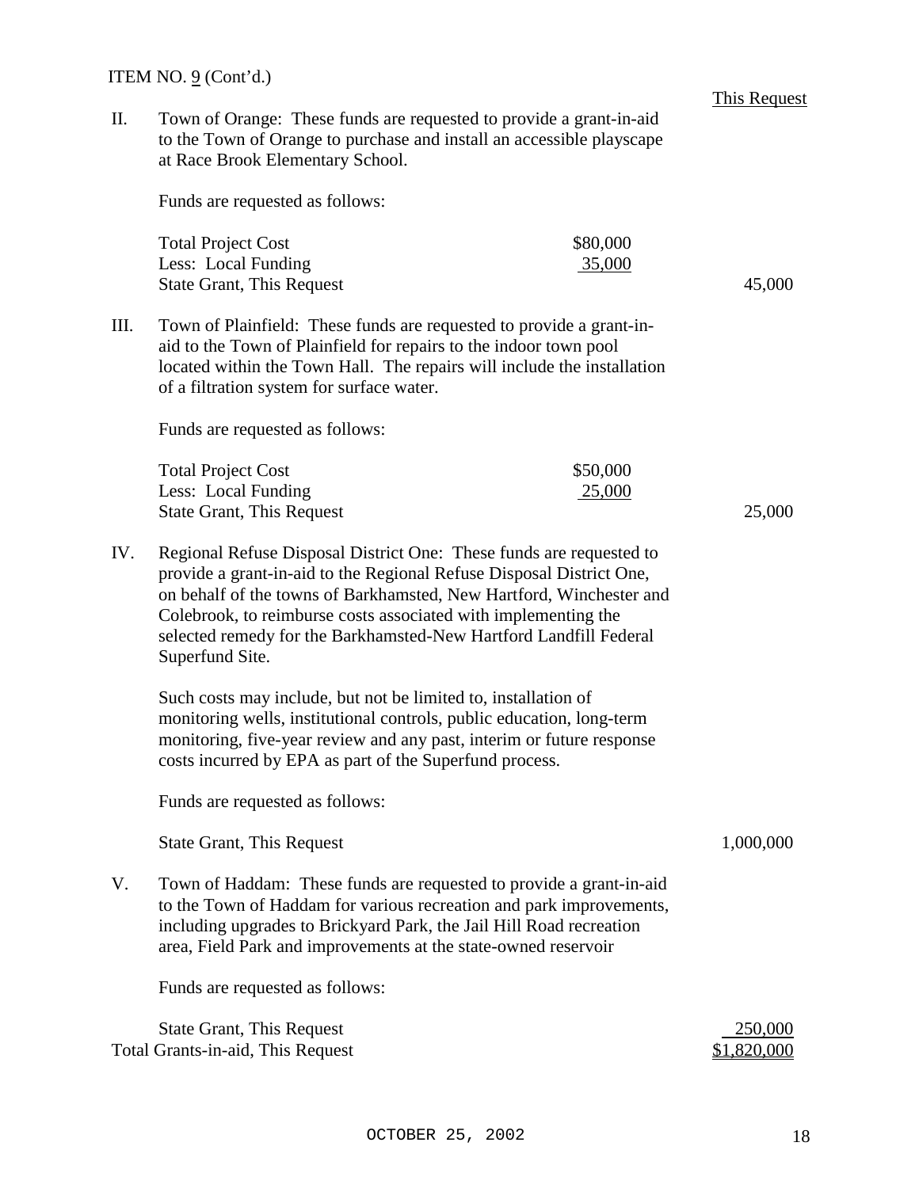ITEM NO. 9 (Cont'd.)

This Request

II. Town of Orange: These funds are requested to provide a grant-in-aid to the Town of Orange to purchase and install an accessible playscape at Race Brook Elementary School.

Funds are requested as follows:

| | | |
|---|---|---|
| Total Project Cost | $80,000 | |
| Less: Local Funding | 35,000 | |
| State Grant, This Request | | 45,000 |

III. Town of Plainfield: These funds are requested to provide a grant-in-aid to the Town of Plainfield for repairs to the indoor town pool located within the Town Hall. The repairs will include the installation of a filtration system for surface water.

Funds are requested as follows:

| | | |
|---|---|---|
| Total Project Cost | $50,000 | |
| Less: Local Funding | 25,000 | |
| State Grant, This Request | | 25,000 |

IV. Regional Refuse Disposal District One: These funds are requested to provide a grant-in-aid to the Regional Refuse Disposal District One, on behalf of the towns of Barkhamsted, New Hartford, Winchester and Colebrook, to reimburse costs associated with implementing the selected remedy for the Barkhamsted-New Hartford Landfill Federal Superfund Site.

Such costs may include, but not be limited to, installation of monitoring wells, institutional controls, public education, long-term monitoring, five-year review and any past, interim or future response costs incurred by EPA as part of the Superfund process.

Funds are requested as follows:

| | |
|---|---|
| State Grant, This Request | 1,000,000 |

V. Town of Haddam: These funds are requested to provide a grant-in-aid to the Town of Haddam for various recreation and park improvements, including upgrades to Brickyard Park, the Jail Hill Road recreation area, Field Park and improvements at the state-owned reservoir

Funds are requested as follows:

| | |
|---|---|
| State Grant, This Request | 250,000 |
| Total Grants-in-aid, This Request | $1,820,000 |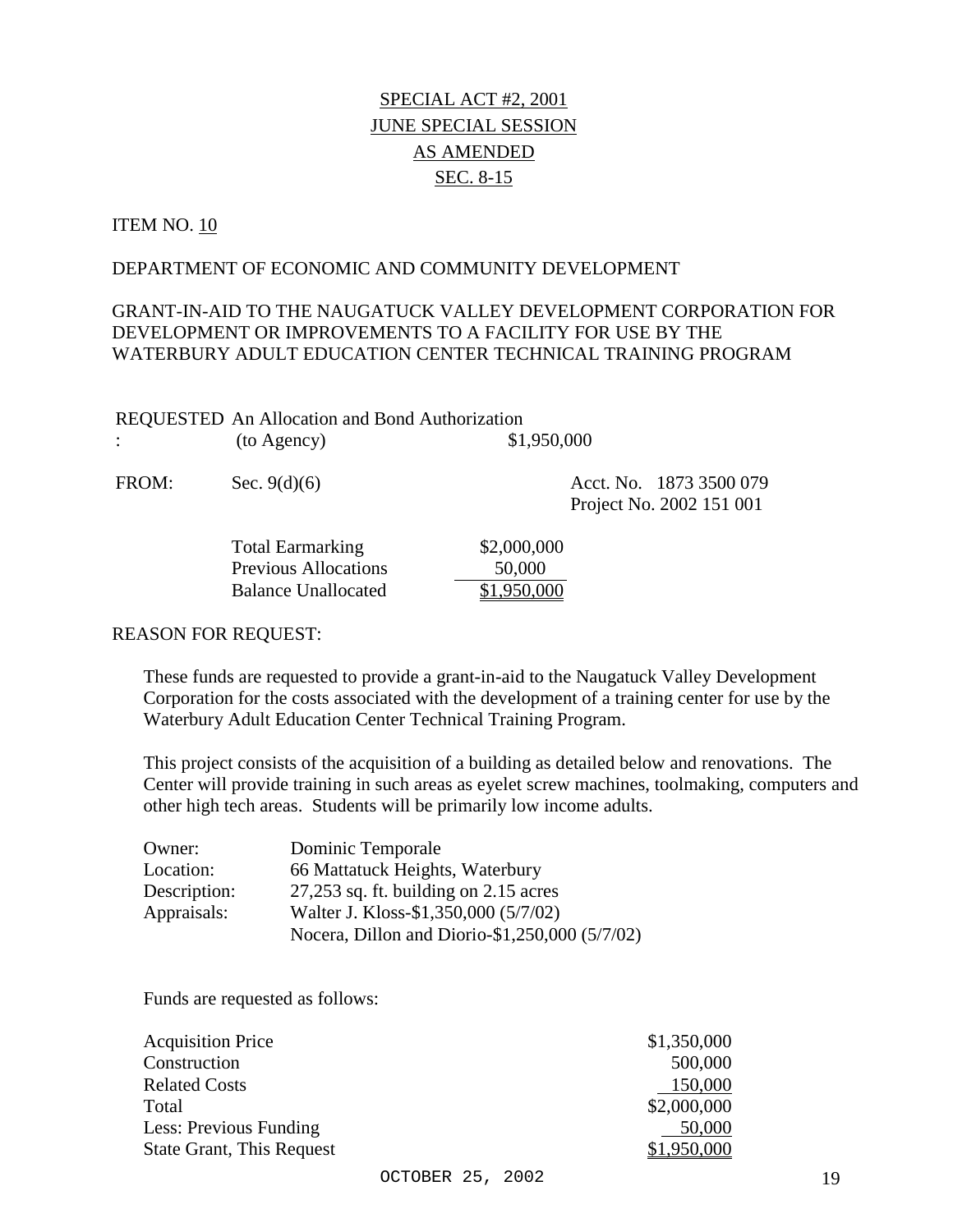SPECIAL ACT #2, 2001
JUNE SPECIAL SESSION
AS AMENDED
SEC. 8-15

ITEM NO. 10

DEPARTMENT OF ECONOMIC AND COMMUNITY DEVELOPMENT

GRANT-IN-AID TO THE NAUGATUCK VALLEY DEVELOPMENT CORPORATION FOR DEVELOPMENT OR IMPROVEMENTS TO A FACILITY FOR USE BY THE WATERBURY ADULT EDUCATION CENTER TECHNICAL TRAINING PROGRAM

REQUESTED: An Allocation and Bond Authorization (to Agency) $1,950,000

FROM: Sec. 9(d)(6) Acct. No. 1873 3500 079
Project No. 2002 151 001

| | |
|---|---|
| Total Earmarking | $2,000,000 |
| Previous Allocations | 50,000 |
| Balance Unallocated | $1,950,000 |

REASON FOR REQUEST:

These funds are requested to provide a grant-in-aid to the Naugatuck Valley Development Corporation for the costs associated with the development of a training center for use by the Waterbury Adult Education Center Technical Training Program.

This project consists of the acquisition of a building as detailed below and renovations. The Center will provide training in such areas as eyelet screw machines, toolmaking, computers and other high tech areas. Students will be primarily low income adults.

| | |
|---|---|
| Owner: | Dominic Temporale |
| Location: | 66 Mattatuck Heights, Waterbury |
| Description: | 27,253 sq. ft. building on 2.15 acres |
| Appraisals: | Walter J. Kloss-$1,350,000 (5/7/02) |
| | Nocera, Dillon and Diorio-$1,250,000 (5/7/02) |

Funds are requested as follows:

| | |
|---|---|
| Acquisition Price | $1,350,000 |
| Construction | 500,000 |
| Related Costs | 150,000 |
| Total | $2,000,000 |
| Less: Previous Funding | 50,000 |
| State Grant, This Request | $1,950,000 |

OCTOBER 25, 2002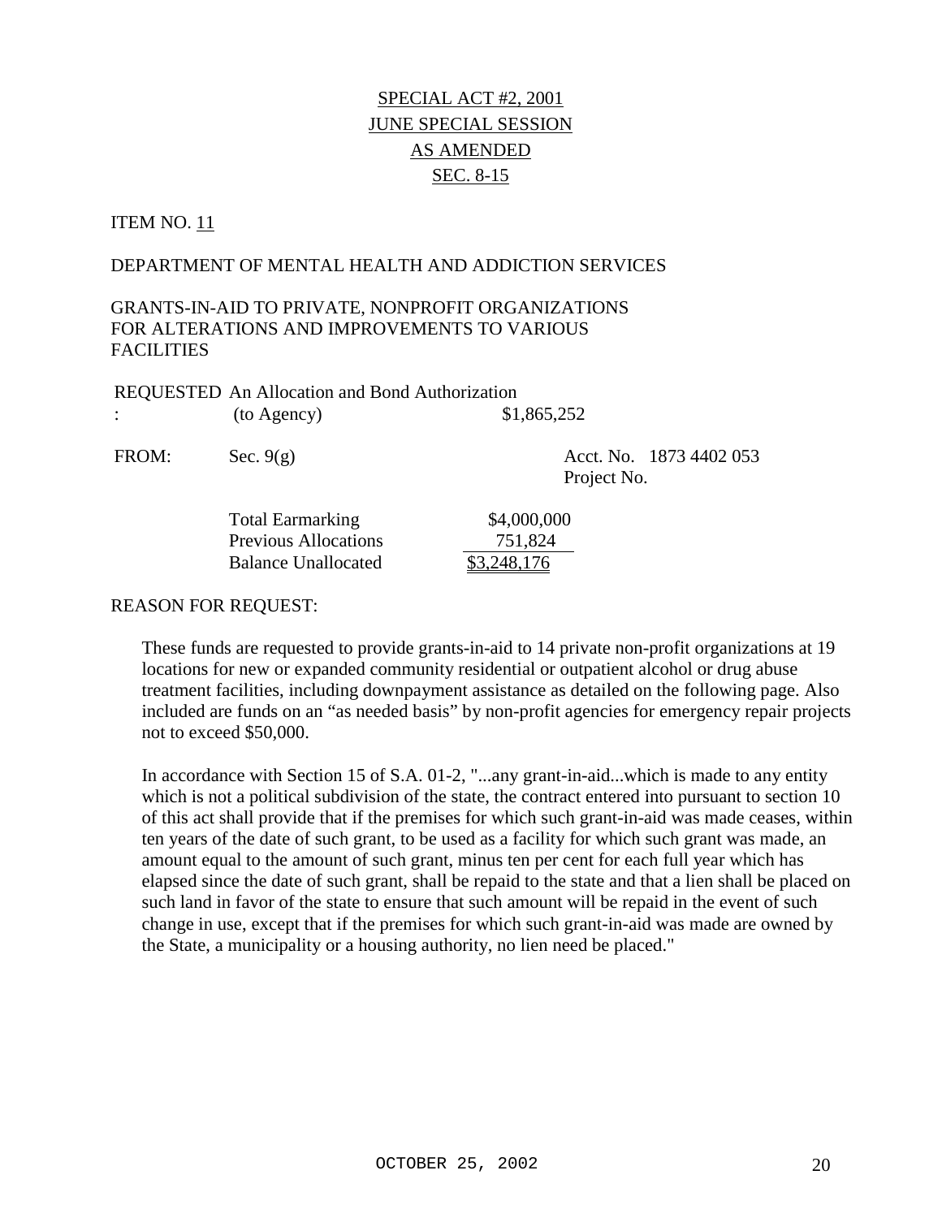SPECIAL ACT #2, 2001
JUNE SPECIAL SESSION
AS AMENDED
SEC. 8-15

ITEM NO. 11

DEPARTMENT OF MENTAL HEALTH AND ADDICTION SERVICES

GRANTS-IN-AID TO PRIVATE, NONPROFIT ORGANIZATIONS FOR ALTERATIONS AND IMPROVEMENTS TO VARIOUS FACILITIES

REQUESTED: An Allocation and Bond Authorization (to Agency) $1,865,252

FROM: Sec. 9(g) Acct. No. 1873 4402 053
Project No.

| | |
|---|---|
| Total Earmarking | $4,000,000 |
| Previous Allocations | 751,824 |
| Balance Unallocated | $3,248,176 |

REASON FOR REQUEST:

These funds are requested to provide grants-in-aid to 14 private non-profit organizations at 19 locations for new or expanded community residential or outpatient alcohol or drug abuse treatment facilities, including downpayment assistance as detailed on the following page. Also included are funds on an "as needed basis" by non-profit agencies for emergency repair projects not to exceed $50,000.

In accordance with Section 15 of S.A. 01-2, "...any grant-in-aid...which is made to any entity which is not a political subdivision of the state, the contract entered into pursuant to section 10 of this act shall provide that if the premises for which such grant-in-aid was made ceases, within ten years of the date of such grant, to be used as a facility for which such grant was made, an amount equal to the amount of such grant, minus ten per cent for each full year which has elapsed since the date of such grant, shall be repaid to the state and that a lien shall be placed on such land in favor of the state to ensure that such amount will be repaid in the event of such change in use, except that if the premises for which such grant-in-aid was made are owned by the State, a municipality or a housing authority, no lien need be placed."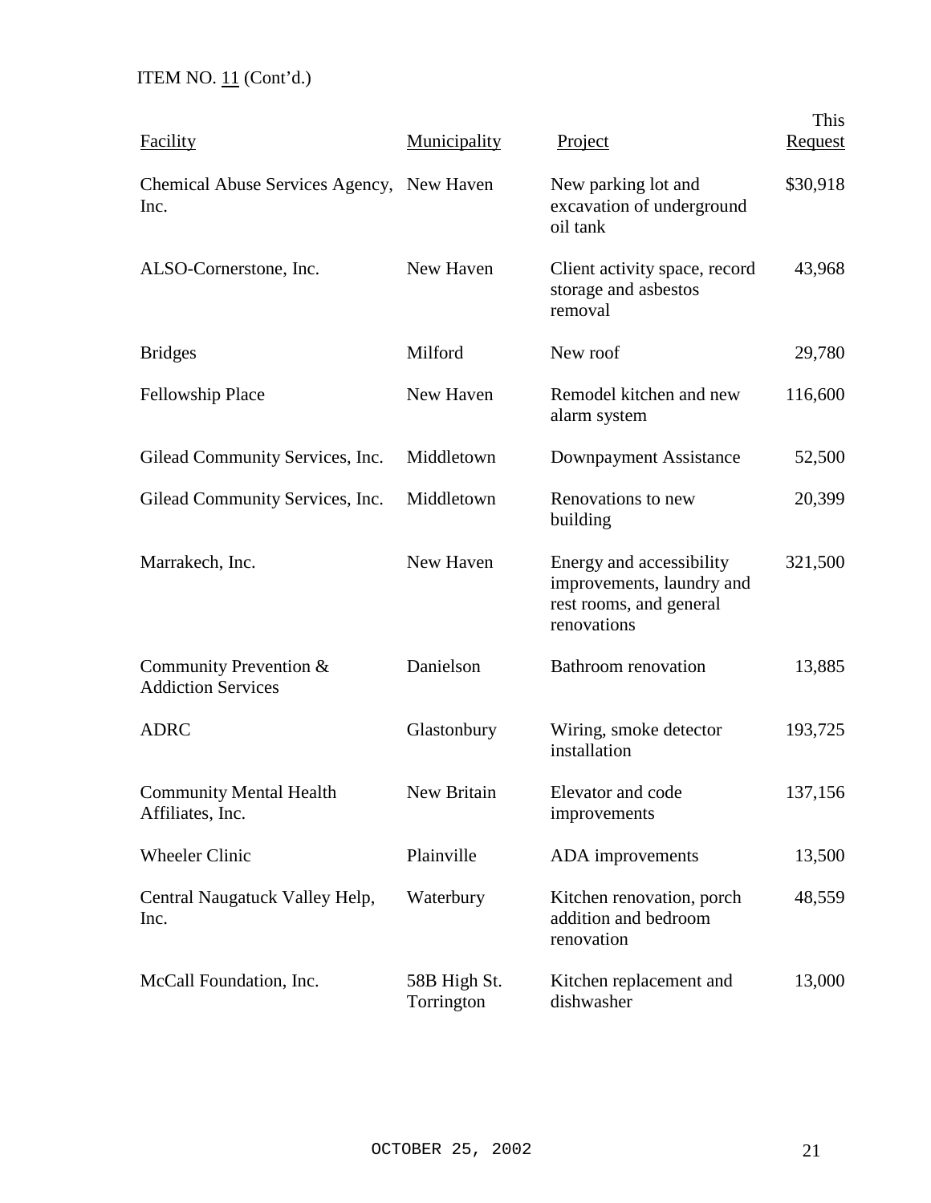ITEM NO. 11 (Cont'd.)

| Facility | Municipality | Project | This Request |
| --- | --- | --- | --- |
| Chemical Abuse Services Agency, Inc. | New Haven | New parking lot and excavation of underground oil tank | $30,918 |
| ALSO-Cornerstone, Inc. | New Haven | Client activity space, record storage and asbestos removal | 43,968 |
| Bridges | Milford | New roof | 29,780 |
| Fellowship Place | New Haven | Remodel kitchen and new alarm system | 116,600 |
| Gilead Community Services, Inc. | Middletown | Downpayment Assistance | 52,500 |
| Gilead Community Services, Inc. | Middletown | Renovations to new building | 20,399 |
| Marrakech, Inc. | New Haven | Energy and accessibility improvements, laundry and rest rooms, and general renovations | 321,500 |
| Community Prevention & Addiction Services | Danielson | Bathroom renovation | 13,885 |
| ADRC | Glastonbury | Wiring, smoke detector installation | 193,725 |
| Community Mental Health Affiliates, Inc. | New Britain | Elevator and code improvements | 137,156 |
| Wheeler Clinic | Plainville | ADA improvements | 13,500 |
| Central Naugatuck Valley Help, Inc. | Waterbury | Kitchen renovation, porch addition and bedroom renovation | 48,559 |
| McCall Foundation, Inc. | 58B High St. Torrington | Kitchen replacement and dishwasher | 13,000 |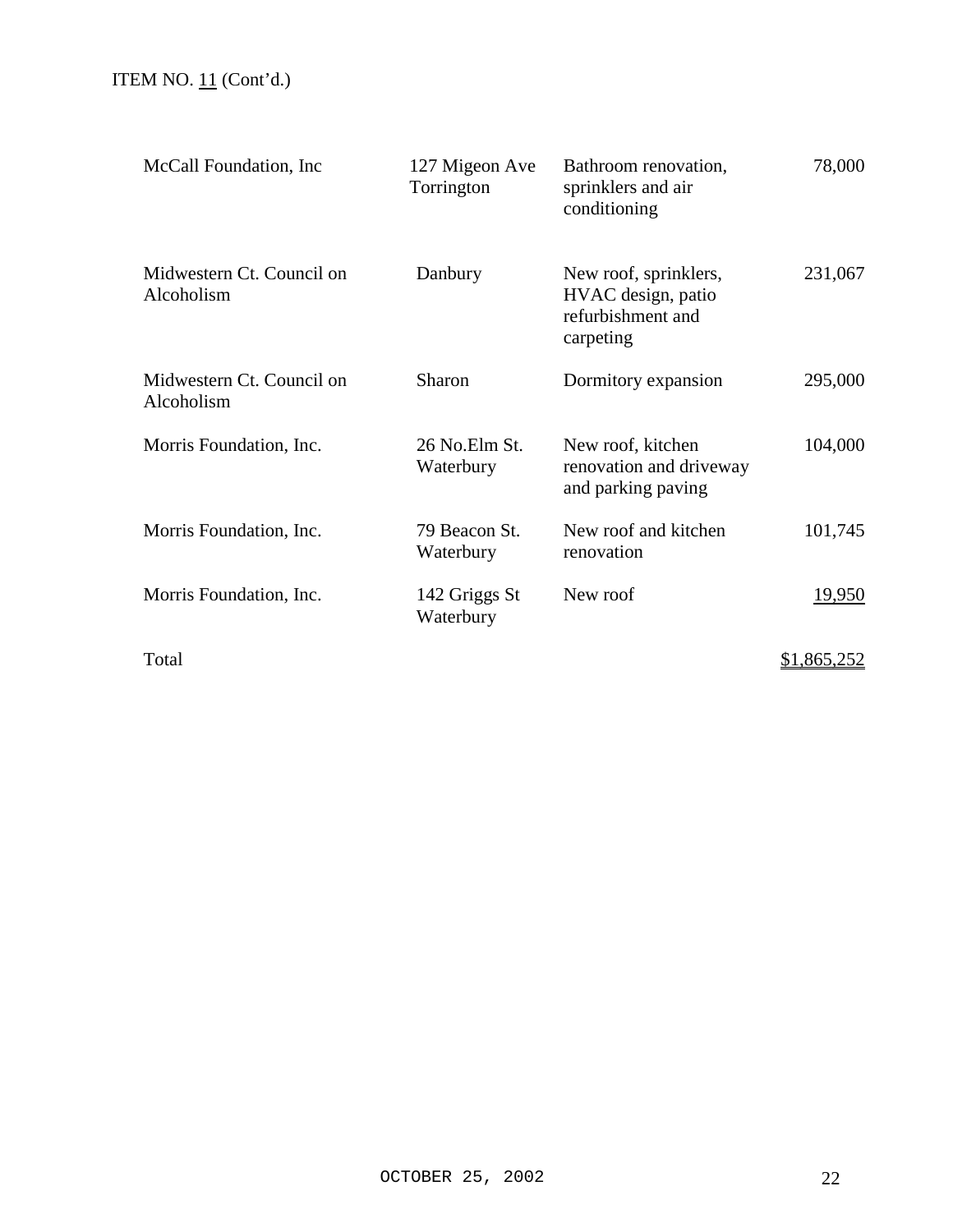ITEM NO. 11 (Cont'd.)

| | | | |
|---|---|---|---|
| McCall Foundation, Inc | 127 Migeon Ave Torrington | Bathroom renovation, sprinklers and air conditioning | 78,000 |
| Midwestern Ct. Council on Alcoholism | Danbury | New roof, sprinklers, HVAC design, patio refurbishment and carpeting | 231,067 |
| Midwestern Ct. Council on Alcoholism | Sharon | Dormitory expansion | 295,000 |
| Morris Foundation, Inc. | 26 No.Elm St. Waterbury | New roof, kitchen renovation and driveway and parking paving | 104,000 |
| Morris Foundation, Inc. | 79 Beacon St. Waterbury | New roof and kitchen renovation | 101,745 |
| Morris Foundation, Inc. | 142 Griggs St Waterbury | New roof | 19,950 |
| Total | | | $1,865,252 |

OCTOBER 25, 2002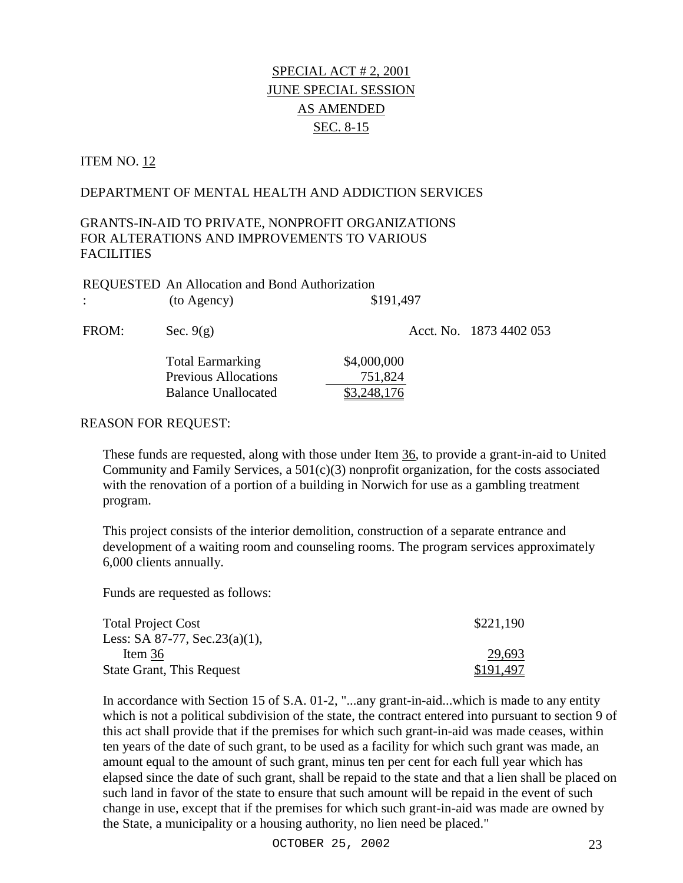SPECIAL ACT # 2, 2001
JUNE SPECIAL SESSION
AS AMENDED
SEC. 8-15

ITEM NO. 12

DEPARTMENT OF MENTAL HEALTH AND ADDICTION SERVICES

GRANTS-IN-AID TO PRIVATE, NONPROFIT ORGANIZATIONS FOR ALTERATIONS AND IMPROVEMENTS TO VARIOUS FACILITIES

REQUESTED: An Allocation and Bond Authorization (to Agency) $191,497

FROM: Sec. 9(g) Acct. No. 1873 4402 053

| | |
|---|---|
| Total Earmarking | $4,000,000 |
| Previous Allocations | 751,824 |
| Balance Unallocated | $3,248,176 |

REASON FOR REQUEST:

These funds are requested, along with those under Item 36, to provide a grant-in-aid to United Community and Family Services, a 501(c)(3) nonprofit organization, for the costs associated with the renovation of a portion of a building in Norwich for use as a gambling treatment program.

This project consists of the interior demolition, construction of a separate entrance and development of a waiting room and counseling rooms. The program services approximately 6,000 clients annually.

Funds are requested as follows:

| | |
|---|---|
| Total Project Cost | $221,190 |
| Less: SA 87-77, Sec.23(a)(1), Item 36 | 29,693 |
| State Grant, This Request | $191,497 |

In accordance with Section 15 of S.A. 01-2, "...any grant-in-aid...which is made to any entity which is not a political subdivision of the state, the contract entered into pursuant to section 9 of this act shall provide that if the premises for which such grant-in-aid was made ceases, within ten years of the date of such grant, to be used as a facility for which such grant was made, an amount equal to the amount of such grant, minus ten per cent for each full year which has elapsed since the date of such grant, shall be repaid to the state and that a lien shall be placed on such land in favor of the state to ensure that such amount will be repaid in the event of such change in use, except that if the premises for which such grant-in-aid was made are owned by the State, a municipality or a housing authority, no lien need be placed."

OCTOBER 25, 2002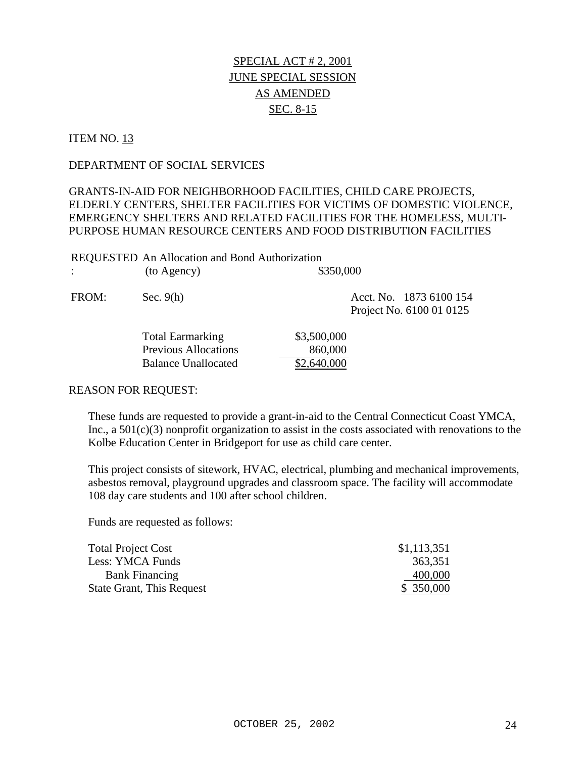SPECIAL ACT # 2, 2001
JUNE SPECIAL SESSION
AS AMENDED
SEC. 8-15

ITEM NO. 13

DEPARTMENT OF SOCIAL SERVICES

GRANTS-IN-AID FOR NEIGHBORHOOD FACILITIES, CHILD CARE PROJECTS, ELDERLY CENTERS, SHELTER FACILITIES FOR VICTIMS OF DOMESTIC VIOLENCE, EMERGENCY SHELTERS AND RELATED FACILITIES FOR THE HOMELESS, MULTI-PURPOSE HUMAN RESOURCE CENTERS AND FOOD DISTRIBUTION FACILITIES

REQUESTED: An Allocation and Bond Authorization (to Agency) $350,000

FROM: Sec. 9(h) Acct. No. 1873 6100 154
Project No. 6100 01 0125

| | |
|---|---|
| Total Earmarking | $3,500,000 |
| Previous Allocations | 860,000 |
| Balance Unallocated | $2,640,000 |

REASON FOR REQUEST:

These funds are requested to provide a grant-in-aid to the Central Connecticut Coast YMCA, Inc., a 501(c)(3) nonprofit organization to assist in the costs associated with renovations to the Kolbe Education Center in Bridgeport for use as child care center.

This project consists of sitework, HVAC, electrical, plumbing and mechanical improvements, asbestos removal, playground upgrades and classroom space. The facility will accommodate 108 day care students and 100 after school children.

Funds are requested as follows:

| | |
|---|---|
| Total Project Cost | $1,113,351 |
| Less: YMCA Funds | 363,351 |
| Bank Financing | 400,000 |
| State Grant, This Request | $ 350,000 |

OCTOBER 25, 2002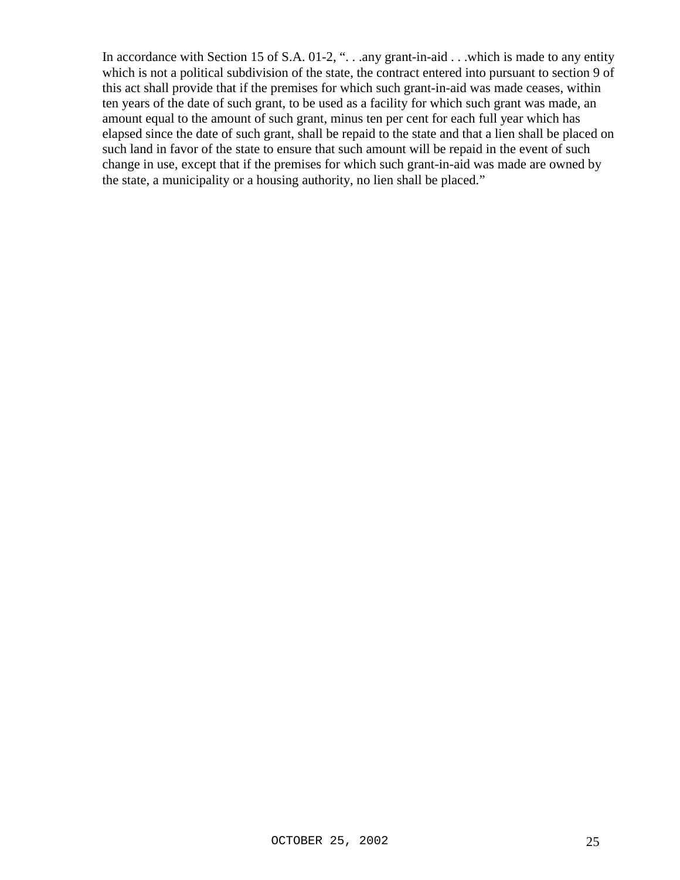In accordance with Section 15 of S.A. 01-2, ". . .any grant-in-aid . . .which is made to any entity which is not a political subdivision of the state, the contract entered into pursuant to section 9 of this act shall provide that if the premises for which such grant-in-aid was made ceases, within ten years of the date of such grant, to be used as a facility for which such grant was made, an amount equal to the amount of such grant, minus ten per cent for each full year which has elapsed since the date of such grant, shall be repaid to the state and that a lien shall be placed on such land in favor of the state to ensure that such amount will be repaid in the event of such change in use, except that if the premises for which such grant-in-aid was made are owned by the state, a municipality or a housing authority, no lien shall be placed."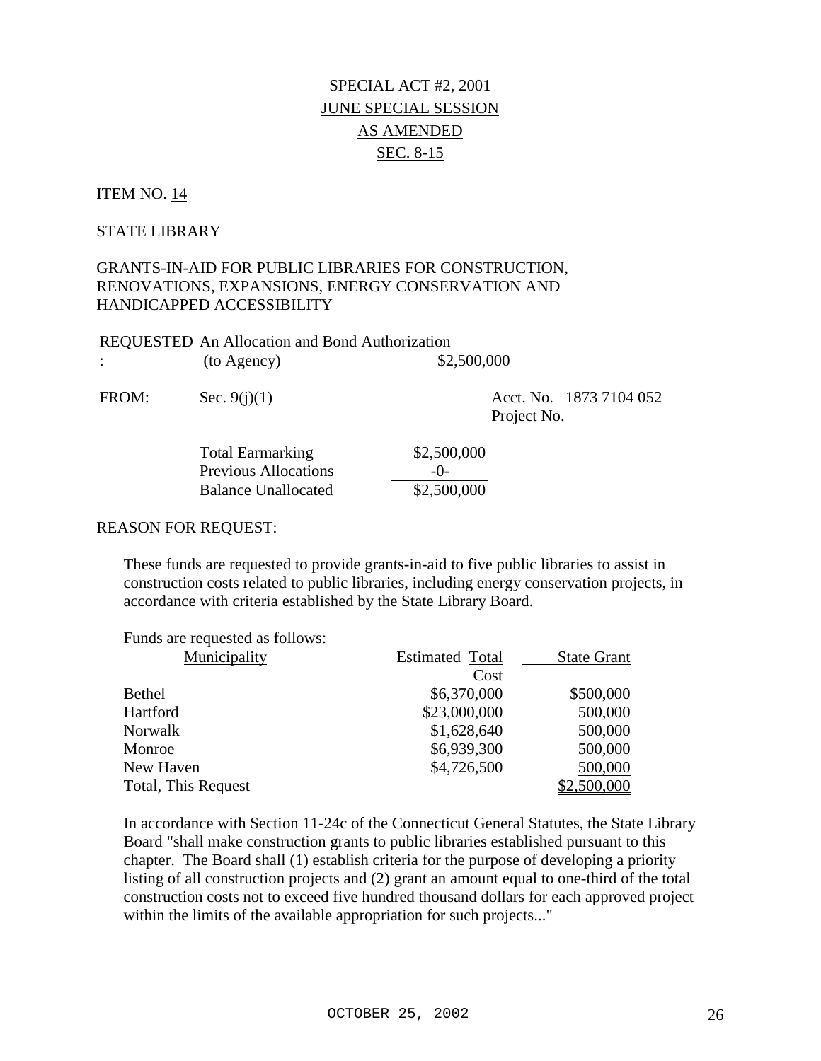# SPECIAL ACT #2, 2001
# JUNE SPECIAL SESSION
# AS AMENDED
# SEC. 8-15

ITEM NO. 14

STATE LIBRARY

GRANTS-IN-AID FOR PUBLIC LIBRARIES FOR CONSTRUCTION, RENOVATIONS, EXPANSIONS, ENERGY CONSERVATION AND HANDICAPPED ACCESSIBILITY

REQUESTED: An Allocation and Bond Authorization (to Agency) $2,500,000

FROM: Sec. 9(j)(1) Acct. No. 1873 7104 052
Project No.

| | |
|---|---|
| Total Earmarking | $2,500,000 |
| Previous Allocations | -0- |
| Balance Unallocated | $2,500,000 |

REASON FOR REQUEST:

These funds are requested to provide grants-in-aid to five public libraries to assist in construction costs related to public libraries, including energy conservation projects, in accordance with criteria established by the State Library Board.

Funds are requested as follows:

| Municipality | Estimated Total Cost | State Grant |
|---|---|---|
| Bethel | $6,370,000 | $500,000 |
| Hartford | $23,000,000 | 500,000 |
| Norwalk | $1,628,640 | 500,000 |
| Monroe | $6,939,300 | 500,000 |
| New Haven | $4,726,500 | 500,000 |
| Total, This Request | | $2,500,000 |

In accordance with Section 11-24c of the Connecticut General Statutes, the State Library Board "shall make construction grants to public libraries established pursuant to this chapter. The Board shall (1) establish criteria for the purpose of developing a priority listing of all construction projects and (2) grant an amount equal to one-third of the total construction costs not to exceed five hundred thousand dollars for each approved project within the limits of the available appropriation for such projects..."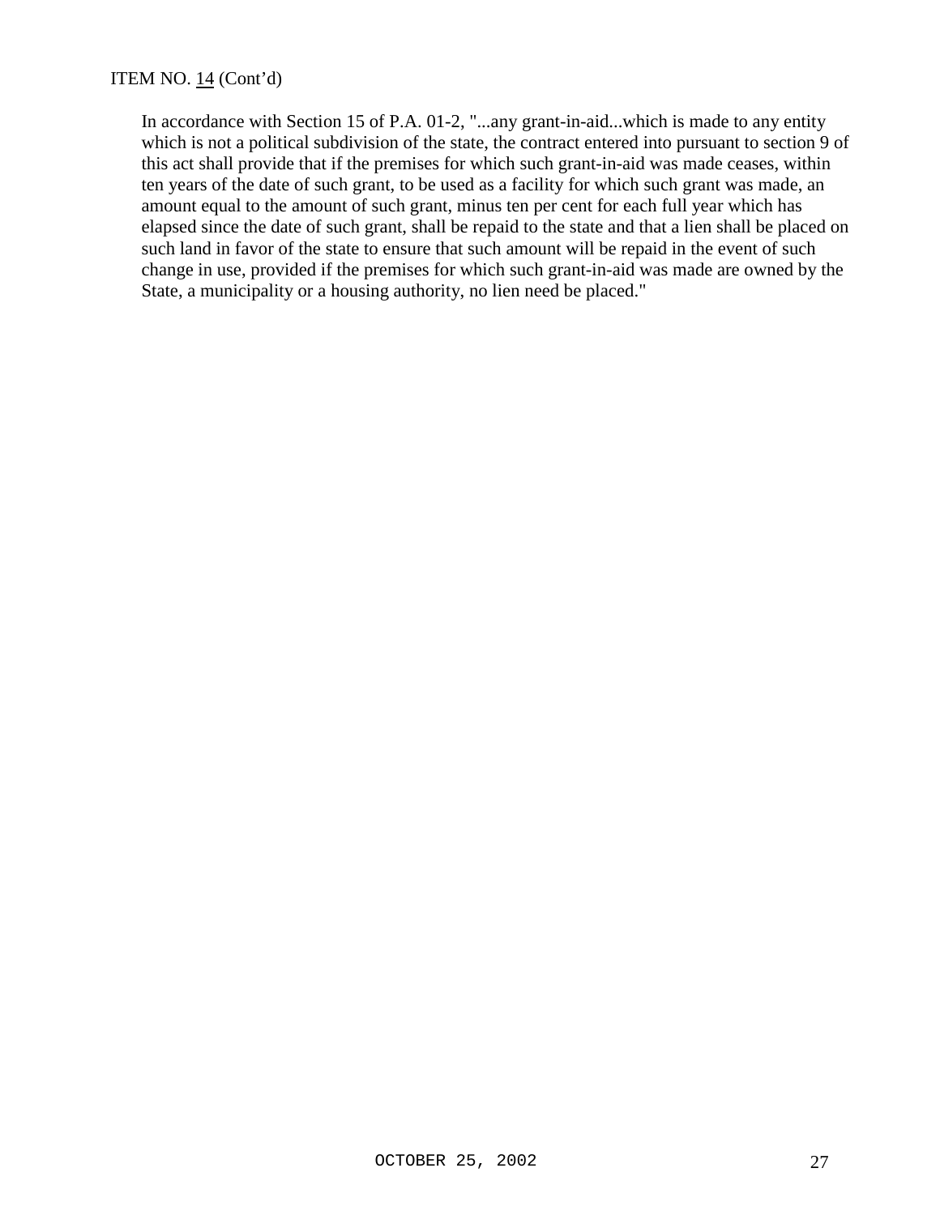ITEM NO. 14 (Cont'd)

In accordance with Section 15 of P.A. 01-2, "...any grant-in-aid...which is made to any entity which is not a political subdivision of the state, the contract entered into pursuant to section 9 of this act shall provide that if the premises for which such grant-in-aid was made ceases, within ten years of the date of such grant, to be used as a facility for which such grant was made, an amount equal to the amount of such grant, minus ten per cent for each full year which has elapsed since the date of such grant, shall be repaid to the state and that a lien shall be placed on such land in favor of the state to ensure that such amount will be repaid in the event of such change in use, provided if the premises for which such grant-in-aid was made are owned by the State, a municipality or a housing authority, no lien need be placed."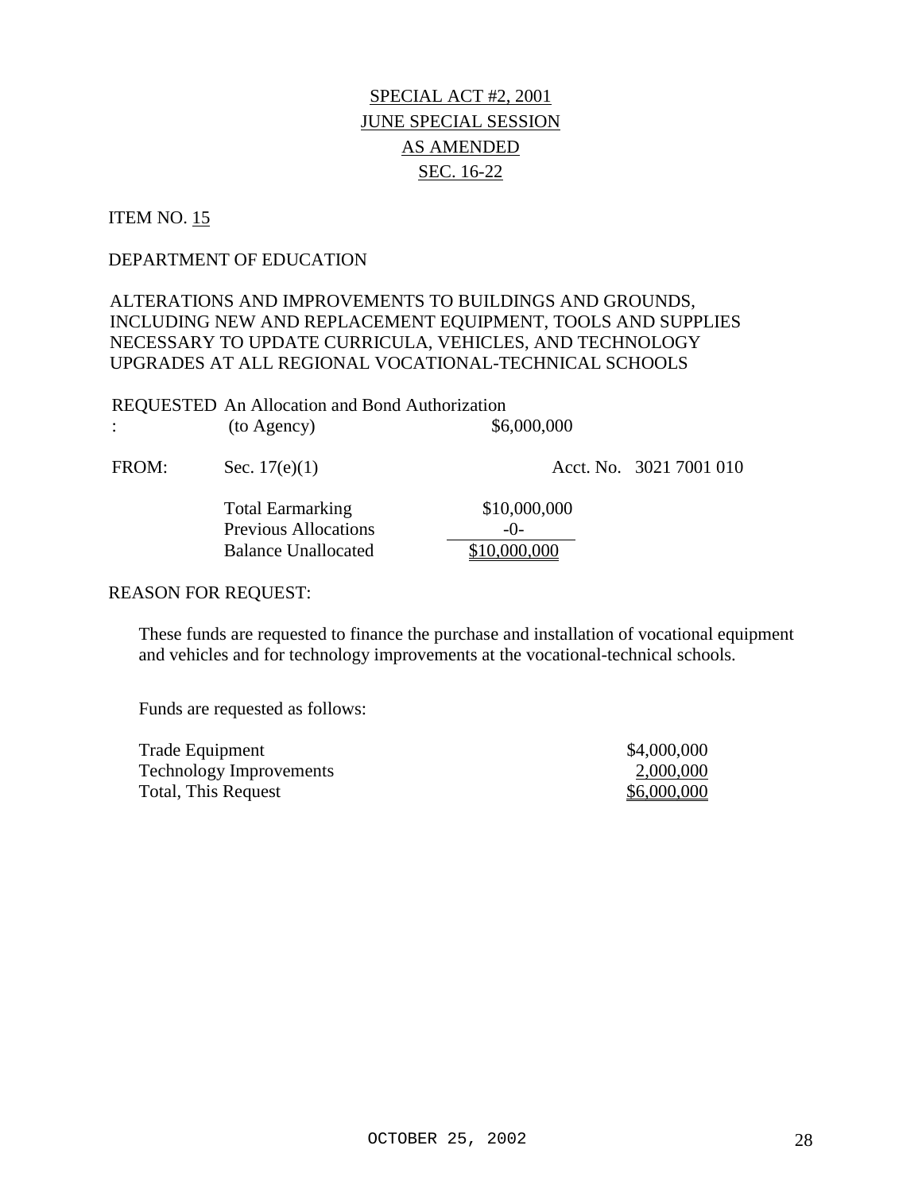# SPECIAL ACT #2, 2001
## JUNE SPECIAL SESSION
## AS AMENDED
## SEC. 16-22

ITEM NO. 15

DEPARTMENT OF EDUCATION

ALTERATIONS AND IMPROVEMENTS TO BUILDINGS AND GROUNDS, INCLUDING NEW AND REPLACEMENT EQUIPMENT, TOOLS AND SUPPLIES NECESSARY TO UPDATE CURRICULA, VEHICLES, AND TECHNOLOGY UPGRADES AT ALL REGIONAL VOCATIONAL-TECHNICAL SCHOOLS

REQUESTED: An Allocation and Bond Authorization (to Agency) $6,000,000

FROM: Sec. 17(e)(1) Acct. No. 3021 7001 010

| | |
|---|---|
| Total Earmarking | $10,000,000 |
| Previous Allocations | -0- |
| Balance Unallocated | $10,000,000 |

REASON FOR REQUEST:

These funds are requested to finance the purchase and installation of vocational equipment and vehicles and for technology improvements at the vocational-technical schools.

Funds are requested as follows:

| | |
|---|---|
| Trade Equipment | $4,000,000 |
| Technology Improvements | 2,000,000 |
| Total, This Request | $6,000,000 |

OCTOBER 25, 2002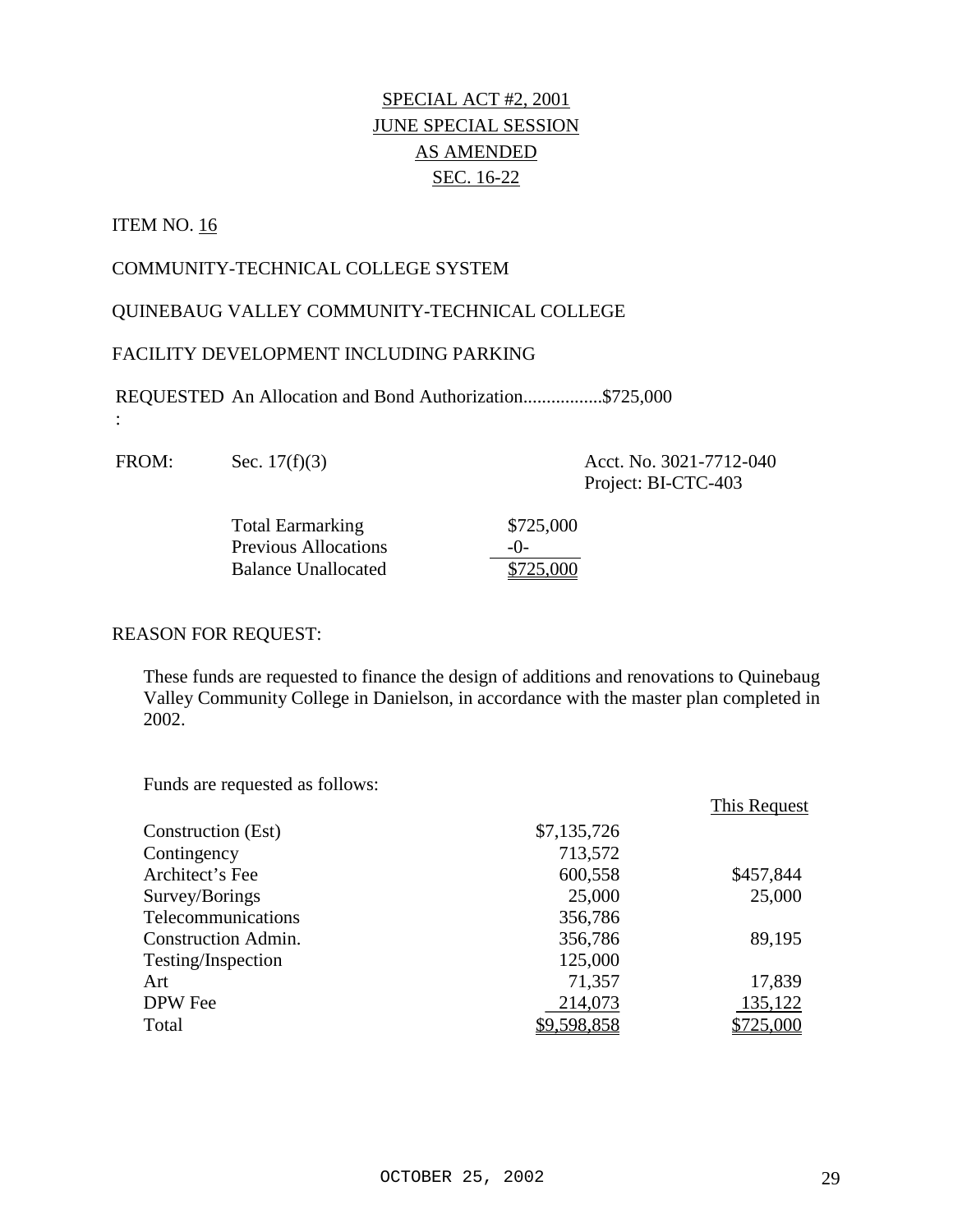SPECIAL ACT #2, 2001
JUNE SPECIAL SESSION
AS AMENDED
SEC. 16-22

ITEM NO. 16

COMMUNITY-TECHNICAL COLLEGE SYSTEM

QUINEBAUG VALLEY COMMUNITY-TECHNICAL COLLEGE

FACILITY DEVELOPMENT INCLUDING PARKING

REQUESTED: An Allocation and Bond Authorization.................$725,000

FROM: Sec. 17(f)(3) — Acct. No. 3021-7712-040, Project: BI-CTC-403

| | |
|---|---|
| Total Earmarking | $725,000 |
| Previous Allocations | -0- |
| Balance Unallocated | $725,000 |

REASON FOR REQUEST:

These funds are requested to finance the design of additions and renovations to Quinebaug Valley Community College in Danielson, in accordance with the master plan completed in 2002.

Funds are requested as follows:

| | | This Request |
|---|---|---|
| Construction (Est) | $7,135,726 | |
| Contingency | 713,572 | |
| Architect's Fee | 600,558 | $457,844 |
| Survey/Borings | 25,000 | 25,000 |
| Telecommunications | 356,786 | |
| Construction Admin. | 356,786 | 89,195 |
| Testing/Inspection | 125,000 | |
| Art | 71,357 | 17,839 |
| DPW Fee | 214,073 | 135,122 |
| Total | $9,598,858 | $725,000 |

OCTOBER 25, 2002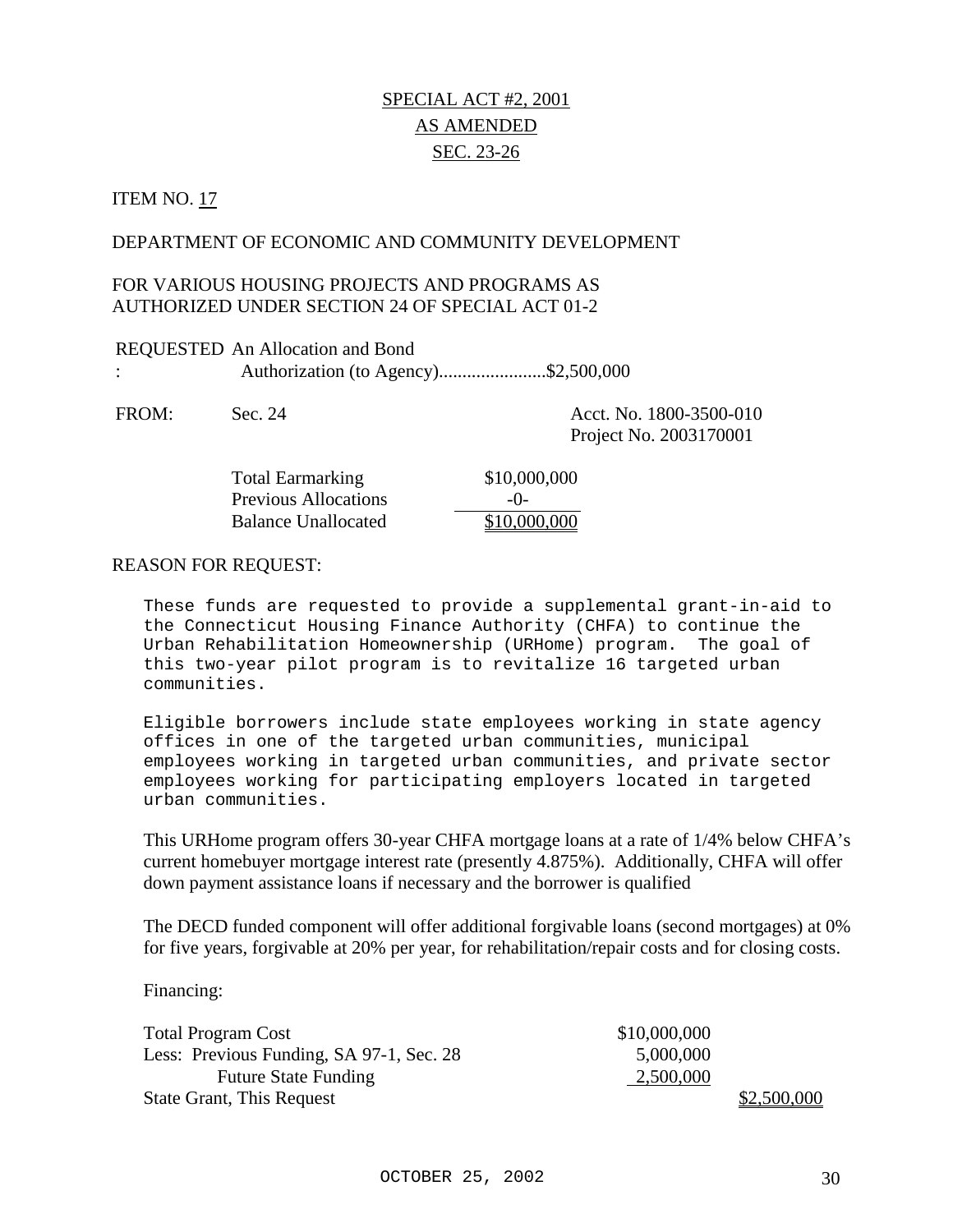# SPECIAL ACT #2, 2001
## AS AMENDED
## SEC. 23-26

ITEM NO. 17

DEPARTMENT OF ECONOMIC AND COMMUNITY DEVELOPMENT

FOR VARIOUS HOUSING PROJECTS AND PROGRAMS AS AUTHORIZED UNDER SECTION 24 OF SPECIAL ACT 01-2

REQUESTED: An Allocation and Bond Authorization (to Agency).......................$2,500,000

FROM: Sec. 24 — Acct. No. 1800-3500-010, Project No. 2003170001

| | |
|---|---|
| Total Earmarking | $10,000,000 |
| Previous Allocations | -0- |
| Balance Unallocated | $10,000,000 |

REASON FOR REQUEST:

These funds are requested to provide a supplemental grant-in-aid to the Connecticut Housing Finance Authority (CHFA) to continue the Urban Rehabilitation Homeownership (URHome) program. The goal of this two-year pilot program is to revitalize 16 targeted urban communities.

Eligible borrowers include state employees working in state agency offices in one of the targeted urban communities, municipal employees working in targeted urban communities, and private sector employees working for participating employers located in targeted urban communities.

This URHome program offers 30-year CHFA mortgage loans at a rate of 1/4% below CHFA's current homebuyer mortgage interest rate (presently 4.875%). Additionally, CHFA will offer down payment assistance loans if necessary and the borrower is qualified

The DECD funded component will offer additional forgivable loans (second mortgages) at 0% for five years, forgivable at 20% per year, for rehabilitation/repair costs and for closing costs.

Financing:

| | | |
|---|---|---|
| Total Program Cost | $10,000,000 | |
| Less: Previous Funding, SA 97-1, Sec. 28 | 5,000,000 | |
| Future State Funding | 2,500,000 | |
| State Grant, This Request | | $2,500,000 |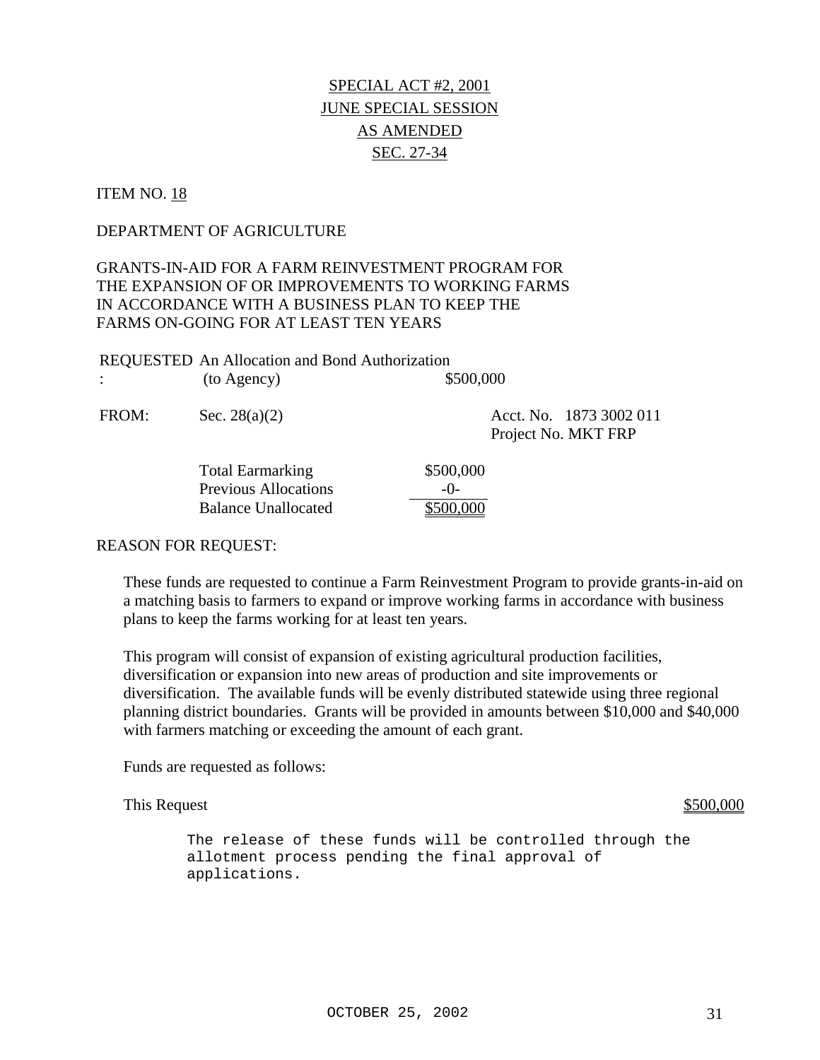# SPECIAL ACT #2, 2001
# JUNE SPECIAL SESSION
# AS AMENDED
# SEC. 27-34

ITEM NO. 18

DEPARTMENT OF AGRICULTURE

GRANTS-IN-AID FOR A FARM REINVESTMENT PROGRAM FOR THE EXPANSION OF OR IMPROVEMENTS TO WORKING FARMS IN ACCORDANCE WITH A BUSINESS PLAN TO KEEP THE FARMS ON-GOING FOR AT LEAST TEN YEARS

REQUESTED: An Allocation and Bond Authorization (to Agency) $500,000

FROM: Sec. 28(a)(2) Acct. No. 1873 3002 011
Project No. MKT FRP

| | |
|---|---|
| Total Earmarking | $500,000 |
| Previous Allocations | -0- |
| Balance Unallocated | $500,000 |

REASON FOR REQUEST:

These funds are requested to continue a Farm Reinvestment Program to provide grants-in-aid on a matching basis to farmers to expand or improve working farms in accordance with business plans to keep the farms working for at least ten years.

This program will consist of expansion of existing agricultural production facilities, diversification or expansion into new areas of production and site improvements or diversification. The available funds will be evenly distributed statewide using three regional planning district boundaries. Grants will be provided in amounts between $10,000 and $40,000 with farmers matching or exceeding the amount of each grant.

Funds are requested as follows:

This Request $500,000

The release of these funds will be controlled through the allotment process pending the final approval of applications.

OCTOBER 25, 2002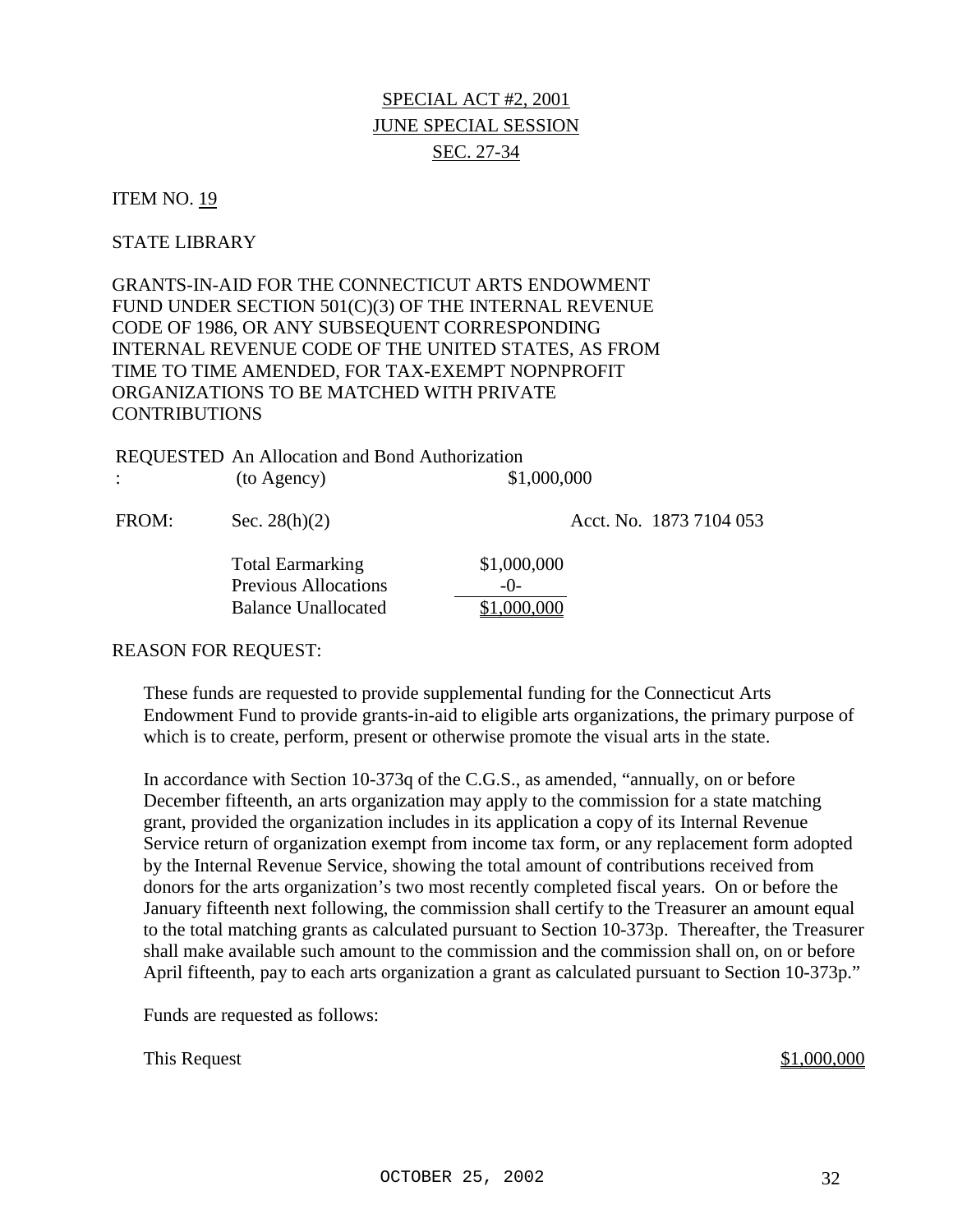SPECIAL ACT #2, 2001
JUNE SPECIAL SESSION
SEC. 27-34

ITEM NO. 19

STATE LIBRARY

GRANTS-IN-AID FOR THE CONNECTICUT ARTS ENDOWMENT FUND UNDER SECTION 501(C)(3) OF THE INTERNAL REVENUE CODE OF 1986, OR ANY SUBSEQUENT CORRESPONDING INTERNAL REVENUE CODE OF THE UNITED STATES, AS FROM TIME TO TIME AMENDED, FOR TAX-EXEMPT NOPNPROFIT ORGANIZATIONS TO BE MATCHED WITH PRIVATE CONTRIBUTIONS

REQUESTED: An Allocation and Bond Authorization (to Agency) $1,000,000

FROM: Sec. 28(h)(2) Acct. No. 1873 7104 053

| | |
|---|---|
| Total Earmarking | $1,000,000 |
| Previous Allocations | -0- |
| Balance Unallocated | $1,000,000 |

REASON FOR REQUEST:

These funds are requested to provide supplemental funding for the Connecticut Arts Endowment Fund to provide grants-in-aid to eligible arts organizations, the primary purpose of which is to create, perform, present or otherwise promote the visual arts in the state.

In accordance with Section 10-373q of the C.G.S., as amended, "annually, on or before December fifteenth, an arts organization may apply to the commission for a state matching grant, provided the organization includes in its application a copy of its Internal Revenue Service return of organization exempt from income tax form, or any replacement form adopted by the Internal Revenue Service, showing the total amount of contributions received from donors for the arts organization's two most recently completed fiscal years. On or before the January fifteenth next following, the commission shall certify to the Treasurer an amount equal to the total matching grants as calculated pursuant to Section 10-373p. Thereafter, the Treasurer shall make available such amount to the commission and the commission shall on, on or before April fifteenth, pay to each arts organization a grant as calculated pursuant to Section 10-373p."

Funds are requested as follows:

This Request $1,000,000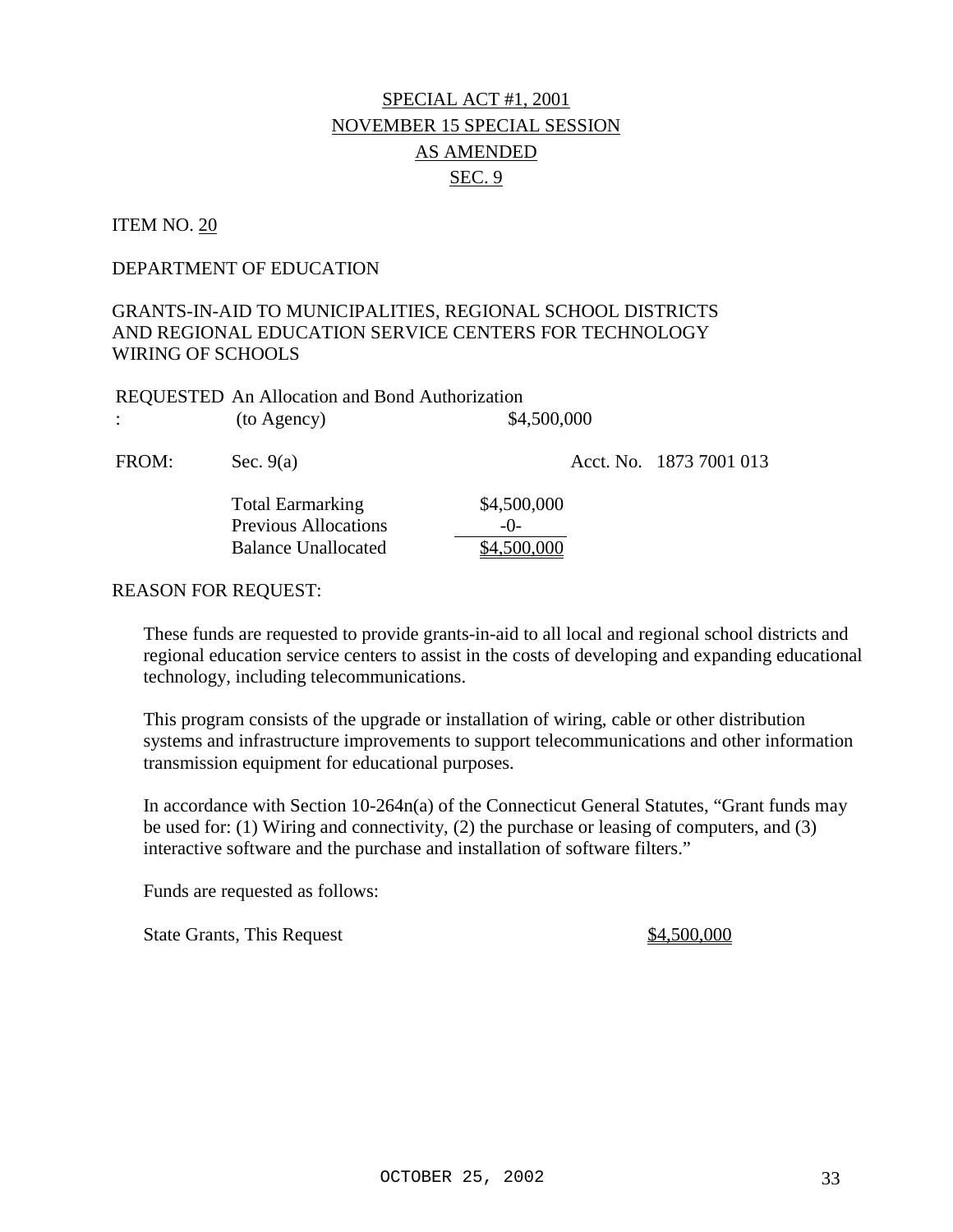# SPECIAL ACT #1, 2001
# NOVEMBER 15 SPECIAL SESSION
# AS AMENDED
# SEC. 9

ITEM NO. 20

DEPARTMENT OF EDUCATION

GRANTS-IN-AID TO MUNICIPALITIES, REGIONAL SCHOOL DISTRICTS AND REGIONAL EDUCATION SERVICE CENTERS FOR TECHNOLOGY WIRING OF SCHOOLS

REQUESTED: An Allocation and Bond Authorization (to Agency) $4,500,000

FROM: Sec. 9(a) Acct. No. 1873 7001 013

| | |
|---|---|
| Total Earmarking | $4,500,000 |
| Previous Allocations | -0- |
| Balance Unallocated | $4,500,000 |

REASON FOR REQUEST:

These funds are requested to provide grants-in-aid to all local and regional school districts and regional education service centers to assist in the costs of developing and expanding educational technology, including telecommunications.

This program consists of the upgrade or installation of wiring, cable or other distribution systems and infrastructure improvements to support telecommunications and other information transmission equipment for educational purposes.

In accordance with Section 10-264n(a) of the Connecticut General Statutes, "Grant funds may be used for: (1) Wiring and connectivity, (2) the purchase or leasing of computers, and (3) interactive software and the purchase and installation of software filters."

Funds are requested as follows:

| | |
|---|---|
| State Grants, This Request | $4,500,000 |

OCTOBER 25, 2002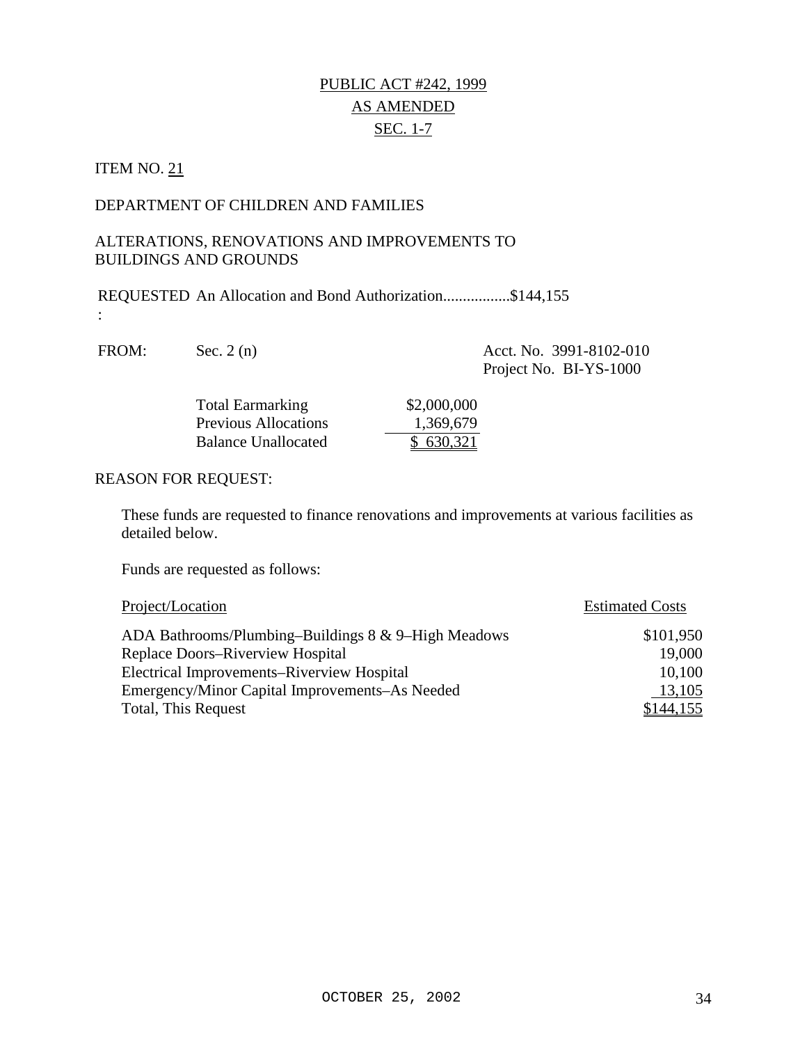PUBLIC ACT #242, 1999

AS AMENDED

SEC. 1-7

ITEM NO. 21

DEPARTMENT OF CHILDREN AND FAMILIES

ALTERATIONS, RENOVATIONS AND IMPROVEMENTS TO BUILDINGS AND GROUNDS

REQUESTED: An Allocation and Bond Authorization.................$144,155

FROM: Sec. 2 (n)

Acct. No. 3991-8102-010
Project No. BI-YS-1000

| | |
|---|---|
| Total Earmarking | $2,000,000 |
| Previous Allocations | 1,369,679 |
| Balance Unallocated | $ 630,321 |

REASON FOR REQUEST:

These funds are requested to finance renovations and improvements at various facilities as detailed below.

Funds are requested as follows:

| Project/Location | Estimated Costs |
|---|---|
| ADA Bathrooms/Plumbing–Buildings 8 & 9–High Meadows | $101,950 |
| Replace Doors–Riverview Hospital | 19,000 |
| Electrical Improvements–Riverview Hospital | 10,100 |
| Emergency/Minor Capital Improvements–As Needed | 13,105 |
| Total, This Request | $144,155 |

OCTOBER 25, 2002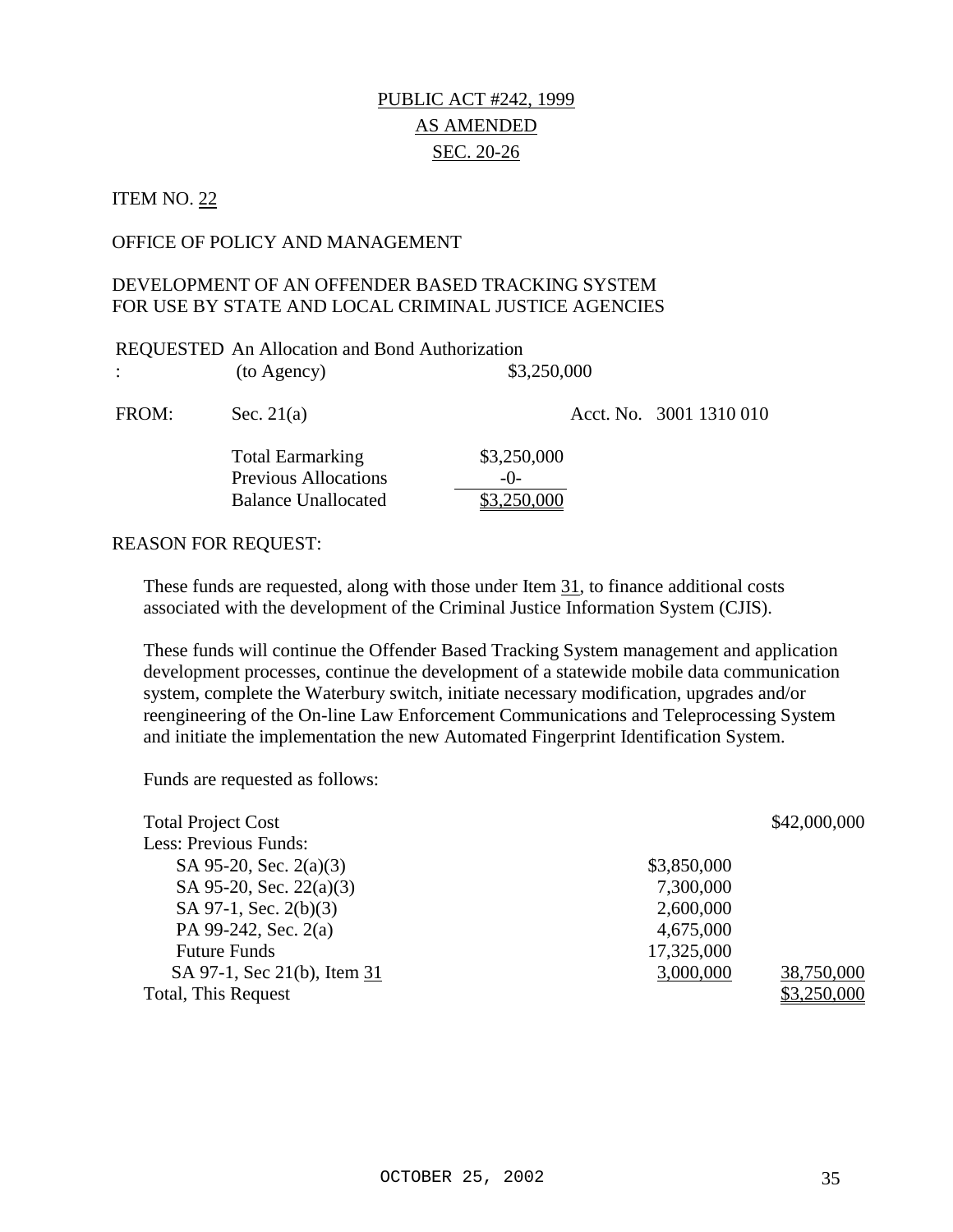PUBLIC ACT #242, 1999

AS AMENDED

SEC. 20-26

ITEM NO. 22

OFFICE OF POLICY AND MANAGEMENT

DEVELOPMENT OF AN OFFENDER BASED TRACKING SYSTEM FOR USE BY STATE AND LOCAL CRIMINAL JUSTICE AGENCIES

| | | | |
|---|---|---|---|
| REQUESTED: | An Allocation and Bond Authorization (to Agency) | $3,250,000 | |
| FROM: | Sec. 21(a) | | Acct. No. 3001 1310 010 |
| | Total Earmarking | $3,250,000 | |
| | Previous Allocations | -0- | |
| | Balance Unallocated | $3,250,000 | |

REASON FOR REQUEST:

These funds are requested, along with those under Item 31, to finance additional costs associated with the development of the Criminal Justice Information System (CJIS).

These funds will continue the Offender Based Tracking System management and application development processes, continue the development of a statewide mobile data communication system, complete the Waterbury switch, initiate necessary modification, upgrades and/or reengineering of the On-line Law Enforcement Communications and Teleprocessing System and initiate the implementation the new Automated Fingerprint Identification System.

Funds are requested as follows:

| | | |
|---|---|---|
| Total Project Cost | | $42,000,000 |
| Less: Previous Funds: | | |
| SA 95-20, Sec. 2(a)(3) | $3,850,000 | |
| SA 95-20, Sec. 22(a)(3) | 7,300,000 | |
| SA 97-1, Sec. 2(b)(3) | 2,600,000 | |
| PA 99-242, Sec. 2(a) | 4,675,000 | |
| Future Funds | 17,325,000 | |
| SA 97-1, Sec 21(b), Item 31 | 3,000,000 | 38,750,000 |
| Total, This Request | | $3,250,000 |

OCTOBER 25, 2002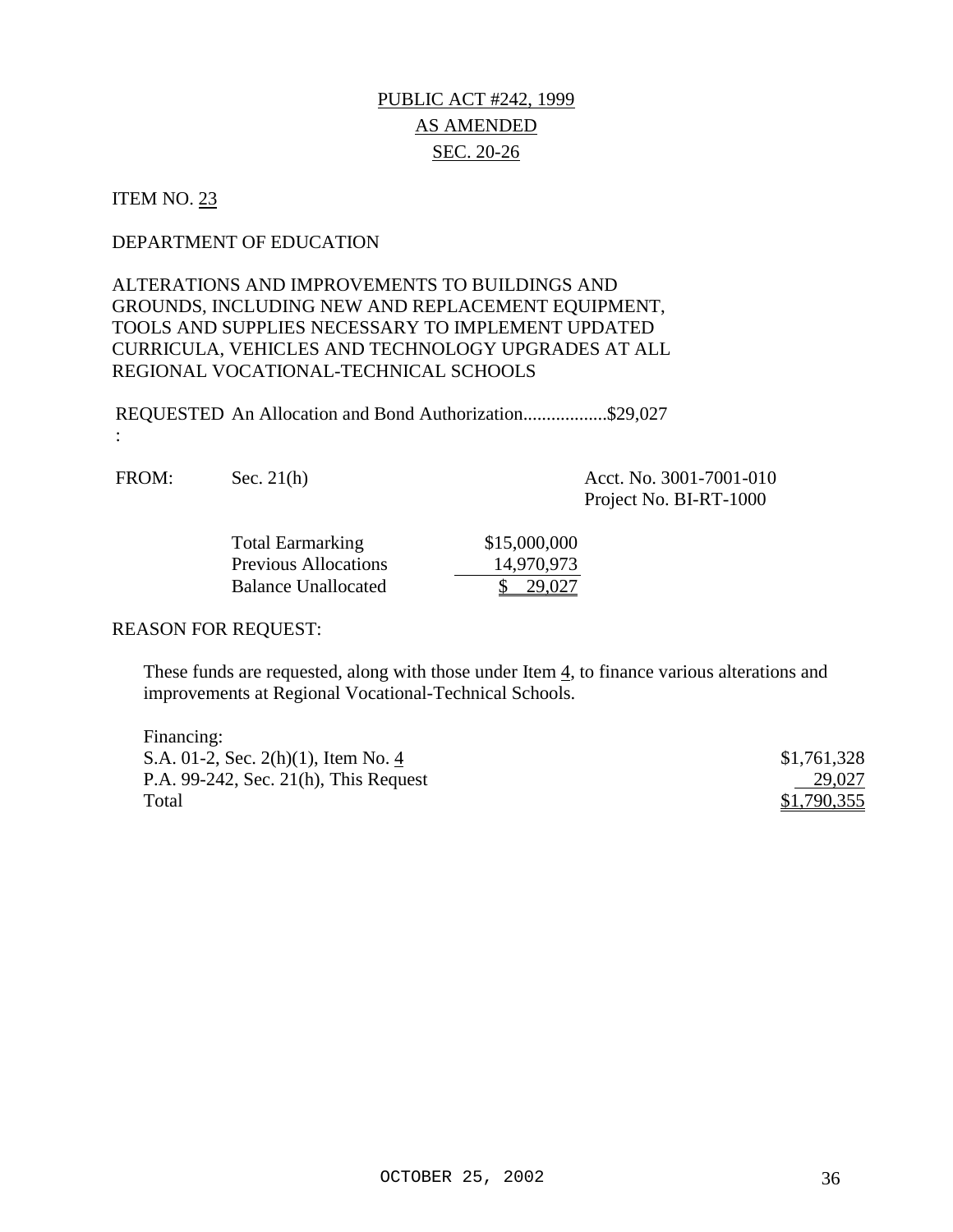PUBLIC ACT #242, 1999

AS AMENDED

SEC. 20-26

ITEM NO. 23

DEPARTMENT OF EDUCATION

ALTERATIONS AND IMPROVEMENTS TO BUILDINGS AND GROUNDS, INCLUDING NEW AND REPLACEMENT EQUIPMENT, TOOLS AND SUPPLIES NECESSARY TO IMPLEMENT UPDATED CURRICULA, VEHICLES AND TECHNOLOGY UPGRADES AT ALL REGIONAL VOCATIONAL-TECHNICAL SCHOOLS

REQUESTED: An Allocation and Bond Authorization..................$29,027

FROM: Sec. 21(h) — Acct. No. 3001-7001-010, Project No. BI-RT-1000

| | |
|---|---|
| Total Earmarking | $15,000,000 |
| Previous Allocations | 14,970,973 |
| Balance Unallocated | $ 29,027 |

REASON FOR REQUEST:

These funds are requested, along with those under Item 4, to finance various alterations and improvements at Regional Vocational-Technical Schools.

| Financing: | |
|---|---|
| S.A. 01-2, Sec. 2(h)(1), Item No. 4 | $1,761,328 |
| P.A. 99-242, Sec. 21(h), This Request | 29,027 |
| Total | $1,790,355 |

OCTOBER 25, 2002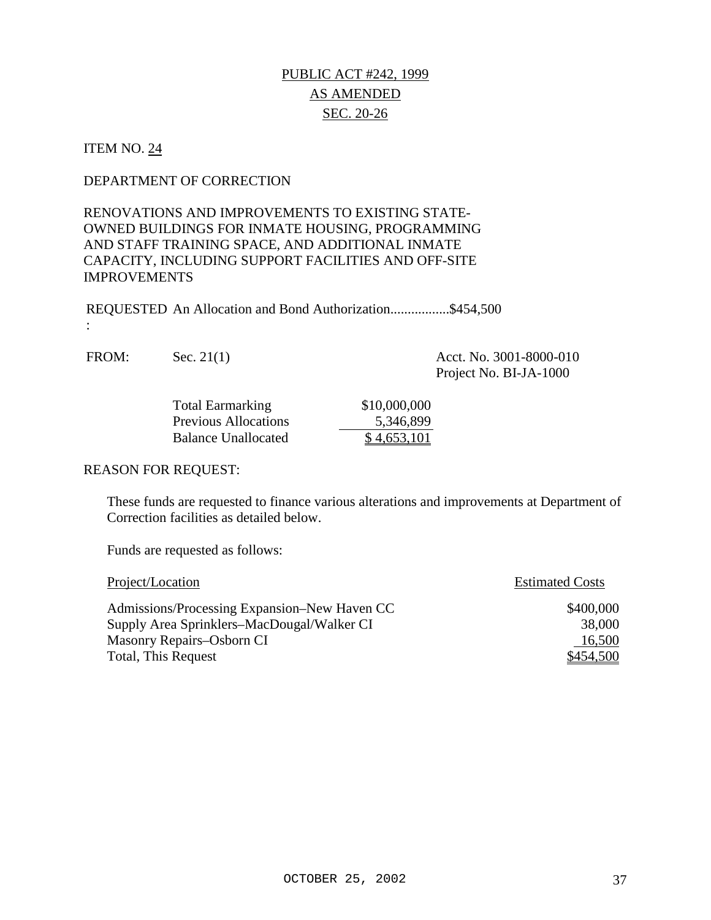PUBLIC ACT #242, 1999

AS AMENDED

SEC. 20-26

ITEM NO. 24

DEPARTMENT OF CORRECTION

RENOVATIONS AND IMPROVEMENTS TO EXISTING STATE-OWNED BUILDINGS FOR INMATE HOUSING, PROGRAMMING AND STAFF TRAINING SPACE, AND ADDITIONAL INMATE CAPACITY, INCLUDING SUPPORT FACILITIES AND OFF-SITE IMPROVEMENTS

REQUESTED: An Allocation and Bond Authorization.................$454,500

FROM: Sec. 21(1) Acct. No. 3001-8000-010
Project No. BI-JA-1000

| | |
|---|---|
| Total Earmarking | $10,000,000 |
| Previous Allocations | 5,346,899 |
| Balance Unallocated | $ 4,653,101 |

REASON FOR REQUEST:

These funds are requested to finance various alterations and improvements at Department of Correction facilities as detailed below.

Funds are requested as follows:

| Project/Location | Estimated Costs |
|---|---|
| Admissions/Processing Expansion–New Haven CC | $400,000 |
| Supply Area Sprinklers–MacDougal/Walker CI | 38,000 |
| Masonry Repairs–Osborn CI | 16,500 |
| Total, This Request | $454,500 |

OCTOBER 25, 2002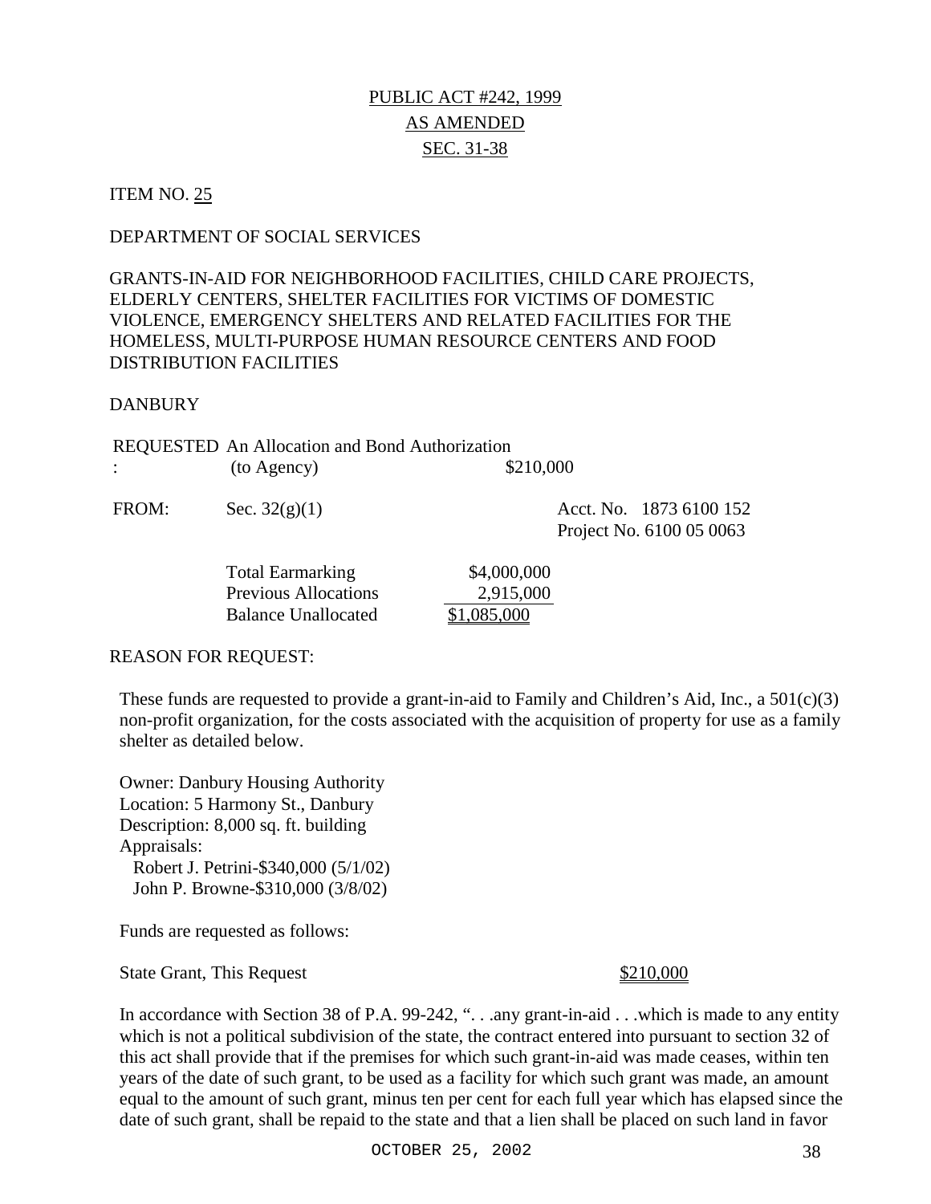PUBLIC ACT #242, 1999
AS AMENDED
SEC. 31-38

ITEM NO. 25

DEPARTMENT OF SOCIAL SERVICES

GRANTS-IN-AID FOR NEIGHBORHOOD FACILITIES, CHILD CARE PROJECTS, ELDERLY CENTERS, SHELTER FACILITIES FOR VICTIMS OF DOMESTIC VIOLENCE, EMERGENCY SHELTERS AND RELATED FACILITIES FOR THE HOMELESS, MULTI-PURPOSE HUMAN RESOURCE CENTERS AND FOOD DISTRIBUTION FACILITIES

DANBURY

REQUESTED: An Allocation and Bond Authorization (to Agency) $210,000

FROM: Sec. 32(g)(1) Acct. No. 1873 6100 152
Project No. 6100 05 0063

| | |
|---|---|
| Total Earmarking | $4,000,000 |
| Previous Allocations | 2,915,000 |
| Balance Unallocated | $1,085,000 |

REASON FOR REQUEST:

These funds are requested to provide a grant-in-aid to Family and Children's Aid, Inc., a 501(c)(3) non-profit organization, for the costs associated with the acquisition of property for use as a family shelter as detailed below.

Owner: Danbury Housing Authority
Location: 5 Harmony St., Danbury
Description: 8,000 sq. ft. building
Appraisals:
Robert J. Petrini-$340,000 (5/1/02)
John P. Browne-$310,000 (3/8/02)

Funds are requested as follows:

State Grant, This Request $210,000

In accordance with Section 38 of P.A. 99-242, ". . .any grant-in-aid . . .which is made to any entity which is not a political subdivision of the state, the contract entered into pursuant to section 32 of this act shall provide that if the premises for which such grant-in-aid was made ceases, within ten years of the date of such grant, to be used as a facility for which such grant was made, an amount equal to the amount of such grant, minus ten per cent for each full year which has elapsed since the date of such grant, shall be repaid to the state and that a lien shall be placed on such land in favor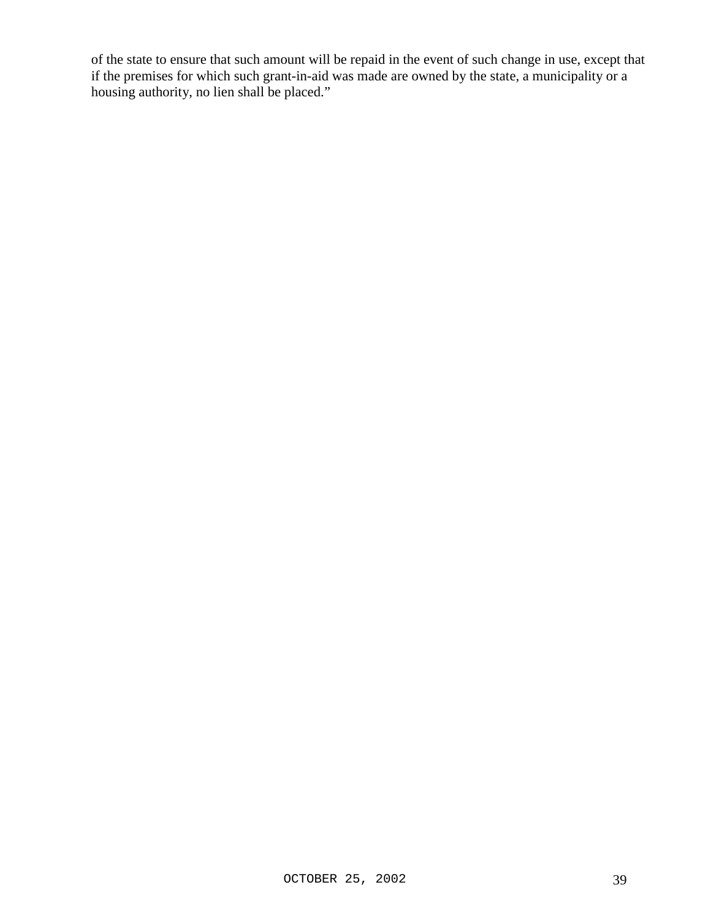of the state to ensure that such amount will be repaid in the event of such change in use, except that if the premises for which such grant-in-aid was made are owned by the state, a municipality or a housing authority, no lien shall be placed."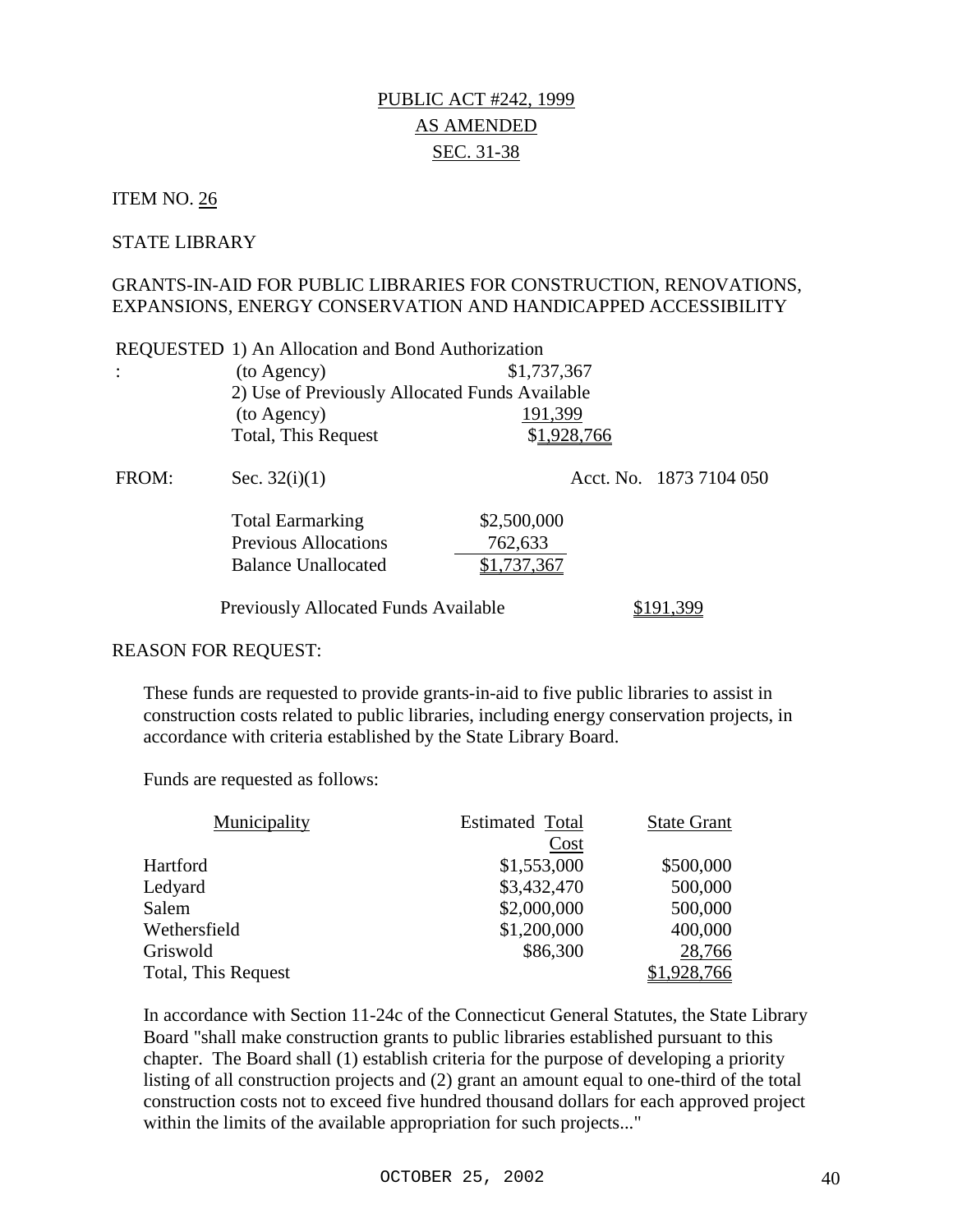PUBLIC ACT #242, 1999

AS AMENDED

SEC. 31-38

ITEM NO. 26

STATE LIBRARY

GRANTS-IN-AID FOR PUBLIC LIBRARIES FOR CONSTRUCTION, RENOVATIONS, EXPANSIONS, ENERGY CONSERVATION AND HANDICAPPED ACCESSIBILITY

| | | |
|---|---|---|
| REQUESTED: | 1) An Allocation and Bond Authorization (to Agency) | $1,737,367 |
| | 2) Use of Previously Allocated Funds Available (to Agency) | 191,399 |
| | Total, This Request | $1,928,766 |

FROM: Sec. 32(i)(1) Acct. No. 1873 7104 050

| | |
|---|---|
| Total Earmarking | $2,500,000 |
| Previous Allocations | 762,633 |
| Balance Unallocated | $1,737,367 |

Previously Allocated Funds Available $191,399

REASON FOR REQUEST:

These funds are requested to provide grants-in-aid to five public libraries to assist in construction costs related to public libraries, including energy conservation projects, in accordance with criteria established by the State Library Board.

Funds are requested as follows:

| Municipality | Estimated Total Cost | State Grant |
|---|---|---|
| Hartford | $1,553,000 | $500,000 |
| Ledyard | $3,432,470 | 500,000 |
| Salem | $2,000,000 | 500,000 |
| Wethersfield | $1,200,000 | 400,000 |
| Griswold | $86,300 | 28,766 |
| Total, This Request | | $1,928,766 |

In accordance with Section 11-24c of the Connecticut General Statutes, the State Library Board "shall make construction grants to public libraries established pursuant to this chapter. The Board shall (1) establish criteria for the purpose of developing a priority listing of all construction projects and (2) grant an amount equal to one-third of the total construction costs not to exceed five hundred thousand dollars for each approved project within the limits of the available appropriation for such projects..."

OCTOBER 25, 2002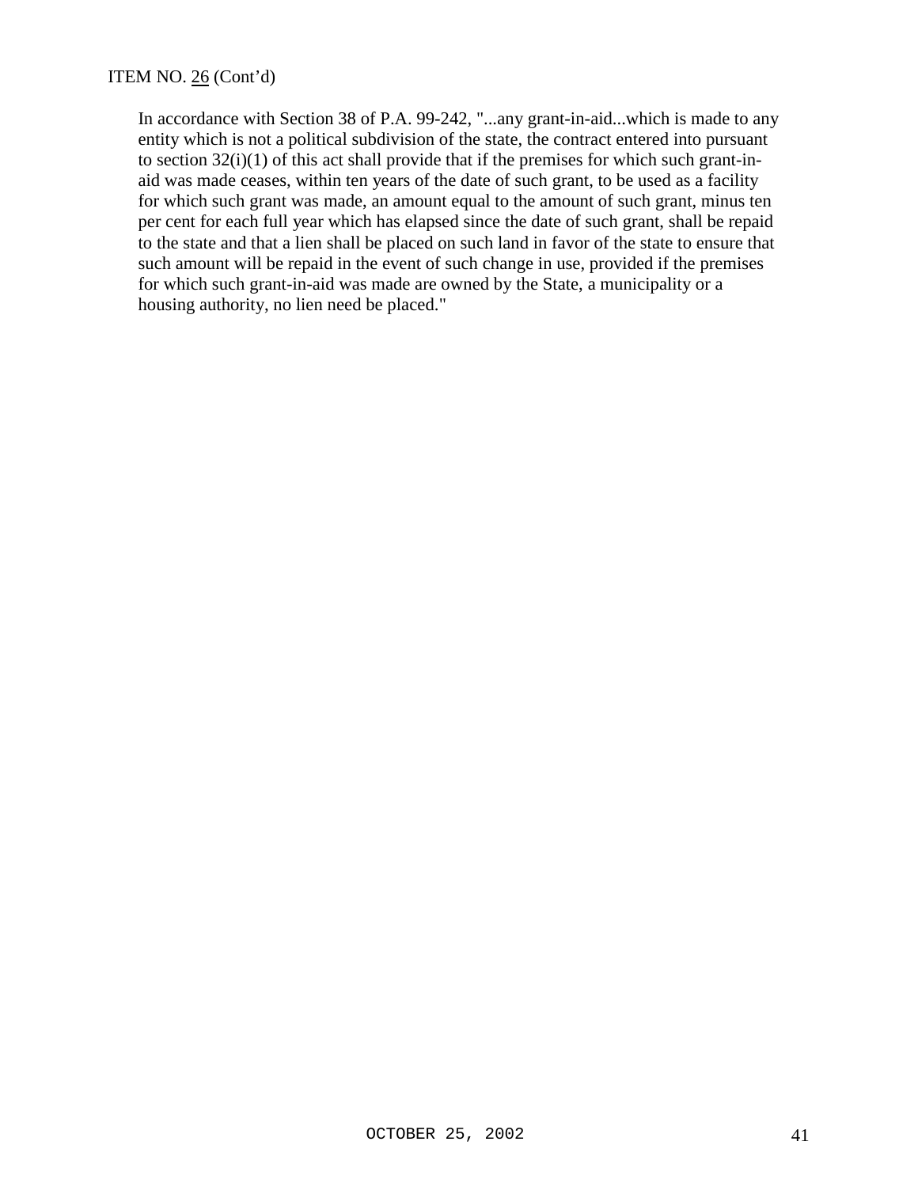ITEM NO. 26 (Cont'd)

In accordance with Section 38 of P.A. 99-242, "...any grant-in-aid...which is made to any entity which is not a political subdivision of the state, the contract entered into pursuant to section 32(i)(1) of this act shall provide that if the premises for which such grant-in-aid was made ceases, within ten years of the date of such grant, to be used as a facility for which such grant was made, an amount equal to the amount of such grant, minus ten per cent for each full year which has elapsed since the date of such grant, shall be repaid to the state and that a lien shall be placed on such land in favor of the state to ensure that such amount will be repaid in the event of such change in use, provided if the premises for which such grant-in-aid was made are owned by the State, a municipality or a housing authority, no lien need be placed."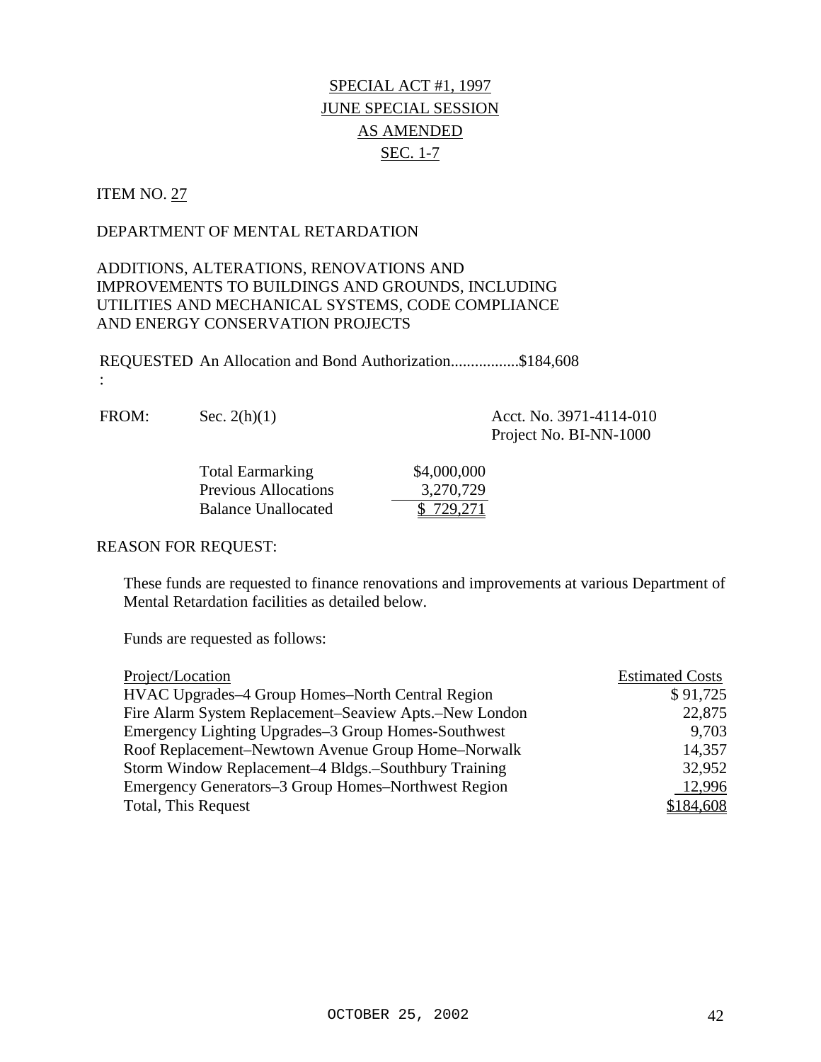# SPECIAL ACT #1, 1997
# JUNE SPECIAL SESSION
# AS AMENDED
# SEC. 1-7

ITEM NO. 27

DEPARTMENT OF MENTAL RETARDATION

ADDITIONS, ALTERATIONS, RENOVATIONS AND IMPROVEMENTS TO BUILDINGS AND GROUNDS, INCLUDING UTILITIES AND MECHANICAL SYSTEMS, CODE COMPLIANCE AND ENERGY CONSERVATION PROJECTS

REQUESTED: An Allocation and Bond Authorization.................$184,608

FROM: Sec. 2(h)(1) — Acct. No. 3971-4114-010, Project No. BI-NN-1000

| | |
|---|---|
| Total Earmarking | $4,000,000 |
| Previous Allocations | 3,270,729 |
| Balance Unallocated | $ 729,271 |

REASON FOR REQUEST:

These funds are requested to finance renovations and improvements at various Department of Mental Retardation facilities as detailed below.

Funds are requested as follows:

| Project/Location | Estimated Costs |
|---|---|
| HVAC Upgrades–4 Group Homes–North Central Region | $ 91,725 |
| Fire Alarm System Replacement–Seaview Apts.–New London | 22,875 |
| Emergency Lighting Upgrades–3 Group Homes-Southwest | 9,703 |
| Roof Replacement–Newtown Avenue Group Home–Norwalk | 14,357 |
| Storm Window Replacement–4 Bldgs.–Southbury Training | 32,952 |
| Emergency Generators–3 Group Homes–Northwest Region | 12,996 |
| Total, This Request | $184,608 |

OCTOBER 25, 2002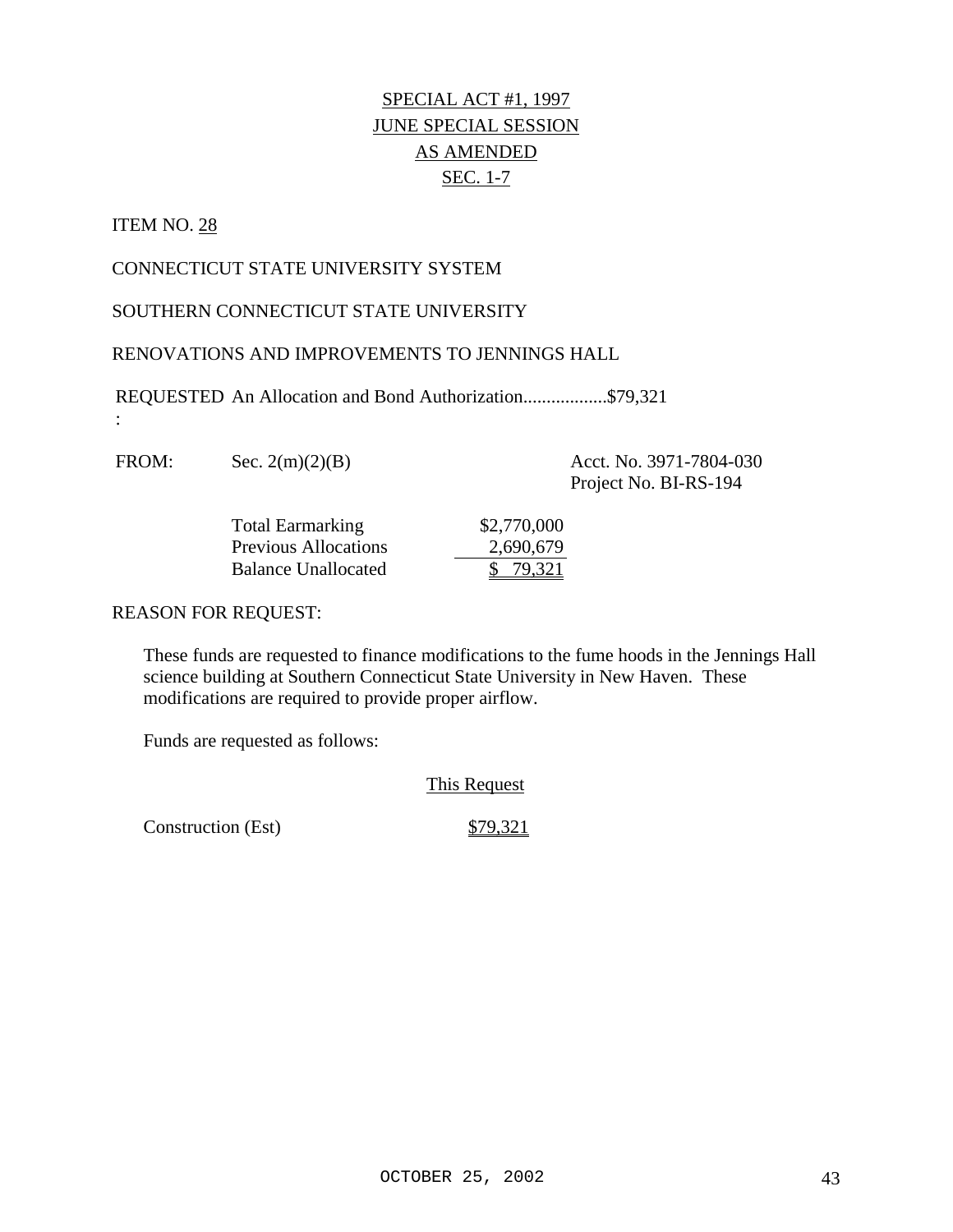SPECIAL ACT #1, 1997
JUNE SPECIAL SESSION
AS AMENDED
SEC. 1-7

ITEM NO. 28

CONNECTICUT STATE UNIVERSITY SYSTEM

SOUTHERN CONNECTICUT STATE UNIVERSITY

RENOVATIONS AND IMPROVEMENTS TO JENNINGS HALL

REQUESTED: An Allocation and Bond Authorization..................$79,321

FROM: Sec. 2(m)(2)(B)

Acct. No. 3971-7804-030
Project No. BI-RS-194

| | |
|---|---|
| Total Earmarking | $2,770,000 |
| Previous Allocations | 2,690,679 |
| Balance Unallocated | $ 79,321 |

REASON FOR REQUEST:

These funds are requested to finance modifications to the fume hoods in the Jennings Hall science building at Southern Connecticut State University in New Haven. These modifications are required to provide proper airflow.

Funds are requested as follows:

| | This Request |
|---|---|
| Construction (Est) | $79,321 |

OCTOBER 25, 2002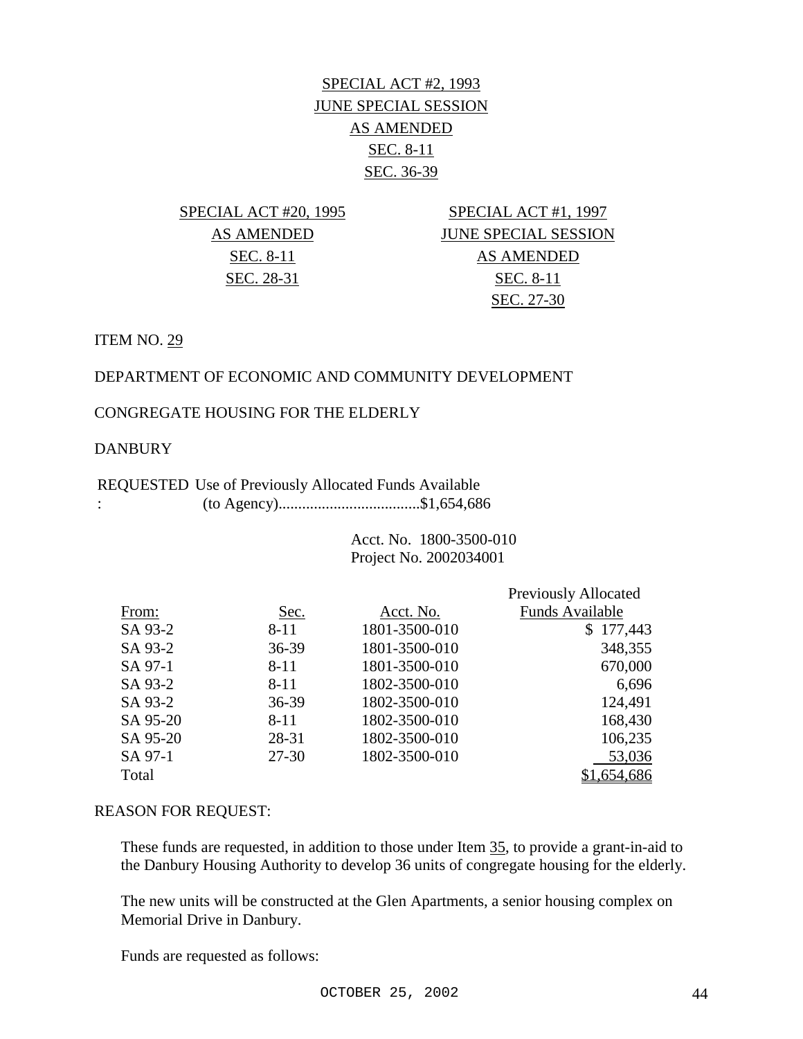<u>SPECIAL ACT #2, 1993</u>
<u>JUNE SPECIAL SESSION</u>
<u>AS AMENDED</u>
<u>SEC. 8-11</u>
<u>SEC. 36-39</u>

<u>SPECIAL ACT #20, 1995</u>
<u>AS AMENDED</u>
<u>SEC. 8-11</u>
<u>SEC. 28-31</u>

<u>SPECIAL ACT #1, 1997</u>
<u>JUNE SPECIAL SESSION</u>
<u>AS AMENDED</u>
<u>SEC. 8-11</u>
<u>SEC. 27-30</u>

ITEM NO. <u>29</u>

DEPARTMENT OF ECONOMIC AND COMMUNITY DEVELOPMENT

CONGREGATE HOUSING FOR THE ELDERLY

DANBURY

REQUESTED: Use of Previously Allocated Funds Available (to Agency)....................................$1,654,686

Acct. No. 1800-3500-010
Project No. 2002034001

| From: | Sec. | Acct. No. | Previously Allocated Funds Available |
|---|---|---|---|
| SA 93-2 | 8-11 | 1801-3500-010 | $ 177,443 |
| SA 93-2 | 36-39 | 1801-3500-010 | 348,355 |
| SA 97-1 | 8-11 | 1801-3500-010 | 670,000 |
| SA 93-2 | 8-11 | 1802-3500-010 | 6,696 |
| SA 93-2 | 36-39 | 1802-3500-010 | 124,491 |
| SA 95-20 | 8-11 | 1802-3500-010 | 168,430 |
| SA 95-20 | 28-31 | 1802-3500-010 | 106,235 |
| SA 97-1 | 27-30 | 1802-3500-010 | 53,036 |
| Total | | | $1,654,686 |

REASON FOR REQUEST:

These funds are requested, in addition to those under Item <u>35</u>, to provide a grant-in-aid to the Danbury Housing Authority to develop 36 units of congregate housing for the elderly.

The new units will be constructed at the Glen Apartments, a senior housing complex on Memorial Drive in Danbury.

Funds are requested as follows: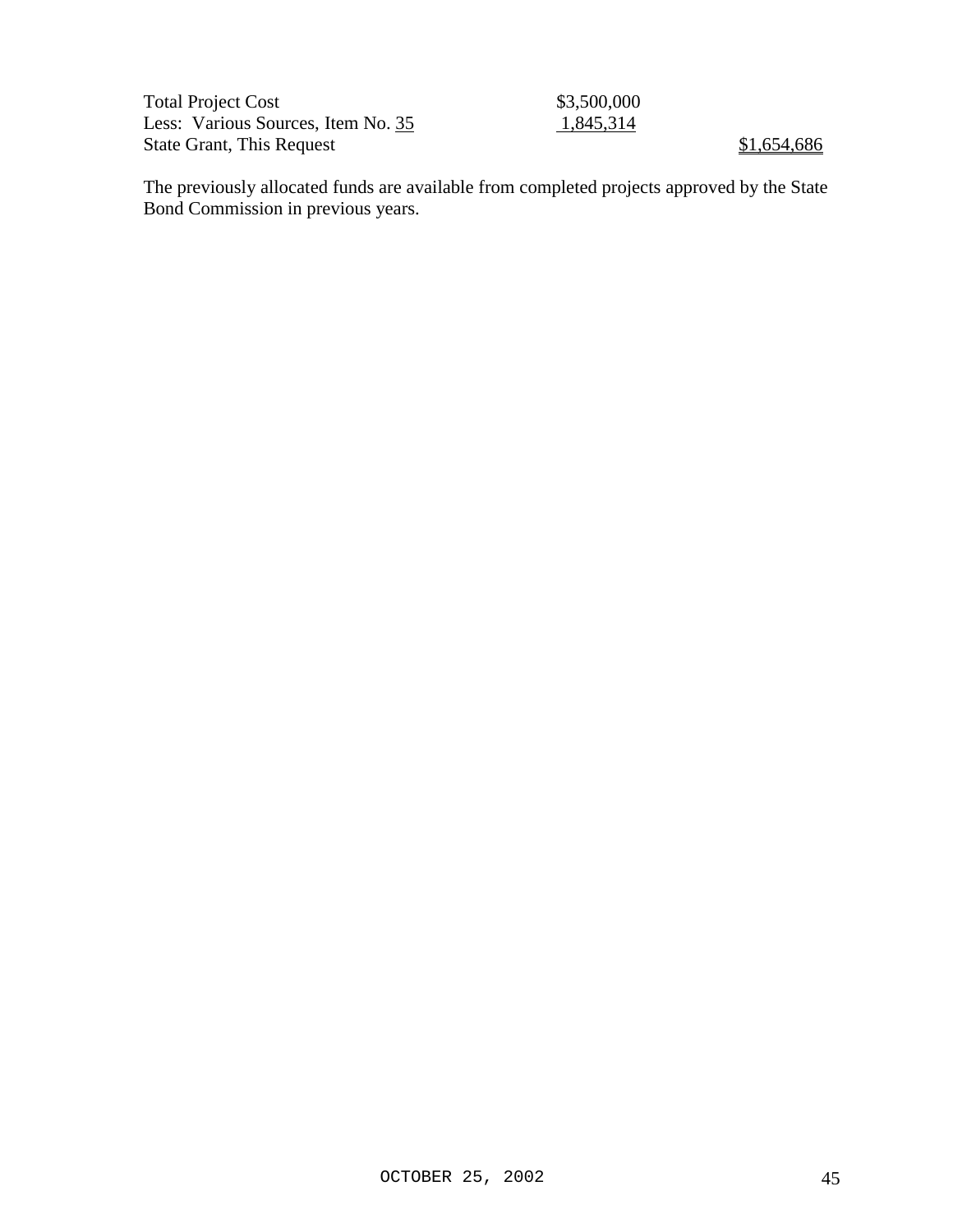| | | |
|---|---|---|
| Total Project Cost | $3,500,000 | |
| Less: Various Sources, Item No. 35 | 1,845,314 | |
| State Grant, This Request | | $1,654,686 |

The previously allocated funds are available from completed projects approved by the State Bond Commission in previous years.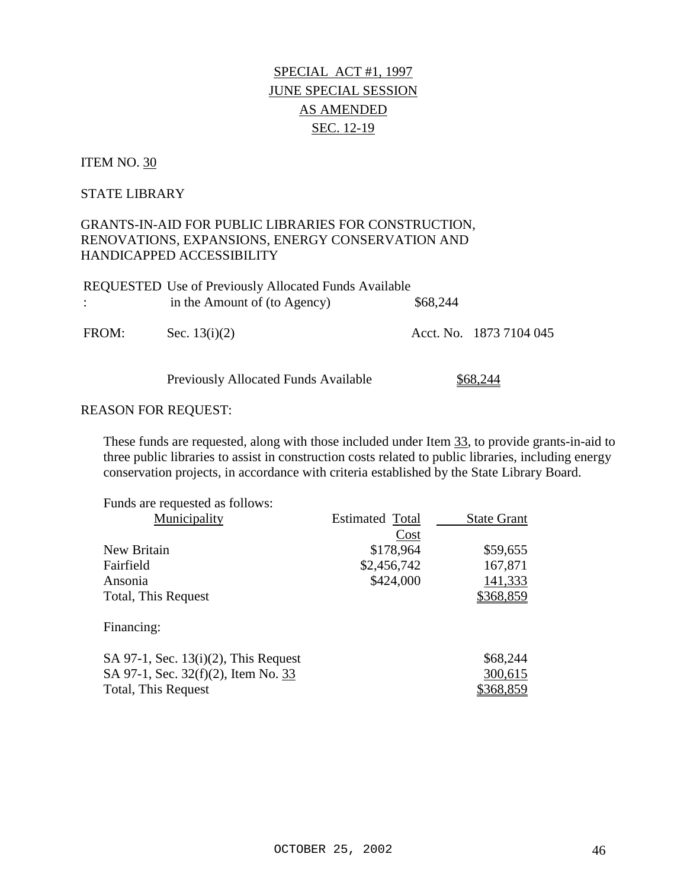SPECIAL ACT #1, 1997
JUNE SPECIAL SESSION
AS AMENDED
SEC. 12-19

ITEM NO. 30

STATE LIBRARY

GRANTS-IN-AID FOR PUBLIC LIBRARIES FOR CONSTRUCTION, RENOVATIONS, EXPANSIONS, ENERGY CONSERVATION AND HANDICAPPED ACCESSIBILITY

REQUESTED: Use of Previously Allocated Funds Available in the Amount of (to Agency) $68,244

FROM: Sec. 13(i)(2) Acct. No. 1873 7104 045

Previously Allocated Funds Available $68,244

REASON FOR REQUEST:

These funds are requested, along with those included under Item 33, to provide grants-in-aid to three public libraries to assist in construction costs related to public libraries, including energy conservation projects, in accordance with criteria established by the State Library Board.

Funds are requested as follows:

| Municipality | Estimated Total Cost | State Grant |
|---|---|---|
| New Britain | $178,964 | $59,655 |
| Fairfield | $2,456,742 | 167,871 |
| Ansonia | $424,000 | 141,333 |
| Total, This Request | | $368,859 |

Financing:

| | |
|---|---|
| SA 97-1, Sec. 13(i)(2), This Request | $68,244 |
| SA 97-1, Sec. 32(f)(2), Item No. 33 | 300,615 |
| Total, This Request | $368,859 |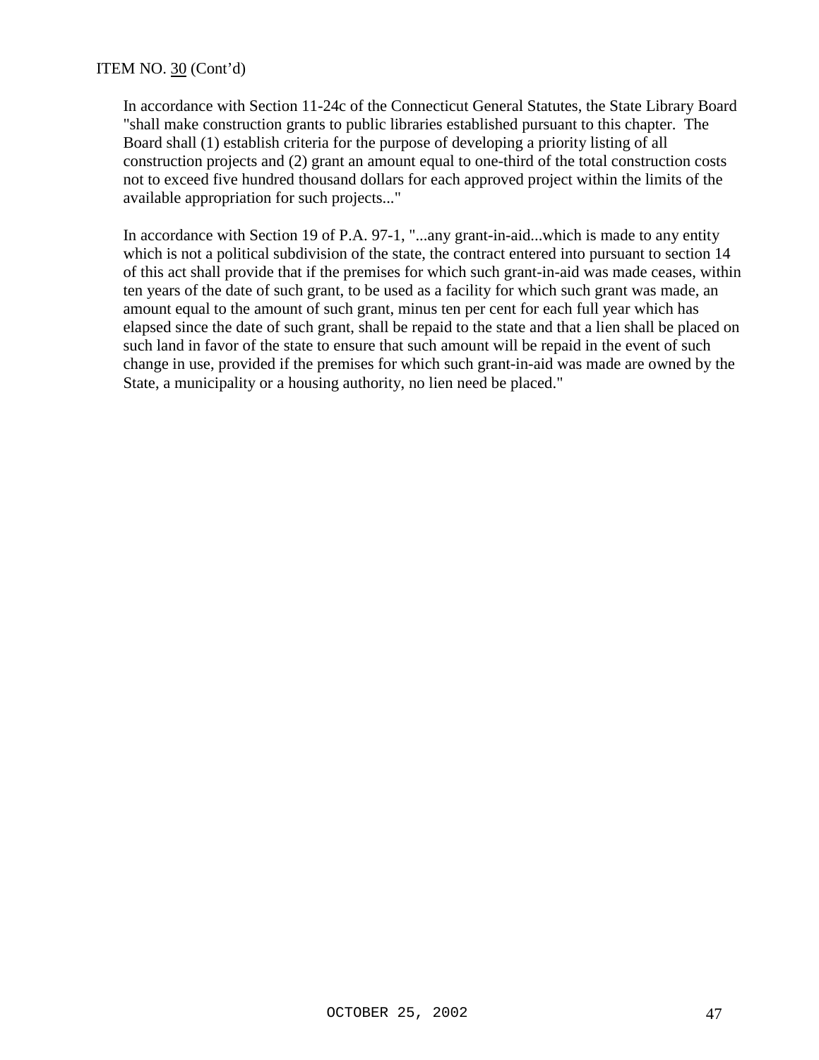ITEM NO. 30 (Cont'd)

In accordance with Section 11-24c of the Connecticut General Statutes, the State Library Board "shall make construction grants to public libraries established pursuant to this chapter. The Board shall (1) establish criteria for the purpose of developing a priority listing of all construction projects and (2) grant an amount equal to one-third of the total construction costs not to exceed five hundred thousand dollars for each approved project within the limits of the available appropriation for such projects..."

In accordance with Section 19 of P.A. 97-1, "...any grant-in-aid...which is made to any entity which is not a political subdivision of the state, the contract entered into pursuant to section 14 of this act shall provide that if the premises for which such grant-in-aid was made ceases, within ten years of the date of such grant, to be used as a facility for which such grant was made, an amount equal to the amount of such grant, minus ten per cent for each full year which has elapsed since the date of such grant, shall be repaid to the state and that a lien shall be placed on such land in favor of the state to ensure that such amount will be repaid in the event of such change in use, provided if the premises for which such grant-in-aid was made are owned by the State, a municipality or a housing authority, no lien need be placed."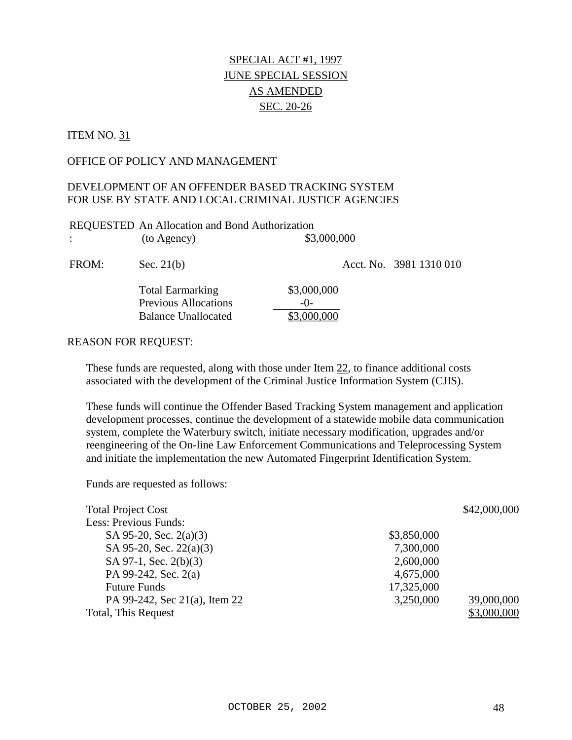SPECIAL ACT #1, 1997
JUNE SPECIAL SESSION
AS AMENDED
SEC. 20-26

ITEM NO. 31

OFFICE OF POLICY AND MANAGEMENT

DEVELOPMENT OF AN OFFENDER BASED TRACKING SYSTEM FOR USE BY STATE AND LOCAL CRIMINAL JUSTICE AGENCIES

| | | | |
|---|---|---|---|
| REQUESTED: | An Allocation and Bond Authorization (to Agency) | $3,000,000 | |
| FROM: | Sec. 21(b) | | Acct. No. 3981 1310 010 |
| | Total Earmarking | $3,000,000 | |
| | Previous Allocations | -0- | |
| | Balance Unallocated | $3,000,000 | |

REASON FOR REQUEST:

These funds are requested, along with those under Item 22, to finance additional costs associated with the development of the Criminal Justice Information System (CJIS).

These funds will continue the Offender Based Tracking System management and application development processes, continue the development of a statewide mobile data communication system, complete the Waterbury switch, initiate necessary modification, upgrades and/or reengineering of the On-line Law Enforcement Communications and Teleprocessing System and initiate the implementation the new Automated Fingerprint Identification System.

Funds are requested as follows:

| | | |
|---|---|---|
| Total Project Cost | | $42,000,000 |
| Less: Previous Funds: | | |
| SA 95-20, Sec. 2(a)(3) | $3,850,000 | |
| SA 95-20, Sec. 22(a)(3) | 7,300,000 | |
| SA 97-1, Sec. 2(b)(3) | 2,600,000 | |
| PA 99-242, Sec. 2(a) | 4,675,000 | |
| Future Funds | 17,325,000 | |
| PA 99-242, Sec 21(a), Item 22 | 3,250,000 | 39,000,000 |
| Total, This Request | | $3,000,000 |

OCTOBER 25, 2002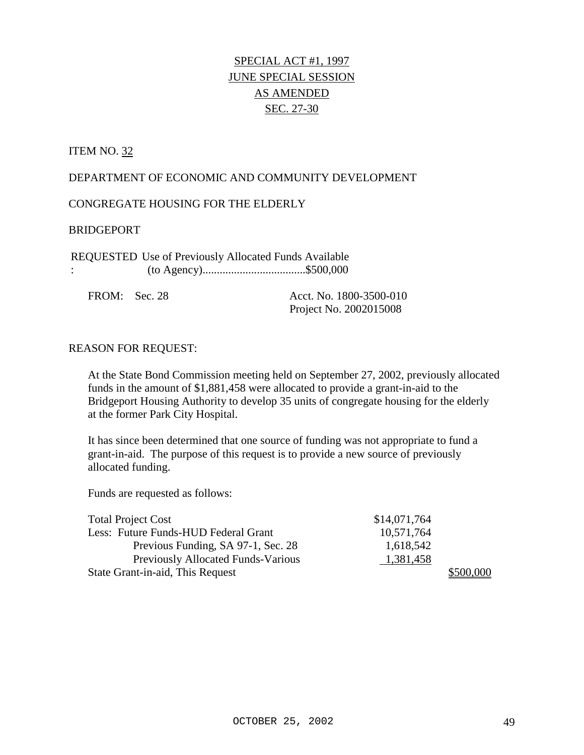SPECIAL ACT #1, 1997
JUNE SPECIAL SESSION
AS AMENDED
SEC. 27-30

ITEM NO. 32

DEPARTMENT OF ECONOMIC AND COMMUNITY DEVELOPMENT

CONGREGATE HOUSING FOR THE ELDERLY

BRIDGEPORT

REQUESTED: Use of Previously Allocated Funds Available (to Agency)....................................$500,000

FROM: Sec. 28 — Acct. No. 1800-3500-010, Project No. 2002015008

REASON FOR REQUEST:

At the State Bond Commission meeting held on September 27, 2002, previously allocated funds in the amount of $1,881,458 were allocated to provide a grant-in-aid to the Bridgeport Housing Authority to develop 35 units of congregate housing for the elderly at the former Park City Hospital.

It has since been determined that one source of funding was not appropriate to fund a grant-in-aid. The purpose of this request is to provide a new source of previously allocated funding.

Funds are requested as follows:

| | | |
|---|---|---|
| Total Project Cost | $14,071,764 | |
| Less: Future Funds-HUD Federal Grant | 10,571,764 | |
| Previous Funding, SA 97-1, Sec. 28 | 1,618,542 | |
| Previously Allocated Funds-Various | 1,381,458 | |
| State Grant-in-aid, This Request | | $500,000 |

OCTOBER 25, 2002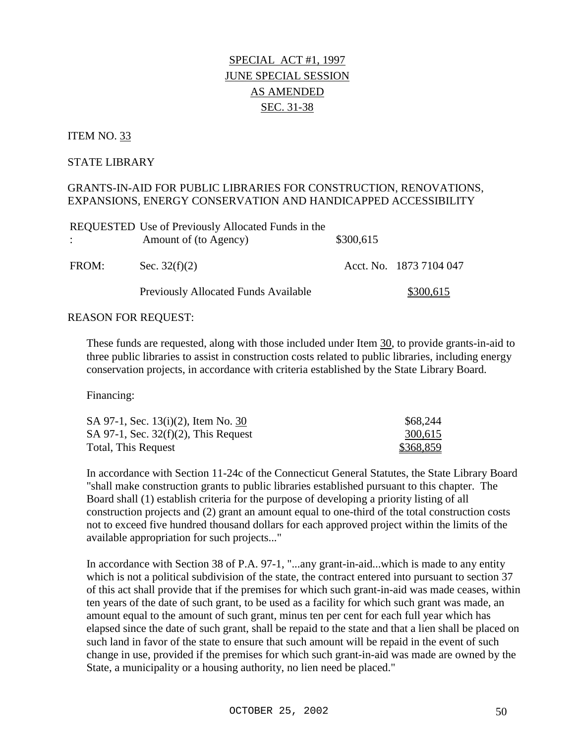SPECIAL ACT #1, 1997
JUNE SPECIAL SESSION
AS AMENDED
SEC. 31-38

ITEM NO. 33

STATE LIBRARY

GRANTS-IN-AID FOR PUBLIC LIBRARIES FOR CONSTRUCTION, RENOVATIONS, EXPANSIONS, ENERGY CONSERVATION AND HANDICAPPED ACCESSIBILITY

| | | | |
|---|---|---|---|
| REQUESTED: | Use of Previously Allocated Funds in the Amount of (to Agency) | $300,615 | |
| FROM: | Sec. 32(f)(2) | | Acct. No. 1873 7104 047 |
| | Previously Allocated Funds Available | | $300,615 |

REASON FOR REQUEST:

These funds are requested, along with those included under Item 30, to provide grants-in-aid to three public libraries to assist in construction costs related to public libraries, including energy conservation projects, in accordance with criteria established by the State Library Board.

Financing:

| | |
|---|---|
| SA 97-1, Sec. 13(i)(2), Item No. 30 | $68,244 |
| SA 97-1, Sec. 32(f)(2), This Request | 300,615 |
| Total, This Request | $368,859 |

In accordance with Section 11-24c of the Connecticut General Statutes, the State Library Board "shall make construction grants to public libraries established pursuant to this chapter. The Board shall (1) establish criteria for the purpose of developing a priority listing of all construction projects and (2) grant an amount equal to one-third of the total construction costs not to exceed five hundred thousand dollars for each approved project within the limits of the available appropriation for such projects..."

In accordance with Section 38 of P.A. 97-1, "...any grant-in-aid...which is made to any entity which is not a political subdivision of the state, the contract entered into pursuant to section 37 of this act shall provide that if the premises for which such grant-in-aid was made ceases, within ten years of the date of such grant, to be used as a facility for which such grant was made, an amount equal to the amount of such grant, minus ten per cent for each full year which has elapsed since the date of such grant, shall be repaid to the state and that a lien shall be placed on such land in favor of the state to ensure that such amount will be repaid in the event of such change in use, provided if the premises for which such grant-in-aid was made are owned by the State, a municipality or a housing authority, no lien need be placed."

OCTOBER 25, 2002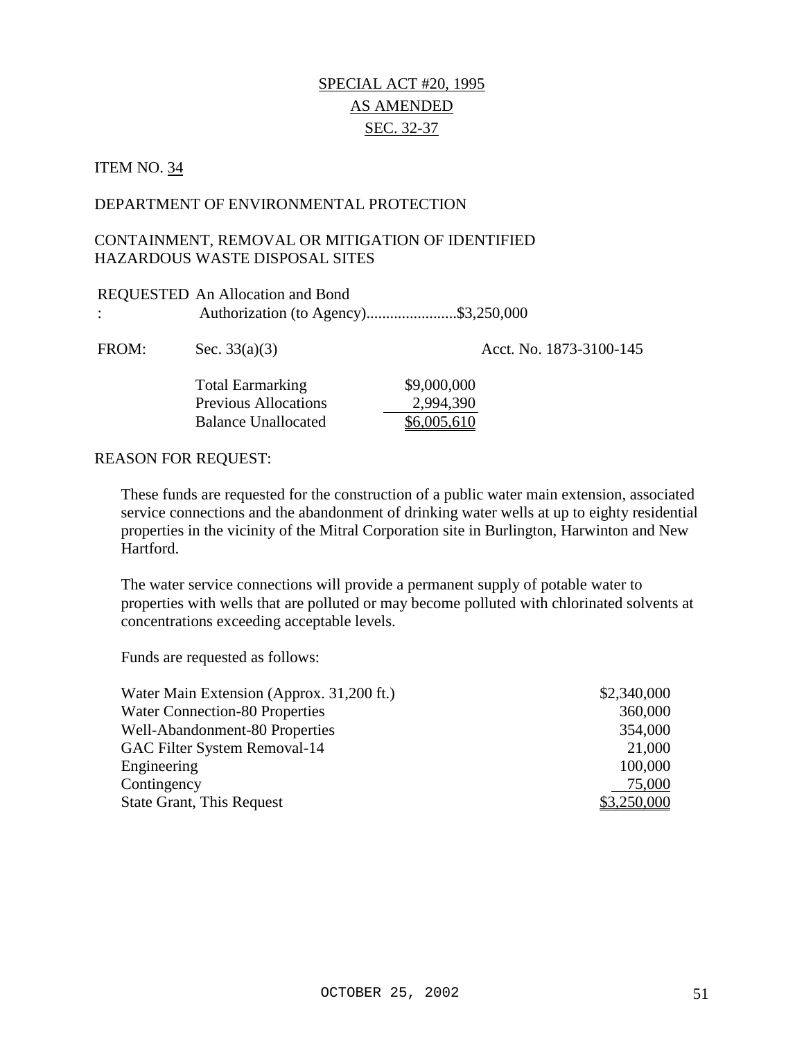SPECIAL ACT #20, 1995

AS AMENDED

SEC. 32-37

ITEM NO. 34

DEPARTMENT OF ENVIRONMENTAL PROTECTION

CONTAINMENT, REMOVAL OR MITIGATION OF IDENTIFIED HAZARDOUS WASTE DISPOSAL SITES

REQUESTED: An Allocation and Bond Authorization (to Agency).......................$3,250,000

FROM: Sec. 33(a)(3) Acct. No. 1873-3100-145

| | |
|---|---|
| Total Earmarking | $9,000,000 |
| Previous Allocations | 2,994,390 |
| Balance Unallocated | $6,005,610 |

REASON FOR REQUEST:

These funds are requested for the construction of a public water main extension, associated service connections and the abandonment of drinking water wells at up to eighty residential properties in the vicinity of the Mitral Corporation site in Burlington, Harwinton and New Hartford.

The water service connections will provide a permanent supply of potable water to properties with wells that are polluted or may become polluted with chlorinated solvents at concentrations exceeding acceptable levels.

Funds are requested as follows:

| | |
|---|---|
| Water Main Extension (Approx. 31,200 ft.) | $2,340,000 |
| Water Connection-80 Properties | 360,000 |
| Well-Abandonment-80 Properties | 354,000 |
| GAC Filter System Removal-14 | 21,000 |
| Engineering | 100,000 |
| Contingency | 75,000 |
| State Grant, This Request | $3,250,000 |

OCTOBER 25, 2002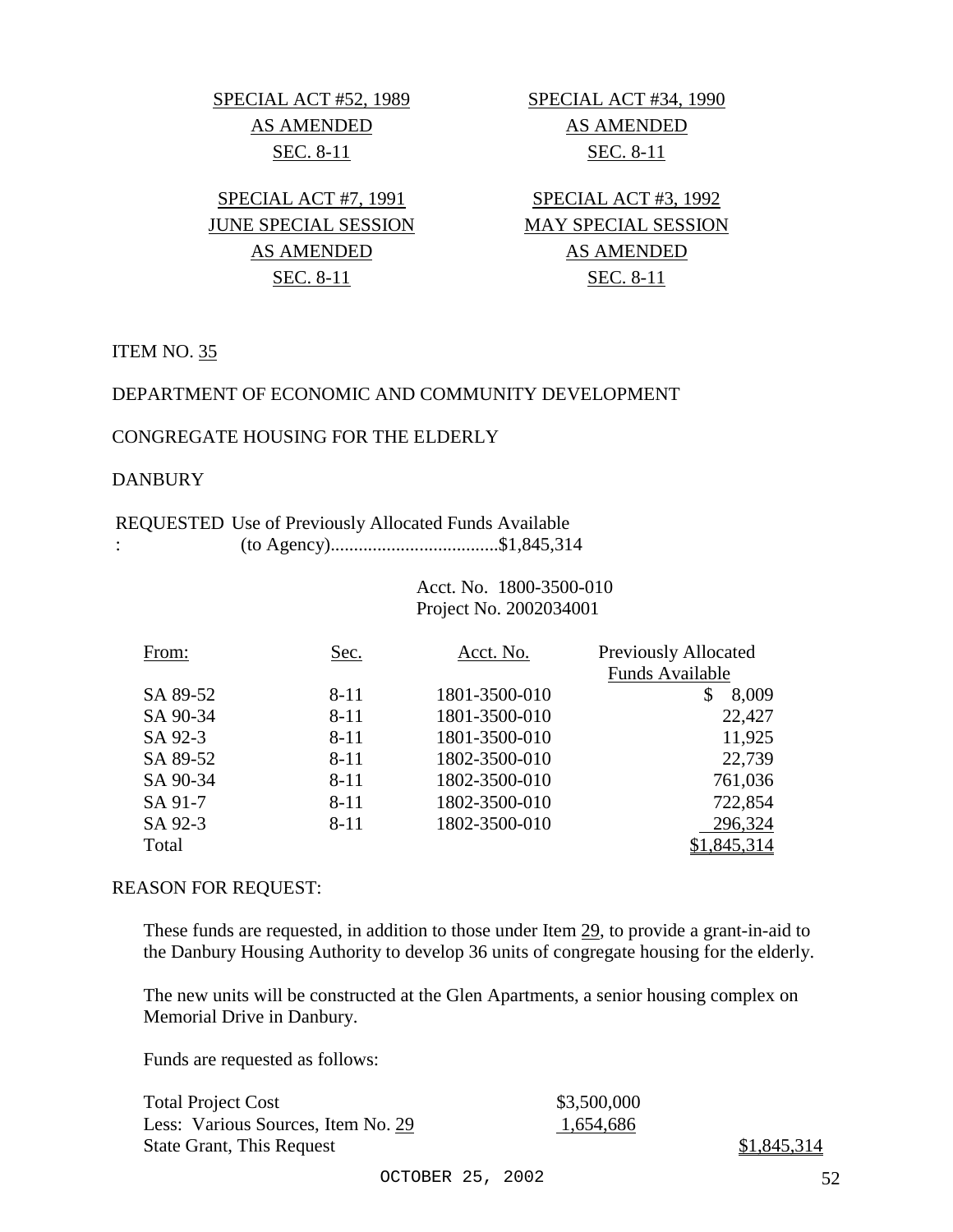SPECIAL ACT #52, 1989
AS AMENDED
SEC. 8-11

SPECIAL ACT #34, 1990
AS AMENDED
SEC. 8-11

SPECIAL ACT #7, 1991
JUNE SPECIAL SESSION
AS AMENDED
SEC. 8-11

SPECIAL ACT #3, 1992
MAY SPECIAL SESSION
AS AMENDED
SEC. 8-11

ITEM NO. 35

DEPARTMENT OF ECONOMIC AND COMMUNITY DEVELOPMENT

CONGREGATE HOUSING FOR THE ELDERLY

DANBURY

REQUESTED: Use of Previously Allocated Funds Available (to Agency)....................................$1,845,314

Acct. No. 1800-3500-010
Project No. 2002034001

| From: | Sec. | Acct. No. | Previously Allocated Funds Available |
|---|---|---|---|
| SA 89-52 | 8-11 | 1801-3500-010 | $ 8,009 |
| SA 90-34 | 8-11 | 1801-3500-010 | 22,427 |
| SA 92-3 | 8-11 | 1801-3500-010 | 11,925 |
| SA 89-52 | 8-11 | 1802-3500-010 | 22,739 |
| SA 90-34 | 8-11 | 1802-3500-010 | 761,036 |
| SA 91-7 | 8-11 | 1802-3500-010 | 722,854 |
| SA 92-3 | 8-11 | 1802-3500-010 | 296,324 |
| Total | | | $1,845,314 |

REASON FOR REQUEST:

These funds are requested, in addition to those under Item 29, to provide a grant-in-aid to the Danbury Housing Authority to develop 36 units of congregate housing for the elderly.

The new units will be constructed at the Glen Apartments, a senior housing complex on Memorial Drive in Danbury.

Funds are requested as follows:

| | | |
|---|---|---|
| Total Project Cost | $3,500,000 | |
| Less: Various Sources, Item No. 29 | 1,654,686 | |
| State Grant, This Request | | $1,845,314 |

OCTOBER 25, 2002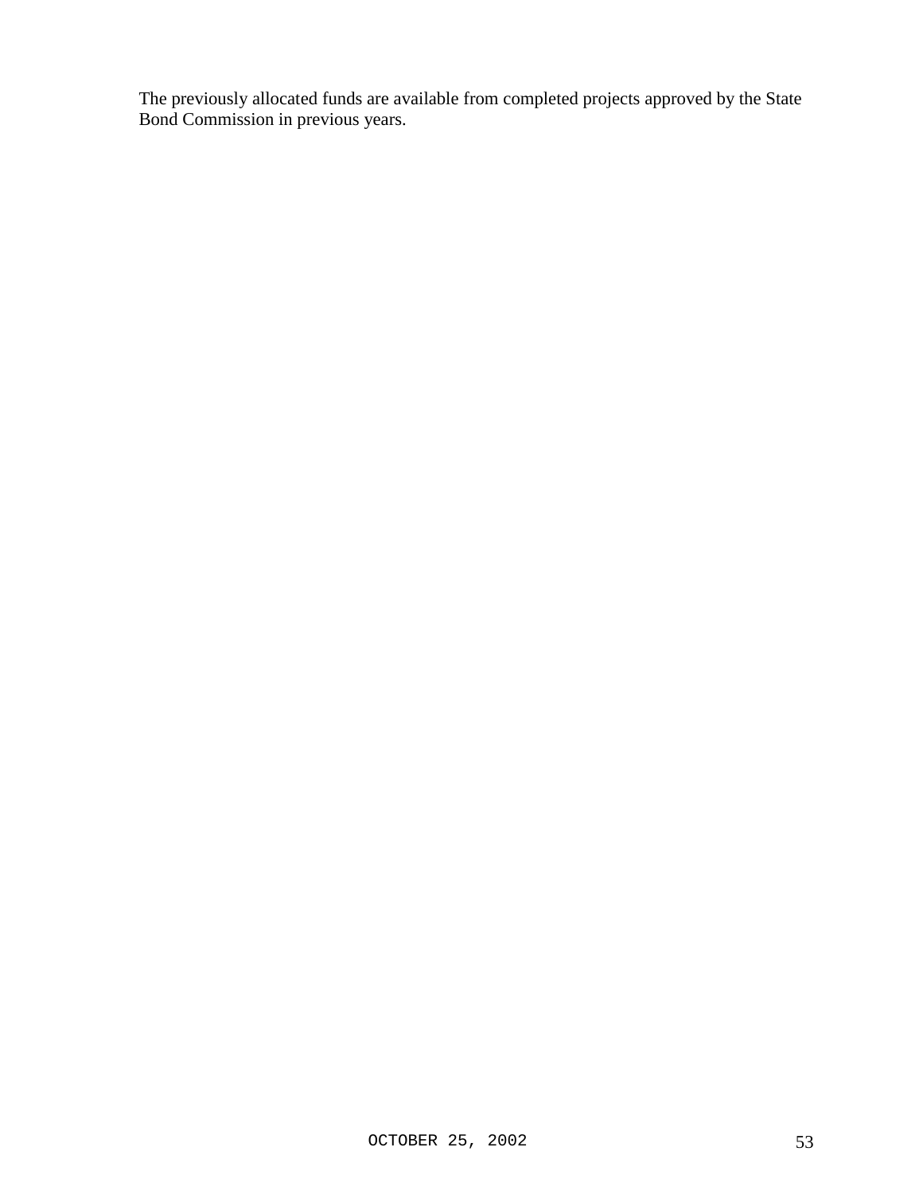The previously allocated funds are available from completed projects approved by the State Bond Commission in previous years.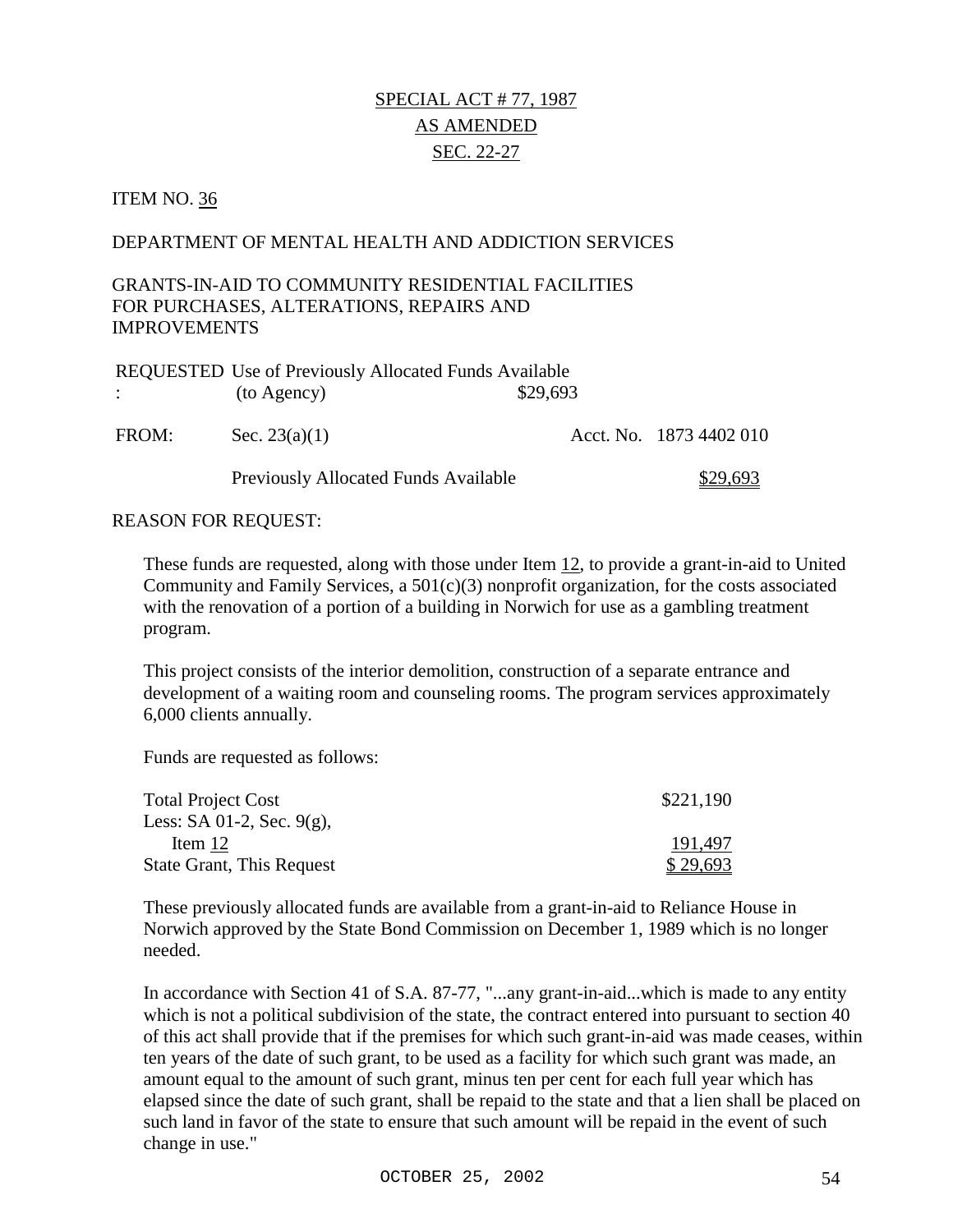# SPECIAL ACT # 77, 1987
## AS AMENDED
## SEC. 22-27

ITEM NO. 36

DEPARTMENT OF MENTAL HEALTH AND ADDICTION SERVICES

GRANTS-IN-AID TO COMMUNITY RESIDENTIAL FACILITIES FOR PURCHASES, ALTERATIONS, REPAIRS AND IMPROVEMENTS

| | | | |
|---|---|---|---|
| REQUESTED: | Use of Previously Allocated Funds Available (to Agency) | $29,693 | |
| FROM: | Sec. 23(a)(1) | | Acct. No. 1873 4402 010 |
| | Previously Allocated Funds Available | | $29,693 |

REASON FOR REQUEST:

These funds are requested, along with those under Item 12, to provide a grant-in-aid to United Community and Family Services, a 501(c)(3) nonprofit organization, for the costs associated with the renovation of a portion of a building in Norwich for use as a gambling treatment program.

This project consists of the interior demolition, construction of a separate entrance and development of a waiting room and counseling rooms. The program services approximately 6,000 clients annually.

Funds are requested as follows:

| | |
|---|---|
| Total Project Cost | $221,190 |
| Less: SA 01-2, Sec. 9(g), Item 12 | 191,497 |
| State Grant, This Request | $ 29,693 |

These previously allocated funds are available from a grant-in-aid to Reliance House in Norwich approved by the State Bond Commission on December 1, 1989 which is no longer needed.

In accordance with Section 41 of S.A. 87-77, "...any grant-in-aid...which is made to any entity which is not a political subdivision of the state, the contract entered into pursuant to section 40 of this act shall provide that if the premises for which such grant-in-aid was made ceases, within ten years of the date of such grant, to be used as a facility for which such grant was made, an amount equal to the amount of such grant, minus ten per cent for each full year which has elapsed since the date of such grant, shall be repaid to the state and that a lien shall be placed on such land in favor of the state to ensure that such amount will be repaid in the event of such change in use."

OCTOBER 25, 2002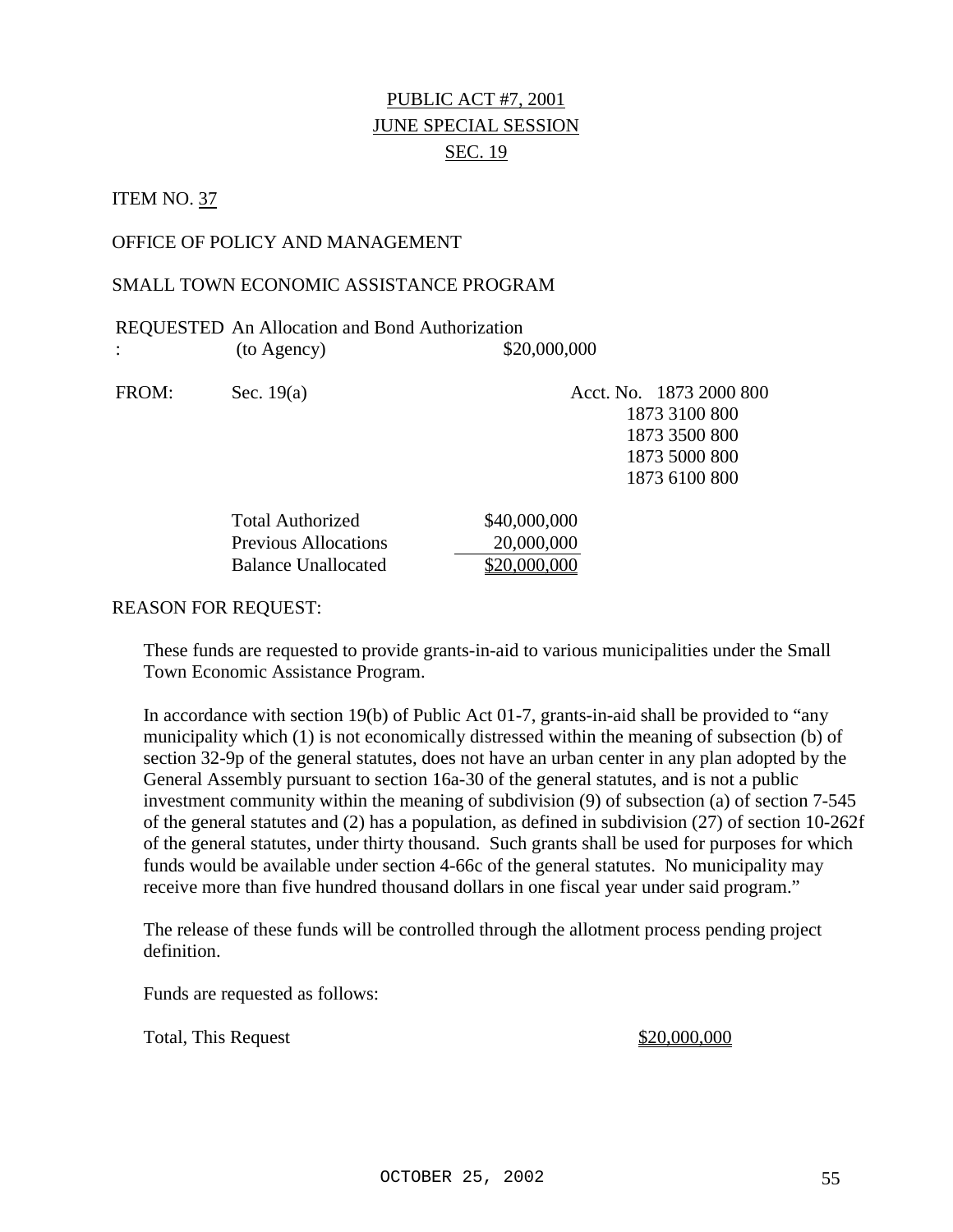PUBLIC ACT #7, 2001

JUNE SPECIAL SESSION

SEC. 19

ITEM NO. 37

OFFICE OF POLICY AND MANAGEMENT

SMALL TOWN ECONOMIC ASSISTANCE PROGRAM

REQUESTED: An Allocation and Bond Authorization (to Agency) $20,000,000

FROM: Sec. 19(a) Acct. No. 1873 2000 800
1873 3100 800
1873 3500 800
1873 5000 800
1873 6100 800

| | |
|---|---|
| Total Authorized | $40,000,000 |
| Previous Allocations | 20,000,000 |
| Balance Unallocated | $20,000,000 |

REASON FOR REQUEST:

These funds are requested to provide grants-in-aid to various municipalities under the Small Town Economic Assistance Program.

In accordance with section 19(b) of Public Act 01-7, grants-in-aid shall be provided to "any municipality which (1) is not economically distressed within the meaning of subsection (b) of section 32-9p of the general statutes, does not have an urban center in any plan adopted by the General Assembly pursuant to section 16a-30 of the general statutes, and is not a public investment community within the meaning of subdivision (9) of subsection (a) of section 7-545 of the general statutes and (2) has a population, as defined in subdivision (27) of section 10-262f of the general statutes, under thirty thousand. Such grants shall be used for purposes for which funds would be available under section 4-66c of the general statutes. No municipality may receive more than five hundred thousand dollars in one fiscal year under said program."

The release of these funds will be controlled through the allotment process pending project definition.

Funds are requested as follows:

| | |
|---|---|
| Total, This Request | $20,000,000 |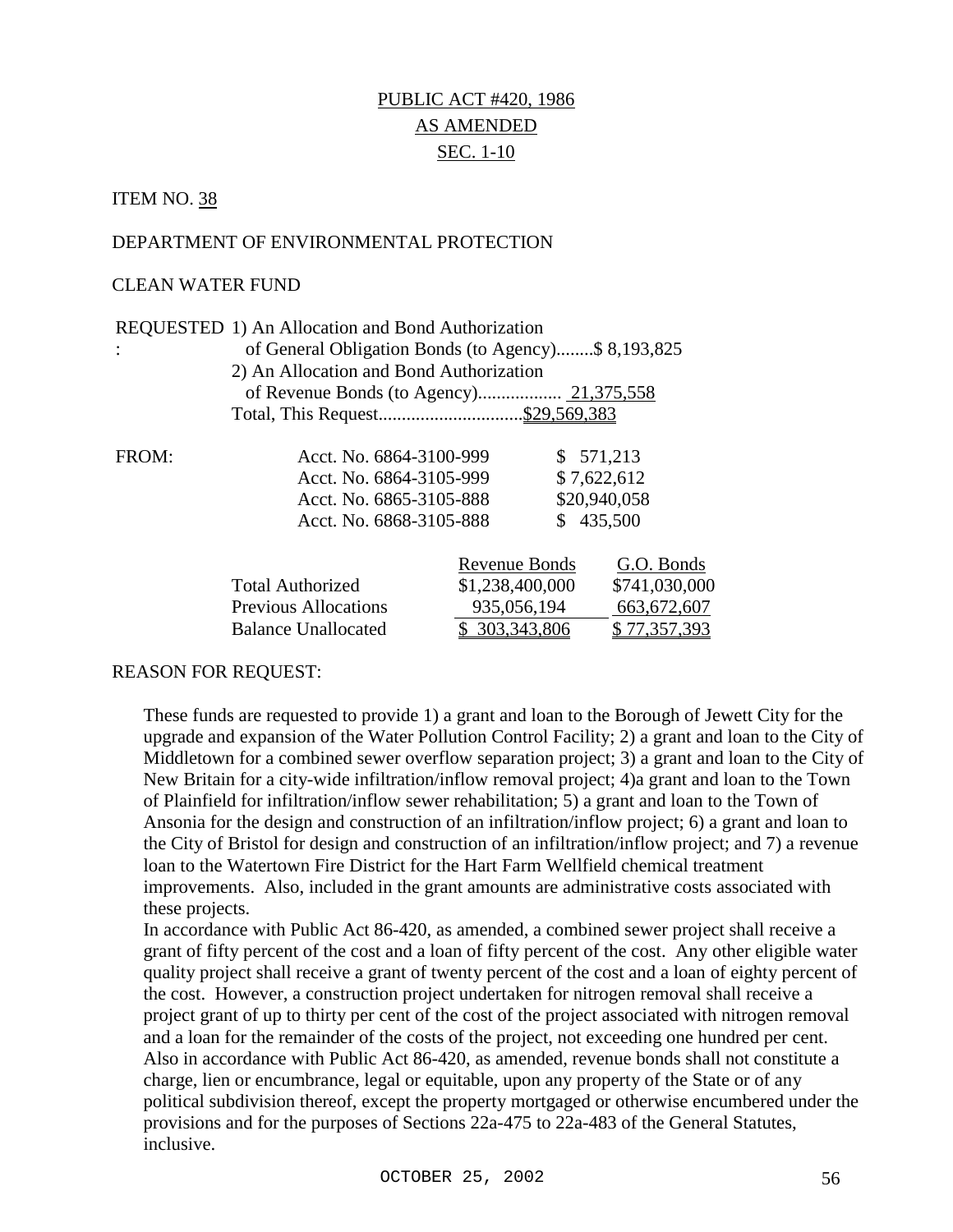PUBLIC ACT #420, 1986
AS AMENDED
SEC. 1-10

ITEM NO. 38

DEPARTMENT OF ENVIRONMENTAL PROTECTION

CLEAN WATER FUND

REQUESTED: 1) An Allocation and Bond Authorization of General Obligation Bonds (to Agency)........$ 8,193,825
2) An Allocation and Bond Authorization of Revenue Bonds (to Agency).................. 21,375,558
Total, This Request...............................$29,569,383

| FROM: | |
|---|---|
| Acct. No. 6864-3100-999 | $ 571,213 |
| Acct. No. 6864-3105-999 | $ 7,622,612 |
| Acct. No. 6865-3105-888 | $20,940,058 |
| Acct. No. 6868-3105-888 | $ 435,500 |

| | Revenue Bonds | G.O. Bonds |
|---|---|---|
| Total Authorized | $1,238,400,000 | $741,030,000 |
| Previous Allocations | 935,056,194 | 663,672,607 |
| Balance Unallocated | $ 303,343,806 | $ 77,357,393 |

REASON FOR REQUEST:

These funds are requested to provide 1) a grant and loan to the Borough of Jewett City for the upgrade and expansion of the Water Pollution Control Facility; 2) a grant and loan to the City of Middletown for a combined sewer overflow separation project; 3) a grant and loan to the City of New Britain for a city-wide infiltration/inflow removal project; 4)a grant and loan to the Town of Plainfield for infiltration/inflow sewer rehabilitation; 5) a grant and loan to the Town of Ansonia for the design and construction of an infiltration/inflow project; 6) a grant and loan to the City of Bristol for design and construction of an infiltration/inflow project; and 7) a revenue loan to the Watertown Fire District for the Hart Farm Wellfield chemical treatment improvements. Also, included in the grant amounts are administrative costs associated with these projects.

In accordance with Public Act 86-420, as amended, a combined sewer project shall receive a grant of fifty percent of the cost and a loan of fifty percent of the cost. Any other eligible water quality project shall receive a grant of twenty percent of the cost and a loan of eighty percent of the cost. However, a construction project undertaken for nitrogen removal shall receive a project grant of up to thirty per cent of the cost of the project associated with nitrogen removal and a loan for the remainder of the costs of the project, not exceeding one hundred per cent. Also in accordance with Public Act 86-420, as amended, revenue bonds shall not constitute a charge, lien or encumbrance, legal or equitable, upon any property of the State or of any political subdivision thereof, except the property mortgaged or otherwise encumbered under the provisions and for the purposes of Sections 22a-475 to 22a-483 of the General Statutes, inclusive.

OCTOBER 25, 2002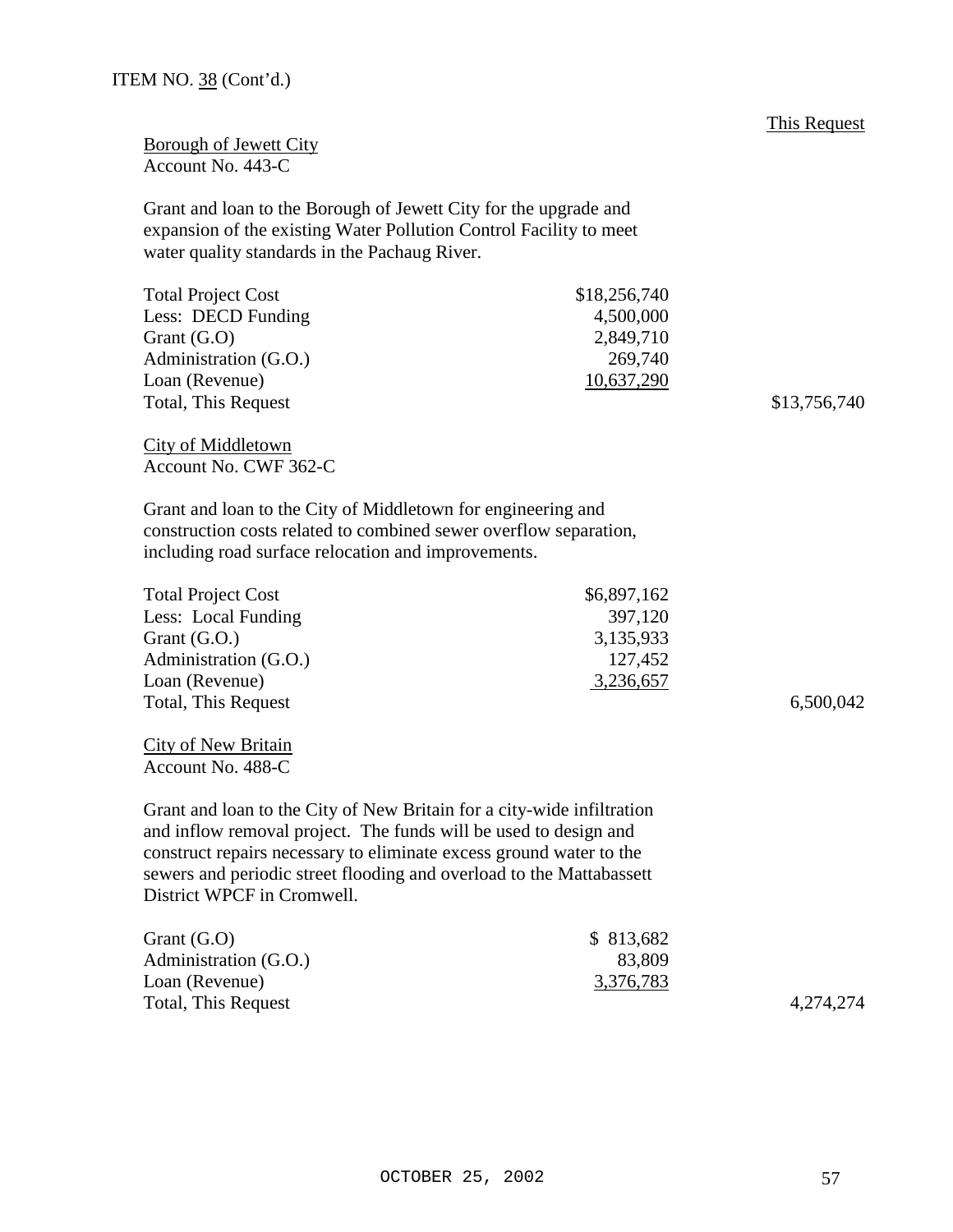ITEM NO. 38 (Cont'd.)

This Request

Borough of Jewett City
Account No. 443-C

Grant and loan to the Borough of Jewett City for the upgrade and expansion of the existing Water Pollution Control Facility to meet water quality standards in the Pachaug River.

| | | |
|---|---|---|
| Total Project Cost | $18,256,740 | |
| Less: DECD Funding | 4,500,000 | |
| Grant (G.O) | 2,849,710 | |
| Administration (G.O.) | 269,740 | |
| Loan (Revenue) | 10,637,290 | |
| Total, This Request | | $13,756,740 |

City of Middletown
Account No. CWF 362-C

Grant and loan to the City of Middletown for engineering and construction costs related to combined sewer overflow separation, including road surface relocation and improvements.

| | | |
|---|---|---|
| Total Project Cost | $6,897,162 | |
| Less: Local Funding | 397,120 | |
| Grant (G.O.) | 3,135,933 | |
| Administration (G.O.) | 127,452 | |
| Loan (Revenue) | 3,236,657 | |
| Total, This Request | | 6,500,042 |

City of New Britain
Account No. 488-C

Grant and loan to the City of New Britain for a city-wide infiltration and inflow removal project. The funds will be used to design and construct repairs necessary to eliminate excess ground water to the sewers and periodic street flooding and overload to the Mattabassett District WPCF in Cromwell.

| | | |
|---|---|---|
| Grant (G.O) | $ 813,682 | |
| Administration (G.O.) | 83,809 | |
| Loan (Revenue) | 3,376,783 | |
| Total, This Request | | 4,274,274 |

OCTOBER 25, 2002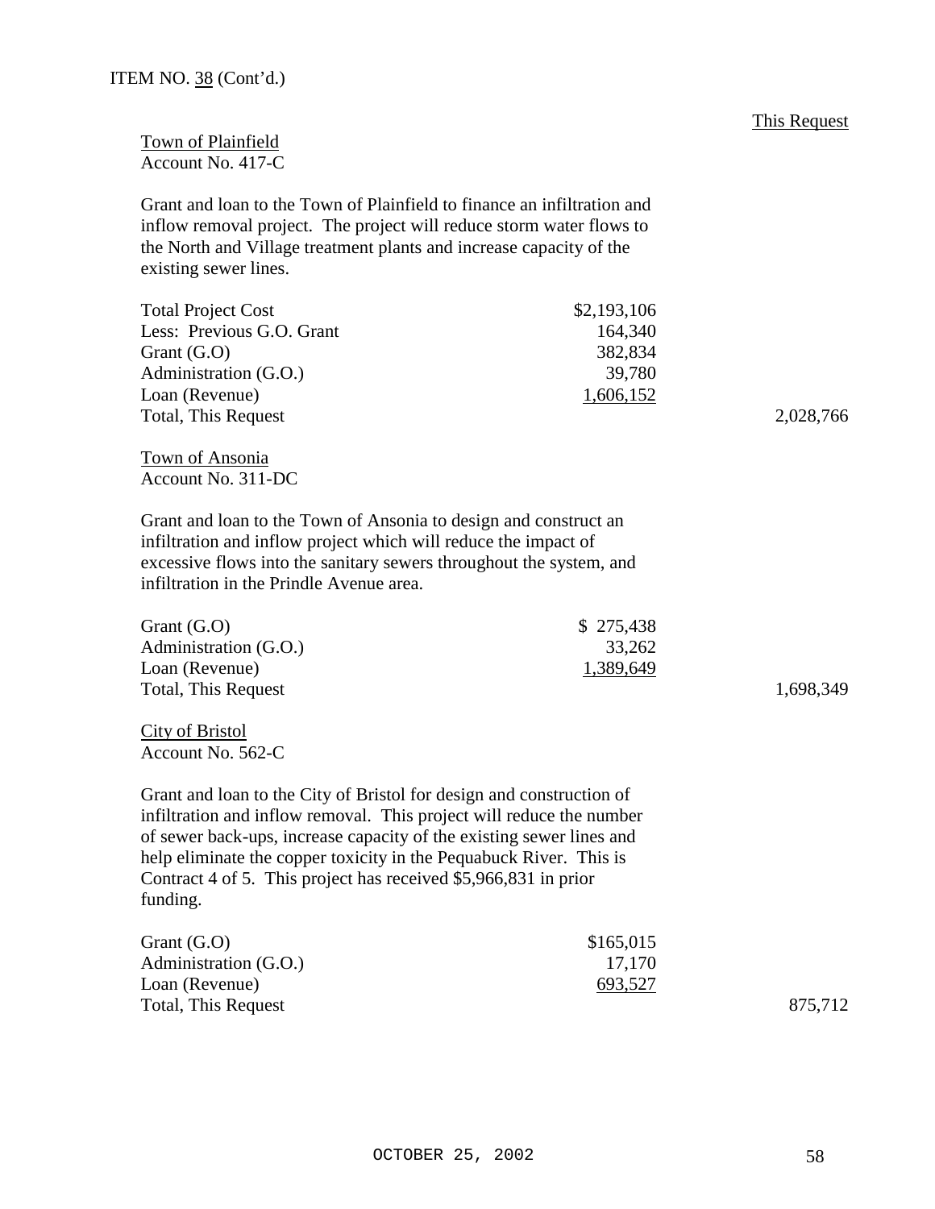ITEM NO. 38 (Cont'd.)

| | | This Request |
|---|---|---|

**Town of Plainfield**
Account No. 417-C

Grant and loan to the Town of Plainfield to finance an infiltration and inflow removal project. The project will reduce storm water flows to the North and Village treatment plants and increase capacity of the existing sewer lines.

| | | |
|---|---|---|
| Total Project Cost | $2,193,106 | |
| Less: Previous G.O. Grant | 164,340 | |
| Grant (G.O) | 382,834 | |
| Administration (G.O.) | 39,780 | |
| Loan (Revenue) | 1,606,152 | |
| Total, This Request | | 2,028,766 |

**Town of Ansonia**
Account No. 311-DC

Grant and loan to the Town of Ansonia to design and construct an infiltration and inflow project which will reduce the impact of excessive flows into the sanitary sewers throughout the system, and infiltration in the Prindle Avenue area.

| | | |
|---|---|---|
| Grant (G.O) | $ 275,438 | |
| Administration (G.O.) | 33,262 | |
| Loan (Revenue) | 1,389,649 | |
| Total, This Request | | 1,698,349 |

**City of Bristol**
Account No. 562-C

Grant and loan to the City of Bristol for design and construction of infiltration and inflow removal. This project will reduce the number of sewer back-ups, increase capacity of the existing sewer lines and help eliminate the copper toxicity in the Pequabuck River. This is Contract 4 of 5. This project has received $5,966,831 in prior funding.

| | | |
|---|---|---|
| Grant (G.O) | $165,015 | |
| Administration (G.O.) | 17,170 | |
| Loan (Revenue) | 693,527 | |
| Total, This Request | | 875,712 |

OCTOBER 25, 2002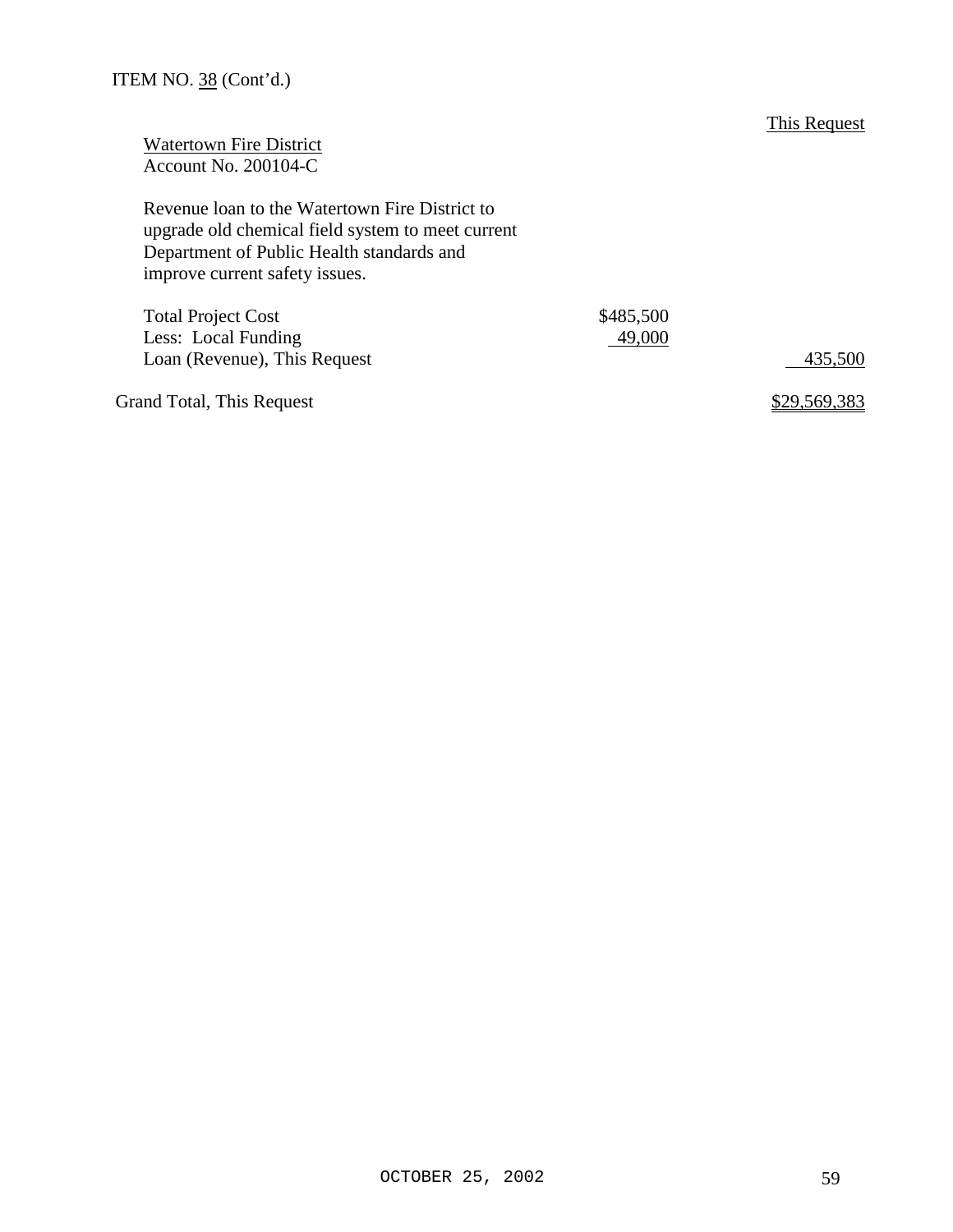ITEM NO. 38 (Cont'd.)

| | | This Request |
|---|---|---|
| Watertown Fire District<br>Account No. 200104-C | | |
| Revenue loan to the Watertown Fire District to upgrade old chemical field system to meet current Department of Public Health standards and improve current safety issues. | | |
| Total Project Cost | $485,500 | |
| Less: Local Funding | 49,000 | |
| Loan (Revenue), This Request | | 435,500 |
| Grand Total, This Request | | $29,569,383 |

OCTOBER 25, 2002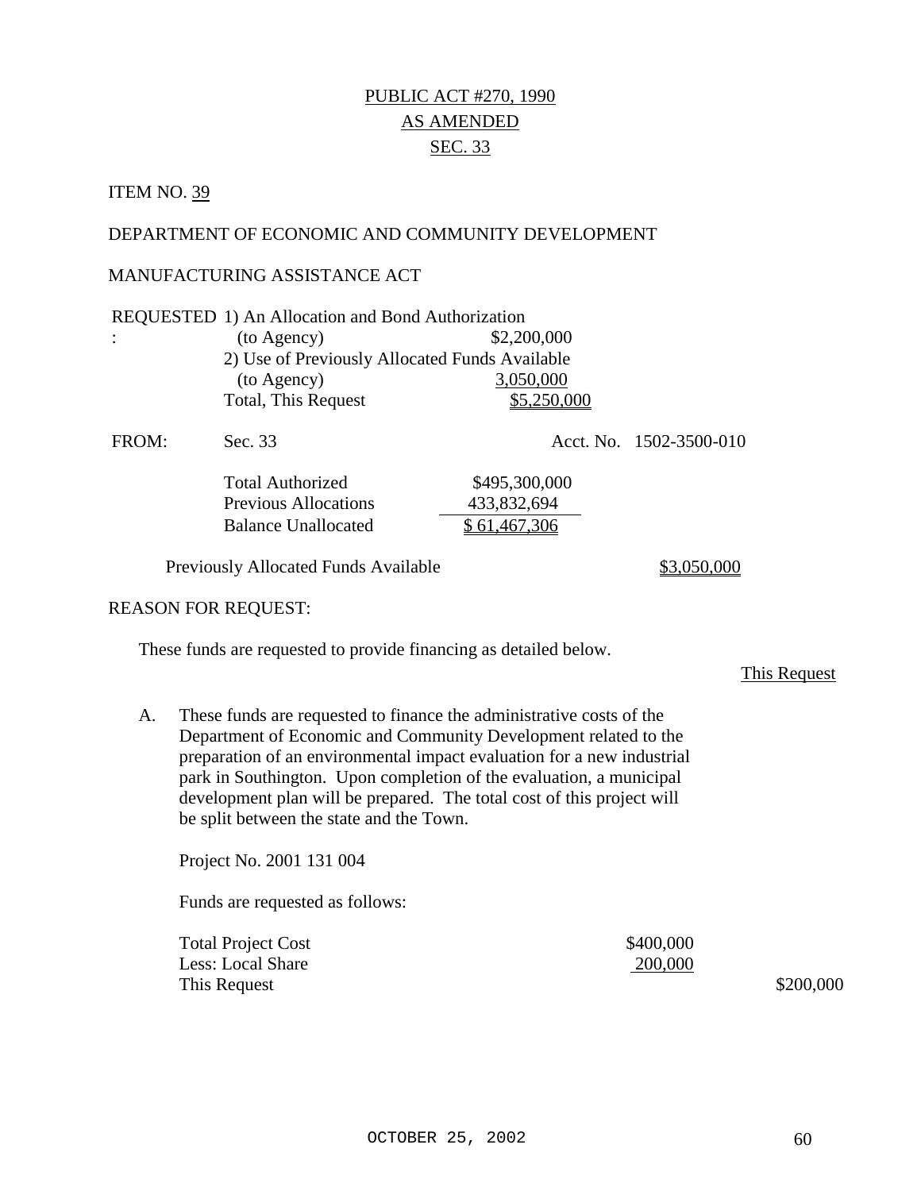PUBLIC ACT #270, 1990

AS AMENDED

SEC. 33

ITEM NO. 39

DEPARTMENT OF ECONOMIC AND COMMUNITY DEVELOPMENT

MANUFACTURING ASSISTANCE ACT

| REQUESTED: | 1) An Allocation and Bond Authorization | |
|---|---|---|
| | (to Agency) | $2,200,000 |
| | 2) Use of Previously Allocated Funds Available | |
| | (to Agency) | 3,050,000 |
| | Total, This Request | $5,250,000 |

FROM: Sec. 33 Acct. No. 1502-3500-010

| | |
|---|---|
| Total Authorized | $495,300,000 |
| Previous Allocations | 433,832,694 |
| Balance Unallocated | $ 61,467,306 |

Previously Allocated Funds Available $3,050,000

REASON FOR REQUEST:

These funds are requested to provide financing as detailed below.

This Request

A. These funds are requested to finance the administrative costs of the Department of Economic and Community Development related to the preparation of an environmental impact evaluation for a new industrial park in Southington. Upon completion of the evaluation, a municipal development plan will be prepared. The total cost of this project will be split between the state and the Town.

Project No. 2001 131 004

Funds are requested as follows:

| | | |
|---|---|---|
| Total Project Cost | $400,000 | |
| Less: Local Share | 200,000 | |
| This Request | | $200,000 |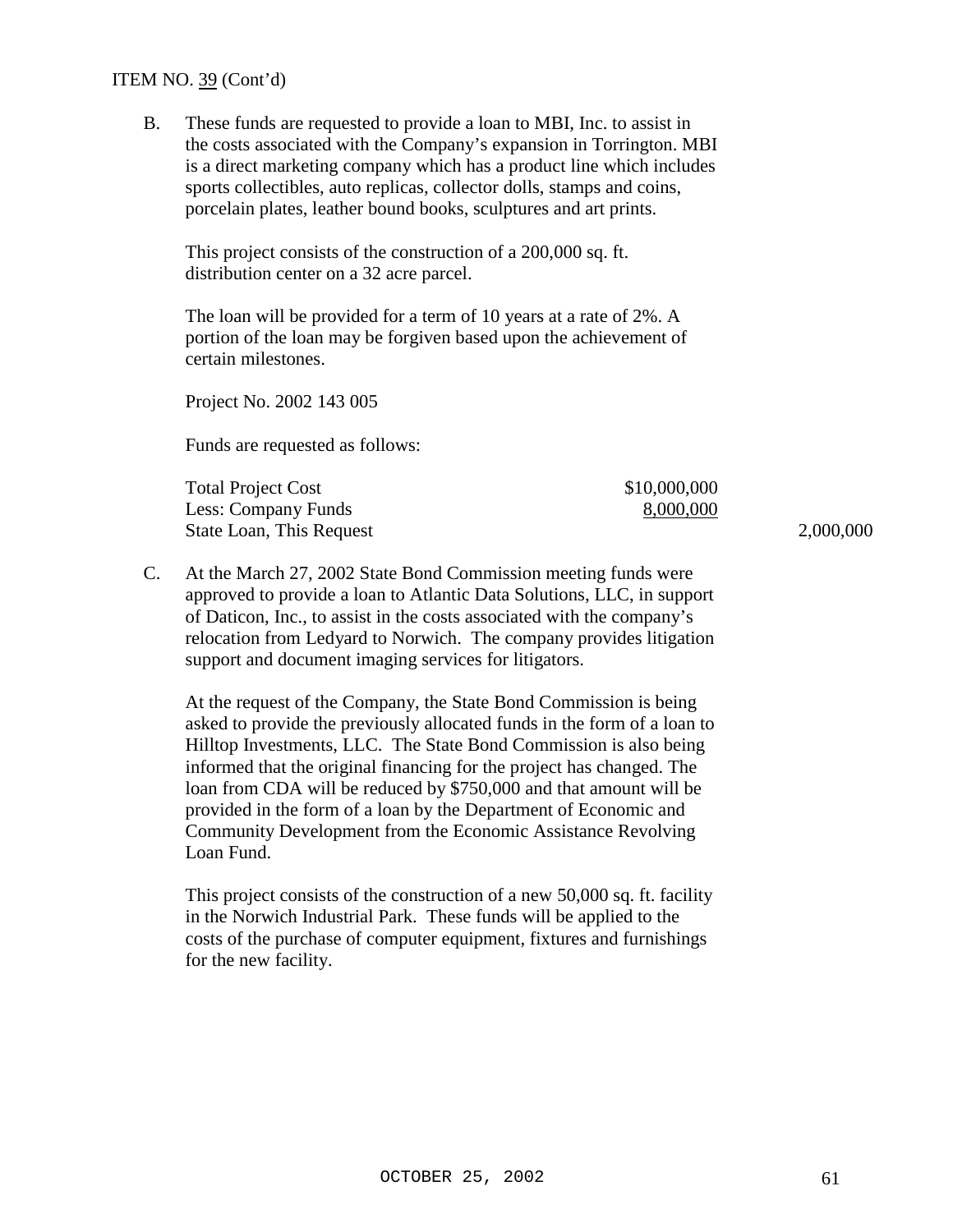ITEM NO. 39 (Cont'd)

B. These funds are requested to provide a loan to MBI, Inc. to assist in the costs associated with the Company's expansion in Torrington. MBI is a direct marketing company which has a product line which includes sports collectibles, auto replicas, collector dolls, stamps and coins, porcelain plates, leather bound books, sculptures and art prints.

   This project consists of the construction of a 200,000 sq. ft. distribution center on a 32 acre parcel.

   The loan will be provided for a term of 10 years at a rate of 2%. A portion of the loan may be forgiven based upon the achievement of certain milestones.

   Project No. 2002 143 005

   Funds are requested as follows:

| | | |
|---|---|---|
| Total Project Cost | \$10,000,000 | |
| Less: Company Funds | 8,000,000 | |
| State Loan, This Request | | 2,000,000 |

C. At the March 27, 2002 State Bond Commission meeting funds were approved to provide a loan to Atlantic Data Solutions, LLC, in support of Daticon, Inc., to assist in the costs associated with the company's relocation from Ledyard to Norwich. The company provides litigation support and document imaging services for litigators.

   At the request of the Company, the State Bond Commission is being asked to provide the previously allocated funds in the form of a loan to Hilltop Investments, LLC. The State Bond Commission is also being informed that the original financing for the project has changed. The loan from CDA will be reduced by \$750,000 and that amount will be provided in the form of a loan by the Department of Economic and Community Development from the Economic Assistance Revolving Loan Fund.

   This project consists of the construction of a new 50,000 sq. ft. facility in the Norwich Industrial Park. These funds will be applied to the costs of the purchase of computer equipment, fixtures and furnishings for the new facility.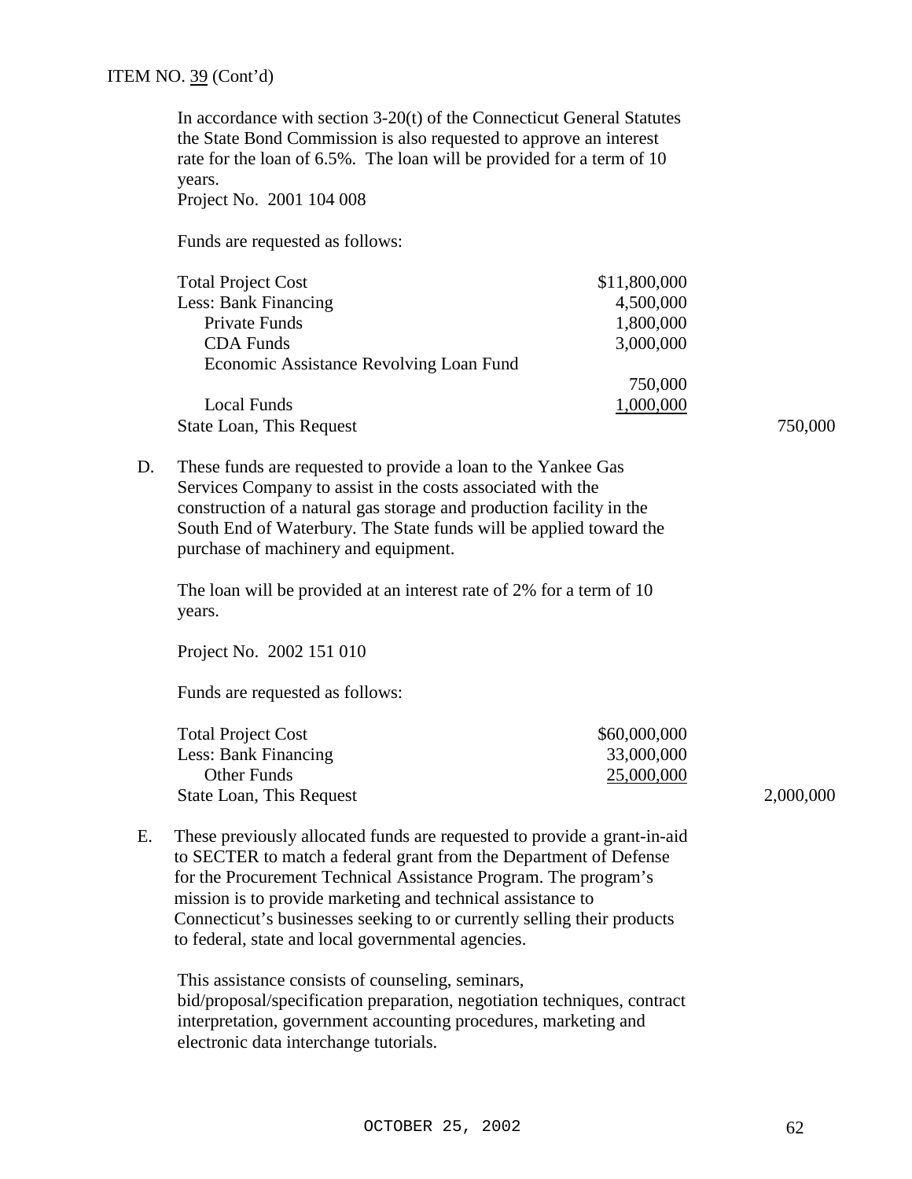ITEM NO. 39 (Cont'd)

In accordance with section 3-20(t) of the Connecticut General Statutes the State Bond Commission is also requested to approve an interest rate for the loan of 6.5%. The loan will be provided for a term of 10 years.
Project No. 2001 104 008

Funds are requested as follows:

| | | |
|---|---|---|
| Total Project Cost | $11,800,000 | |
| Less: Bank Financing | 4,500,000 | |
| Private Funds | 1,800,000 | |
| CDA Funds | 3,000,000 | |
| Economic Assistance Revolving Loan Fund | 750,000 | |
| Local Funds | 1,000,000 | |
| State Loan, This Request | | 750,000 |

D. These funds are requested to provide a loan to the Yankee Gas Services Company to assist in the costs associated with the construction of a natural gas storage and production facility in the South End of Waterbury. The State funds will be applied toward the purchase of machinery and equipment.

The loan will be provided at an interest rate of 2% for a term of 10 years.

Project No. 2002 151 010

Funds are requested as follows:

| | | |
|---|---|---|
| Total Project Cost | $60,000,000 | |
| Less: Bank Financing | 33,000,000 | |
| Other Funds | 25,000,000 | |
| State Loan, This Request | | 2,000,000 |

E. These previously allocated funds are requested to provide a grant-in-aid to SECTER to match a federal grant from the Department of Defense for the Procurement Technical Assistance Program. The program's mission is to provide marketing and technical assistance to Connecticut's businesses seeking to or currently selling their products to federal, state and local governmental agencies.

This assistance consists of counseling, seminars, bid/proposal/specification preparation, negotiation techniques, contract interpretation, government accounting procedures, marketing and electronic data interchange tutorials.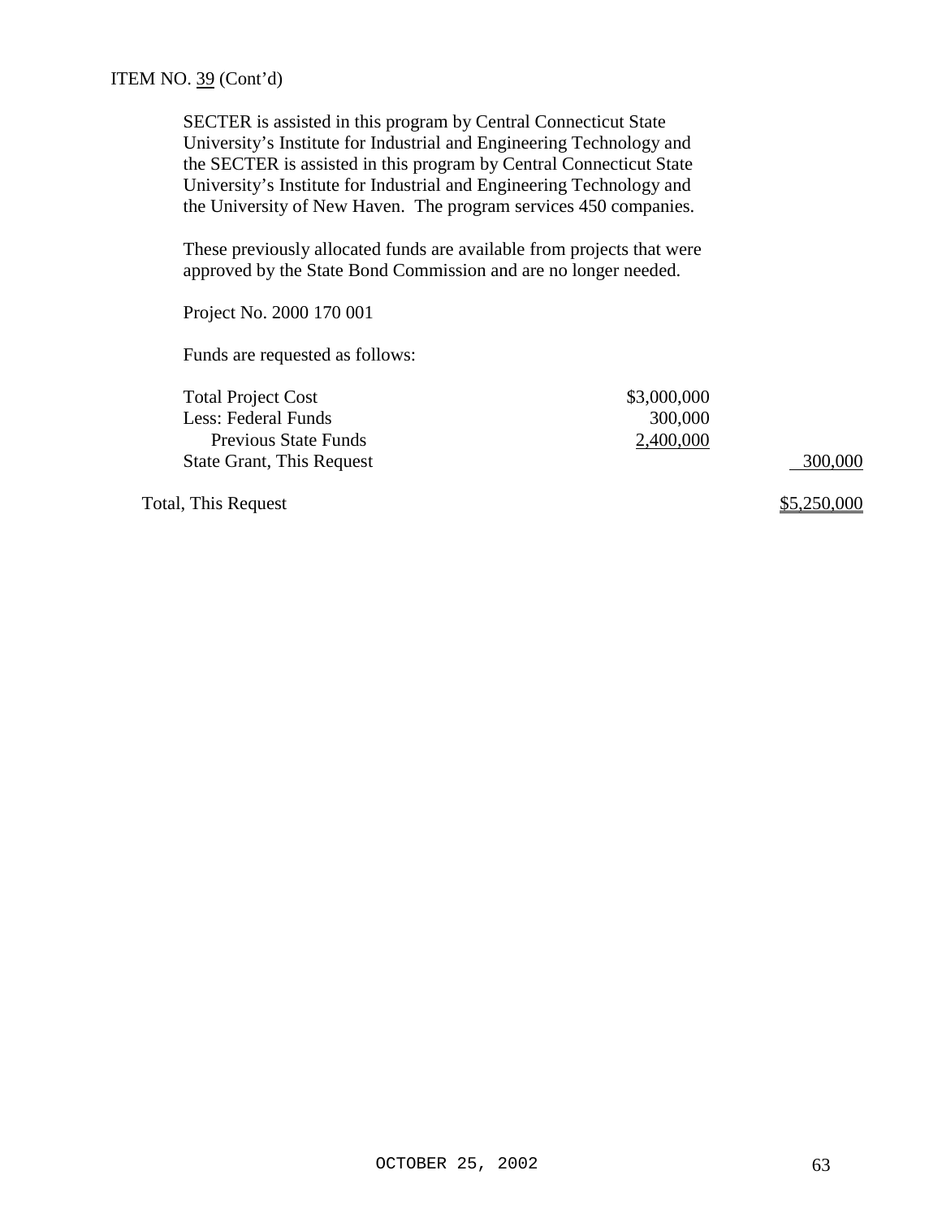ITEM NO. 39 (Cont'd)

SECTER is assisted in this program by Central Connecticut State University's Institute for Industrial and Engineering Technology and the SECTER is assisted in this program by Central Connecticut State University's Institute for Industrial and Engineering Technology and the University of New Haven. The program services 450 companies.

These previously allocated funds are available from projects that were approved by the State Bond Commission and are no longer needed.

Project No. 2000 170 001

Funds are requested as follows:

| | | |
|---|---|---|
| Total Project Cost | $3,000,000 | |
| Less: Federal Funds | 300,000 | |
| Previous State Funds | 2,400,000 | |
| State Grant, This Request | | 300,000 |
| Total, This Request | | $5,250,000 |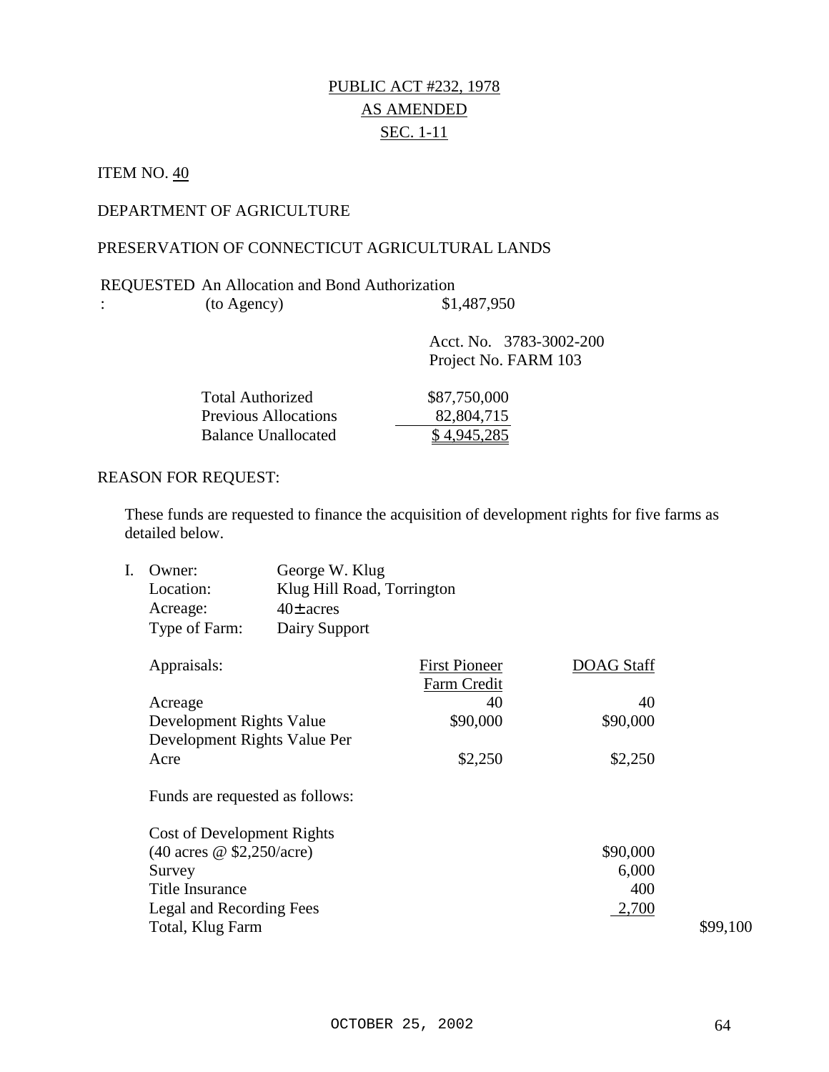PUBLIC ACT #232, 1978
AS AMENDED
SEC. 1-11

ITEM NO. 40

DEPARTMENT OF AGRICULTURE

PRESERVATION OF CONNECTICUT AGRICULTURAL LANDS

REQUESTED: An Allocation and Bond Authorization (to Agency) $1,487,950

Acct. No. 3783-3002-200
Project No. FARM 103

| | |
|---|---|
| Total Authorized | $87,750,000 |
| Previous Allocations | 82,804,715 |
| Balance Unallocated | $ 4,945,285 |

REASON FOR REQUEST:

These funds are requested to finance the acquisition of development rights for five farms as detailed below.

I. Owner: George W. Klug
Location: Klug Hill Road, Torrington
Acreage: 40± acres
Type of Farm: Dairy Support

| Appraisals: | First Pioneer Farm Credit | DOAG Staff |
|---|---|---|
| Acreage | 40 | 40 |
| Development Rights Value | $90,000 | $90,000 |
| Development Rights Value Per Acre | $2,250 | $2,250 |

Funds are requested as follows:

| | | |
|---|---|---|
| Cost of Development Rights (40 acres @ $2,250/acre) | $90,000 | |
| Survey | 6,000 | |
| Title Insurance | 400 | |
| Legal and Recording Fees | 2,700 | |
| Total, Klug Farm | | $99,100 |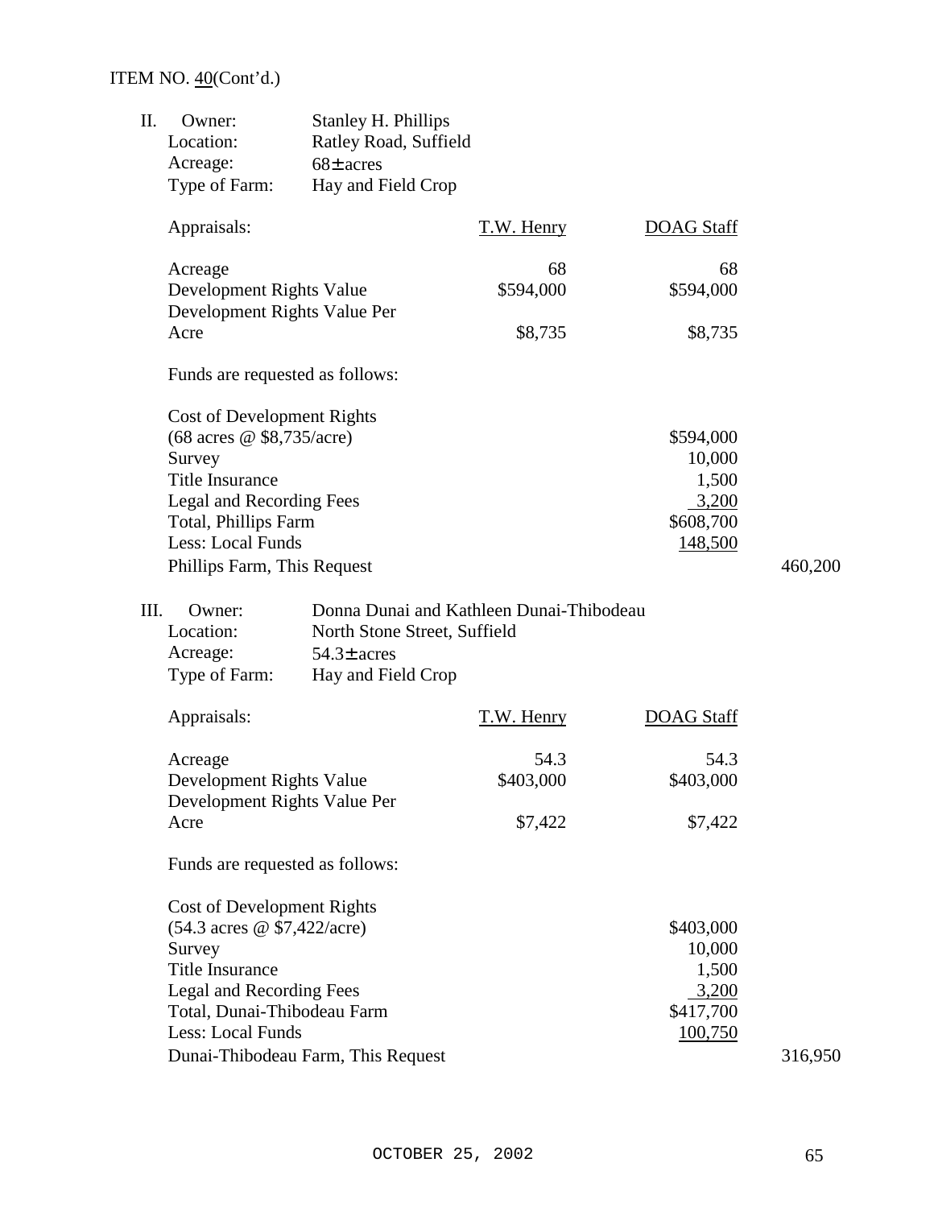ITEM NO. 40(Cont'd.)

II. Owner: Stanley H. Phillips
Location: Ratley Road, Suffield
Acreage: 68± acres
Type of Farm: Hay and Field Crop

| Appraisals: | T.W. Henry | DOAG Staff |
|---|---|---|
| Acreage | 68 | 68 |
| Development Rights Value | $594,000 | $594,000 |
| Development Rights Value Per Acre | $8,735 | $8,735 |

Funds are requested as follows:

| | | |
|---|---|---|
| Cost of Development Rights (68 acres @ $8,735/acre) | $594,000 | |
| Survey | 10,000 | |
| Title Insurance | 1,500 | |
| Legal and Recording Fees | 3,200 | |
| Total, Phillips Farm | $608,700 | |
| Less: Local Funds | 148,500 | |
| Phillips Farm, This Request | | 460,200 |

III. Owner: Donna Dunai and Kathleen Dunai-Thibodeau
Location: North Stone Street, Suffield
Acreage: 54.3± acres
Type of Farm: Hay and Field Crop

| Appraisals: | T.W. Henry | DOAG Staff |
|---|---|---|
| Acreage | 54.3 | 54.3 |
| Development Rights Value | $403,000 | $403,000 |
| Development Rights Value Per Acre | $7,422 | $7,422 |

Funds are requested as follows:

| | | |
|---|---|---|
| Cost of Development Rights (54.3 acres @ $7,422/acre) | $403,000 | |
| Survey | 10,000 | |
| Title Insurance | 1,500 | |
| Legal and Recording Fees | 3,200 | |
| Total, Dunai-Thibodeau Farm | $417,700 | |
| Less: Local Funds | 100,750 | |
| Dunai-Thibodeau Farm, This Request | | 316,950 |

OCTOBER 25, 2002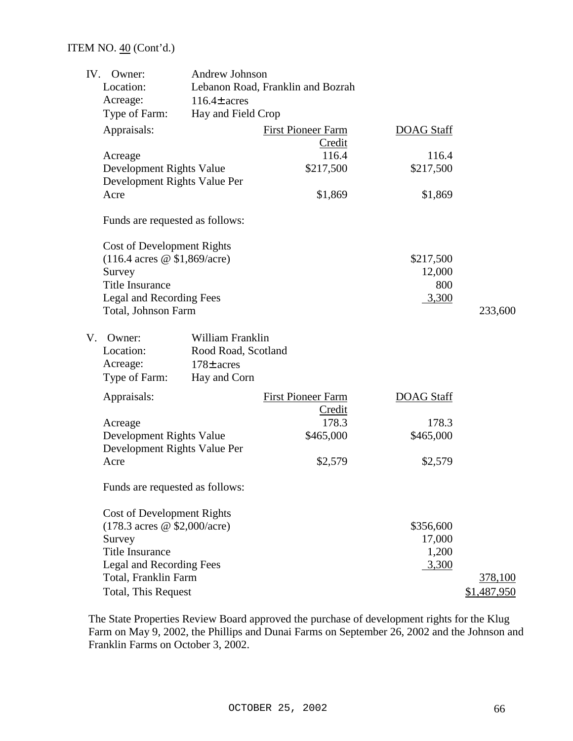ITEM NO. 40 (Cont'd.)

IV. Owner: Andrew Johnson
Location: Lebanon Road, Franklin and Bozrah
Acreage: 116.4± acres
Type of Farm: Hay and Field Crop

| Appraisals: | First Pioneer Farm Credit | DOAG Staff |
|---|---|---|
| Acreage | 116.4 | 116.4 |
| Development Rights Value | $217,500 | $217,500 |
| Development Rights Value Per Acre | $1,869 | $1,869 |

Funds are requested as follows:

| | | |
|---|---|---|
| Cost of Development Rights (116.4 acres @ $1,869/acre) | $217,500 | |
| Survey | 12,000 | |
| Title Insurance | 800 | |
| Legal and Recording Fees | 3,300 | |
| Total, Johnson Farm | | 233,600 |

V. Owner: William Franklin
Location: Rood Road, Scotland
Acreage: 178± acres
Type of Farm: Hay and Corn

| Appraisals: | First Pioneer Farm Credit | DOAG Staff |
|---|---|---|
| Acreage | 178.3 | 178.3 |
| Development Rights Value | $465,000 | $465,000 |
| Development Rights Value Per Acre | $2,579 | $2,579 |

Funds are requested as follows:

| | | |
|---|---|---|
| Cost of Development Rights (178.3 acres @ $2,000/acre) | $356,600 | |
| Survey | 17,000 | |
| Title Insurance | 1,200 | |
| Legal and Recording Fees | 3,300 | |
| Total, Franklin Farm | | 378,100 |
| Total, This Request | | $1,487,950 |

The State Properties Review Board approved the purchase of development rights for the Klug Farm on May 9, 2002, the Phillips and Dunai Farms on September 26, 2002 and the Johnson and Franklin Farms on October 3, 2002.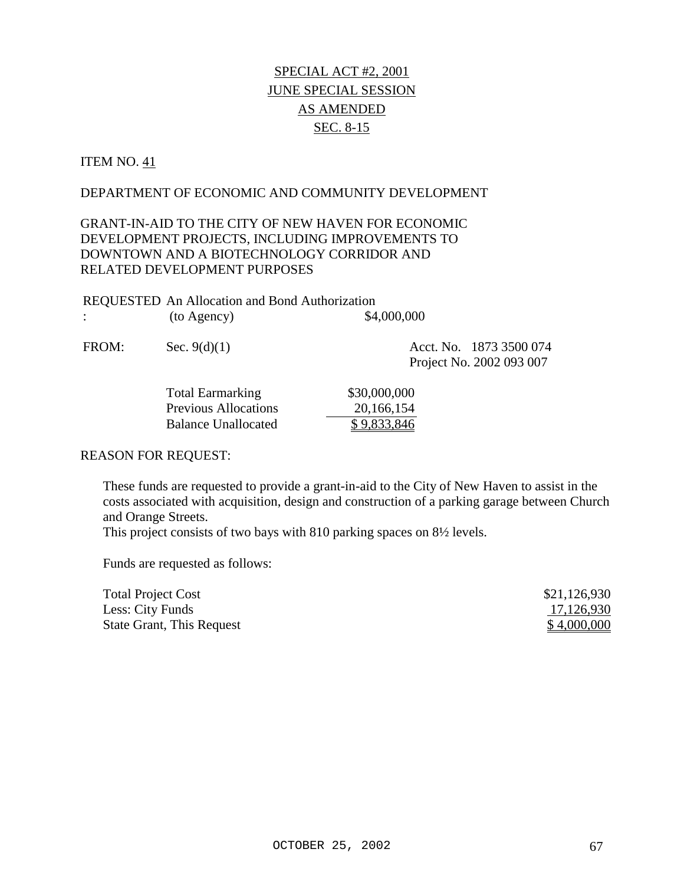SPECIAL ACT #2, 2001
JUNE SPECIAL SESSION
AS AMENDED
SEC. 8-15

ITEM NO. 41

DEPARTMENT OF ECONOMIC AND COMMUNITY DEVELOPMENT

GRANT-IN-AID TO THE CITY OF NEW HAVEN FOR ECONOMIC DEVELOPMENT PROJECTS, INCLUDING IMPROVEMENTS TO DOWNTOWN AND A BIOTECHNOLOGY CORRIDOR AND RELATED DEVELOPMENT PURPOSES

REQUESTED: An Allocation and Bond Authorization (to Agency) $4,000,000

FROM: Sec. 9(d)(1) Acct. No. 1873 3500 074
Project No. 2002 093 007

| | |
|---|---|
| Total Earmarking | $30,000,000 |
| Previous Allocations | 20,166,154 |
| Balance Unallocated | $ 9,833,846 |

REASON FOR REQUEST:

These funds are requested to provide a grant-in-aid to the City of New Haven to assist in the costs associated with acquisition, design and construction of a parking garage between Church and Orange Streets.
This project consists of two bays with 810 parking spaces on 8½ levels.

Funds are requested as follows:

| | |
|---|---|
| Total Project Cost | $21,126,930 |
| Less: City Funds | 17,126,930 |
| State Grant, This Request | $ 4,000,000 |

OCTOBER 25, 2002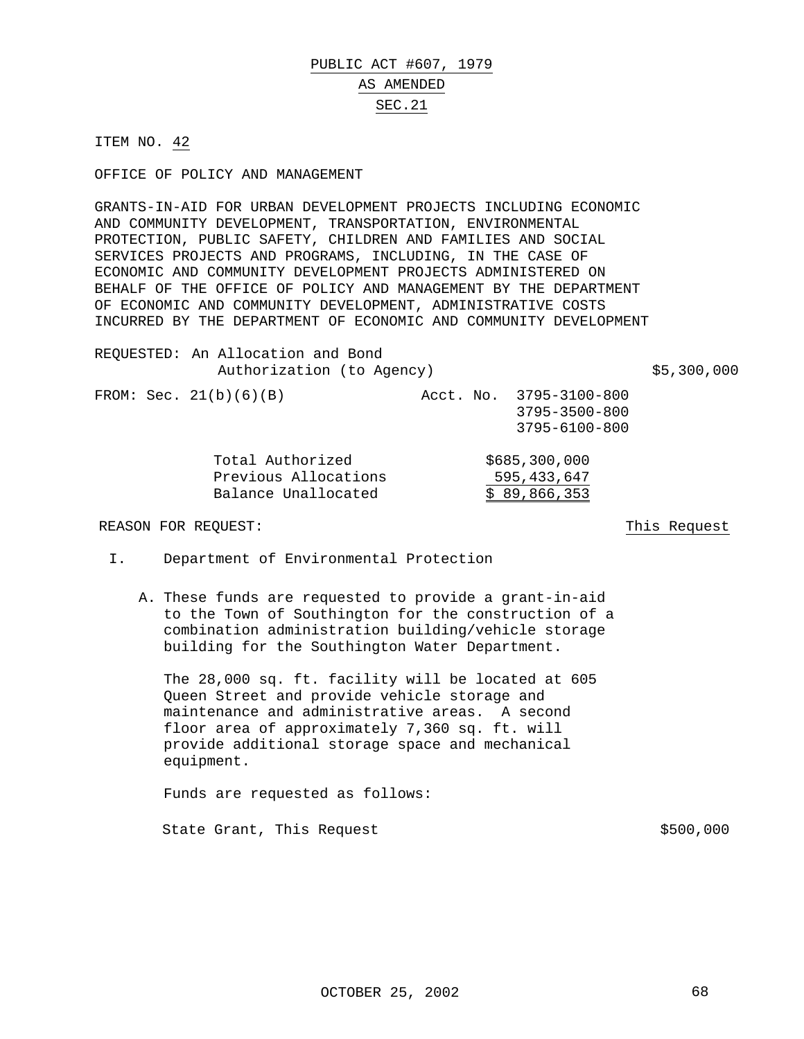PUBLIC ACT #607, 1979

AS AMENDED

SEC.21

ITEM NO. 42

OFFICE OF POLICY AND MANAGEMENT

GRANTS-IN-AID FOR URBAN DEVELOPMENT PROJECTS INCLUDING ECONOMIC AND COMMUNITY DEVELOPMENT, TRANSPORTATION, ENVIRONMENTAL PROTECTION, PUBLIC SAFETY, CHILDREN AND FAMILIES AND SOCIAL SERVICES PROJECTS AND PROGRAMS, INCLUDING, IN THE CASE OF ECONOMIC AND COMMUNITY DEVELOPMENT PROJECTS ADMINISTERED ON BEHALF OF THE OFFICE OF POLICY AND MANAGEMENT BY THE DEPARTMENT OF ECONOMIC AND COMMUNITY DEVELOPMENT, ADMINISTRATIVE COSTS INCURRED BY THE DEPARTMENT OF ECONOMIC AND COMMUNITY DEVELOPMENT

REQUESTED: An Allocation and Bond Authorization (to Agency) $5,300,000

FROM: Sec. 21(b)(6)(B) Acct. No. 3795-3100-800
3795-3500-800
3795-6100-800

| | |
|---|---|
| Total Authorized | $685,300,000 |
| Previous Allocations | 595,433,647 |
| Balance Unallocated | $ 89,866,353 |

REASON FOR REQUEST: This Request

I. Department of Environmental Protection

A. These funds are requested to provide a grant-in-aid to the Town of Southington for the construction of a combination administration building/vehicle storage building for the Southington Water Department.

The 28,000 sq. ft. facility will be located at 605 Queen Street and provide vehicle storage and maintenance and administrative areas. A second floor area of approximately 7,360 sq. ft. will provide additional storage space and mechanical equipment.

Funds are requested as follows:

State Grant, This Request $500,000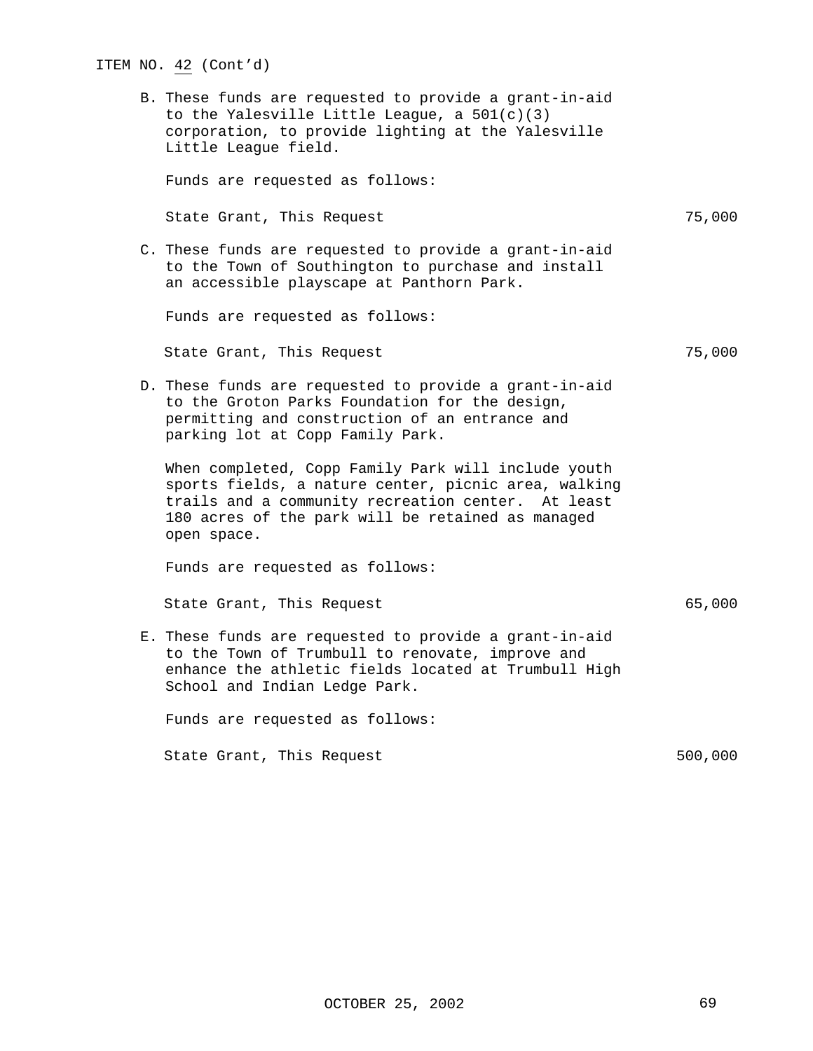ITEM NO. 42 (Cont'd)

B. These funds are requested to provide a grant-in-aid to the Yalesville Little League, a 501(c)(3) corporation, to provide lighting at the Yalesville Little League field.

Funds are requested as follows:

| | |
|---|---|
| State Grant, This Request | 75,000 |

C. These funds are requested to provide a grant-in-aid to the Town of Southington to purchase and install an accessible playscape at Panthorn Park.

Funds are requested as follows:

| | |
|---|---|
| State Grant, This Request | 75,000 |

D. These funds are requested to provide a grant-in-aid to the Groton Parks Foundation for the design, permitting and construction of an entrance and parking lot at Copp Family Park.

When completed, Copp Family Park will include youth sports fields, a nature center, picnic area, walking trails and a community recreation center. At least 180 acres of the park will be retained as managed open space.

Funds are requested as follows:

| | |
|---|---|
| State Grant, This Request | 65,000 |

E. These funds are requested to provide a grant-in-aid to the Town of Trumbull to renovate, improve and enhance the athletic fields located at Trumbull High School and Indian Ledge Park.

Funds are requested as follows:

| | |
|---|---|
| State Grant, This Request | 500,000 |

OCTOBER 25, 2002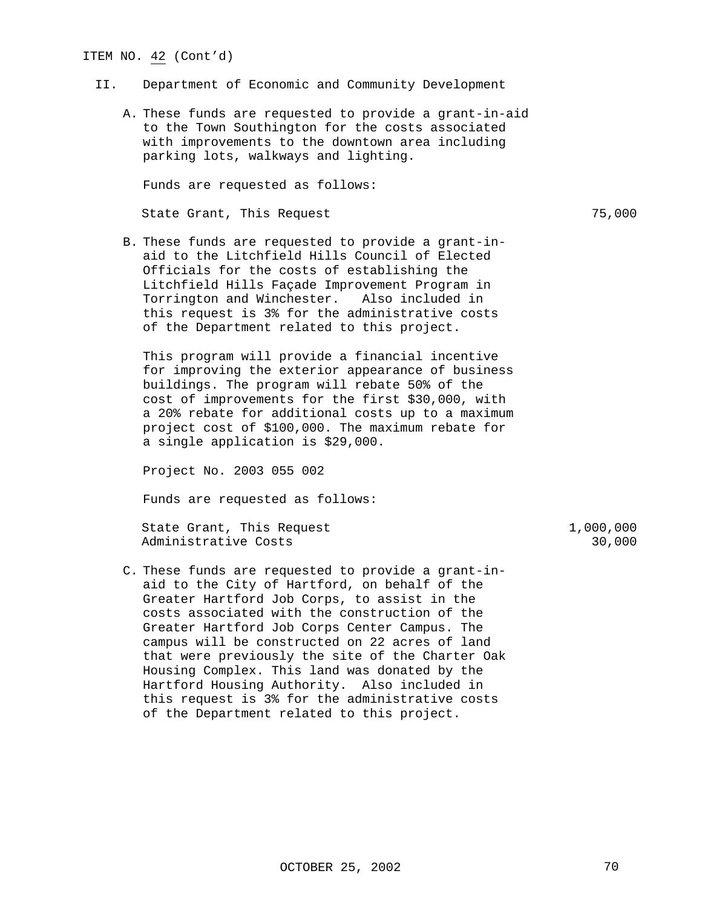ITEM NO. 42 (Cont'd)

II. Department of Economic and Community Development

A. These funds are requested to provide a grant-in-aid to the Town Southington for the costs associated with improvements to the downtown area including parking lots, walkways and lighting.

Funds are requested as follows:

| | |
|---|---|
| State Grant, This Request | 75,000 |

B. These funds are requested to provide a grant-in-aid to the Litchfield Hills Council of Elected Officials for the costs of establishing the Litchfield Hills Façade Improvement Program in Torrington and Winchester. Also included in this request is 3% for the administrative costs of the Department related to this project.

This program will provide a financial incentive for improving the exterior appearance of business buildings. The program will rebate 50% of the cost of improvements for the first $30,000, with a 20% rebate for additional costs up to a maximum project cost of $100,000. The maximum rebate for a single application is $29,000.

Project No. 2003 055 002

Funds are requested as follows:

| | |
|---|---|
| State Grant, This Request | 1,000,000 |
| Administrative Costs | 30,000 |

C. These funds are requested to provide a grant-in-aid to the City of Hartford, on behalf of the Greater Hartford Job Corps, to assist in the costs associated with the construction of the Greater Hartford Job Corps Center Campus. The campus will be constructed on 22 acres of land that were previously the site of the Charter Oak Housing Complex. This land was donated by the Hartford Housing Authority. Also included in this request is 3% for the administrative costs of the Department related to this project.

OCTOBER 25, 2002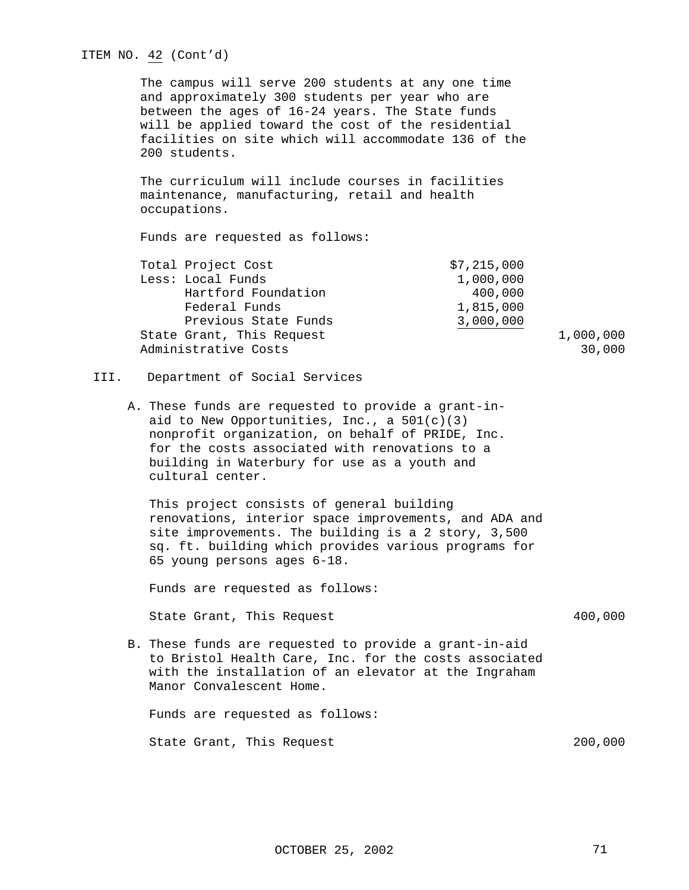ITEM NO. 42 (Cont'd)

The campus will serve 200 students at any one time and approximately 300 students per year who are between the ages of 16-24 years. The State funds will be applied toward the cost of the residential facilities on site which will accommodate 136 of the 200 students.

The curriculum will include courses in facilities maintenance, manufacturing, retail and health occupations.

Funds are requested as follows:

| | | |
|---|---|---|
| Total Project Cost | $7,215,000 | |
| Less: Local Funds | 1,000,000 | |
| Hartford Foundation | 400,000 | |
| Federal Funds | 1,815,000 | |
| Previous State Funds | 3,000,000 | |
| State Grant, This Request | | 1,000,000 |
| Administrative Costs | | 30,000 |

III. Department of Social Services

A. These funds are requested to provide a grant-in-aid to New Opportunities, Inc., a 501(c)(3) nonprofit organization, on behalf of PRIDE, Inc. for the costs associated with renovations to a building in Waterbury for use as a youth and cultural center.

This project consists of general building renovations, interior space improvements, and ADA and site improvements. The building is a 2 story, 3,500 sq. ft. building which provides various programs for 65 young persons ages 6-18.

Funds are requested as follows:

| | |
|---|---|
| State Grant, This Request | 400,000 |

B. These funds are requested to provide a grant-in-aid to Bristol Health Care, Inc. for the costs associated with the installation of an elevator at the Ingraham Manor Convalescent Home.

Funds are requested as follows:

| | |
|---|---|
| State Grant, This Request | 200,000 |

OCTOBER 25, 2002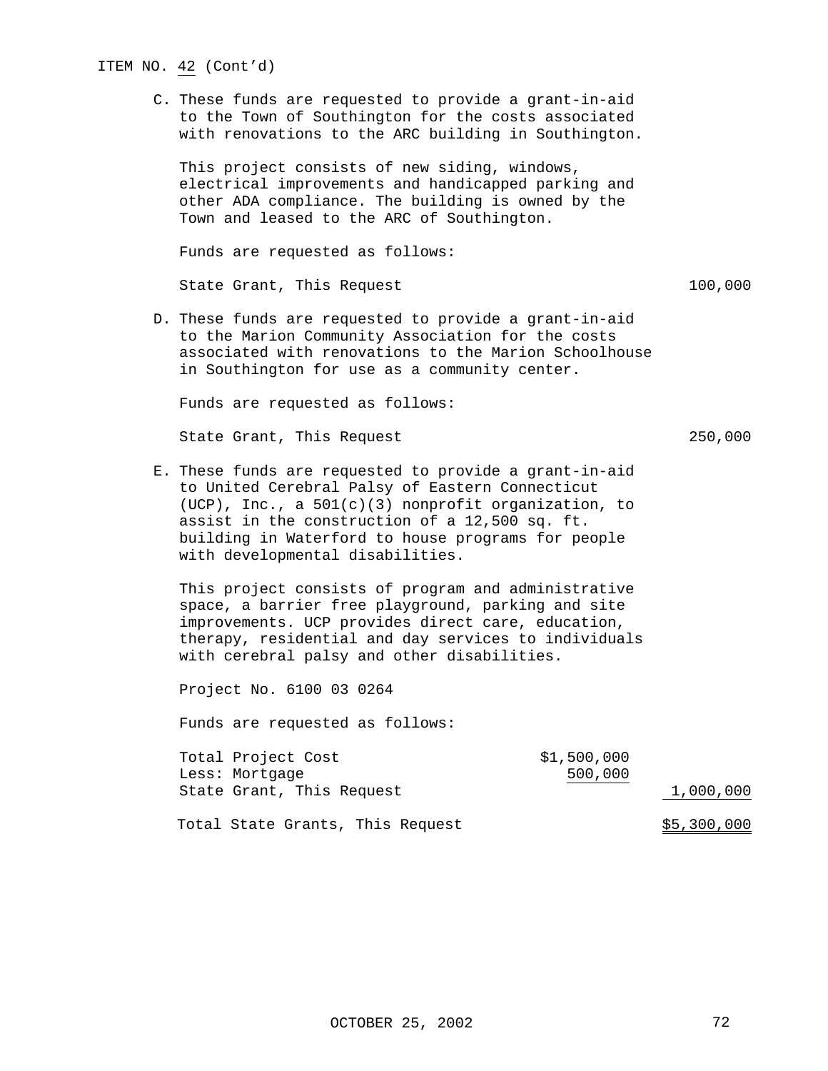ITEM NO. 42 (Cont'd)

C. These funds are requested to provide a grant-in-aid to the Town of Southington for the costs associated with renovations to the ARC building in Southington.

This project consists of new siding, windows, electrical improvements and handicapped parking and other ADA compliance. The building is owned by the Town and leased to the ARC of Southington.

Funds are requested as follows:

| | | |
|---|---|---|
| State Grant, This Request | | 100,000 |

D. These funds are requested to provide a grant-in-aid to the Marion Community Association for the costs associated with renovations to the Marion Schoolhouse in Southington for use as a community center.

Funds are requested as follows:

| | | |
|---|---|---|
| State Grant, This Request | | 250,000 |

E. These funds are requested to provide a grant-in-aid to United Cerebral Palsy of Eastern Connecticut (UCP), Inc., a 501(c)(3) nonprofit organization, to assist in the construction of a 12,500 sq. ft. building in Waterford to house programs for people with developmental disabilities.

This project consists of program and administrative space, a barrier free playground, parking and site improvements. UCP provides direct care, education, therapy, residential and day services to individuals with cerebral palsy and other disabilities.

Project No. 6100 03 0264

Funds are requested as follows:

| | | |
|---|---|---|
| Total Project Cost | $1,500,000 | |
| Less: Mortgage | 500,000 | |
| State Grant, This Request | | 1,000,000 |
| Total State Grants, This Request | | $5,300,000 |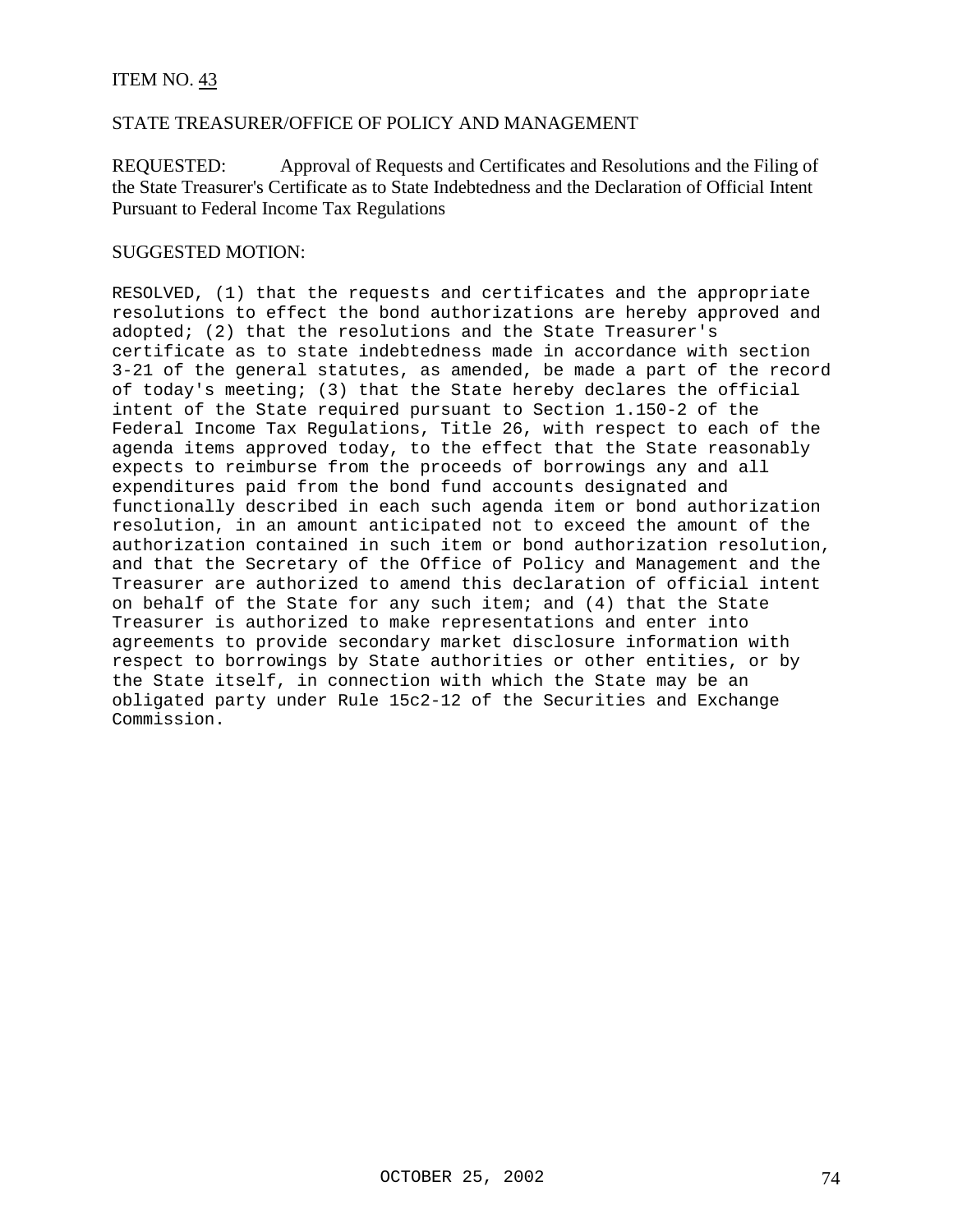ITEM NO. 43

STATE TREASURER/OFFICE OF POLICY AND MANAGEMENT

REQUESTED: Approval of Requests and Certificates and Resolutions and the Filing of the State Treasurer's Certificate as to State Indebtedness and the Declaration of Official Intent Pursuant to Federal Income Tax Regulations

SUGGESTED MOTION:

RESOLVED, (1) that the requests and certificates and the appropriate resolutions to effect the bond authorizations are hereby approved and adopted; (2) that the resolutions and the State Treasurer's certificate as to state indebtedness made in accordance with section 3-21 of the general statutes, as amended, be made a part of the record of today's meeting; (3) that the State hereby declares the official intent of the State required pursuant to Section 1.150-2 of the Federal Income Tax Regulations, Title 26, with respect to each of the agenda items approved today, to the effect that the State reasonably expects to reimburse from the proceeds of borrowings any and all expenditures paid from the bond fund accounts designated and functionally described in each such agenda item or bond authorization resolution, in an amount anticipated not to exceed the amount of the authorization contained in such item or bond authorization resolution, and that the Secretary of the Office of Policy and Management and the Treasurer are authorized to amend this declaration of official intent on behalf of the State for any such item; and (4) that the State Treasurer is authorized to make representations and enter into agreements to provide secondary market disclosure information with respect to borrowings by State authorities or other entities, or by the State itself, in connection with which the State may be an obligated party under Rule 15c2-12 of the Securities and Exchange Commission.